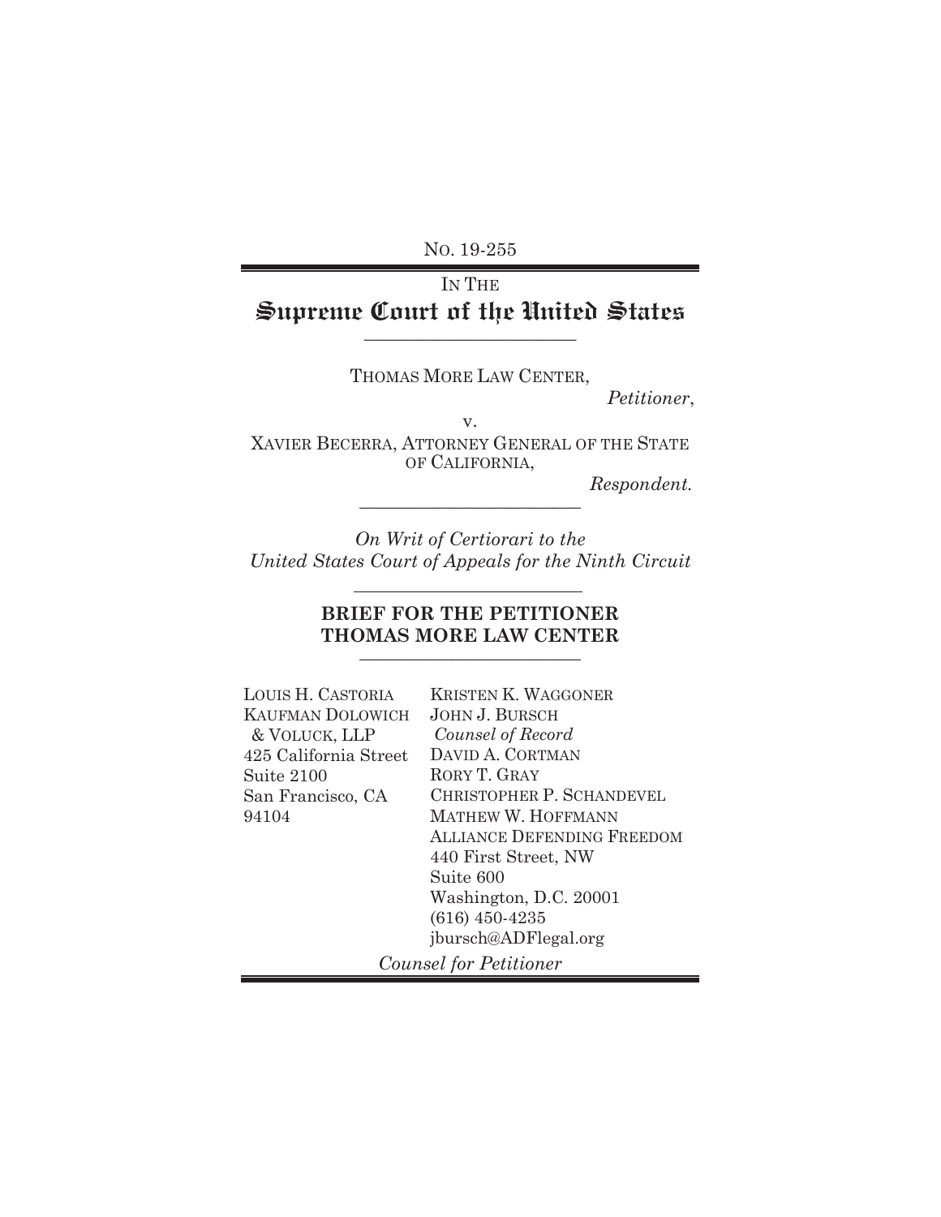No. 19-255

IN THE

# Supreme Court of the United States

---

THOMAS MORE LAW CENTER,

*Petitioner*,

v.

XAVIER BECERRA, ATTORNEY GENERAL OF THE STATE OF CALIFORNIA,

*Respondent.*

---

*On Writ of Certiorari to the United States Court of Appeals for the Ninth Circuit*

---

**BRIEF FOR THE PETITIONER THOMAS MORE LAW CENTER**

---

LOUIS H. CASTORIA
KAUFMAN DOLOWICH & VOLUCK, LLP
425 California Street
Suite 2100
San Francisco, CA 94104

KRISTEN K. WAGGONER
JOHN J. BURSCH
*Counsel of Record*
DAVID A. CORTMAN
RORY T. GRAY
CHRISTOPHER P. SCHANDEVEL
MATHEW W. HOFFMANN
ALLIANCE DEFENDING FREEDOM
440 First Street, NW
Suite 600
Washington, D.C. 20001
(616) 450-4235
jbursch@ADFlegal.org

*Counsel for Petitioner*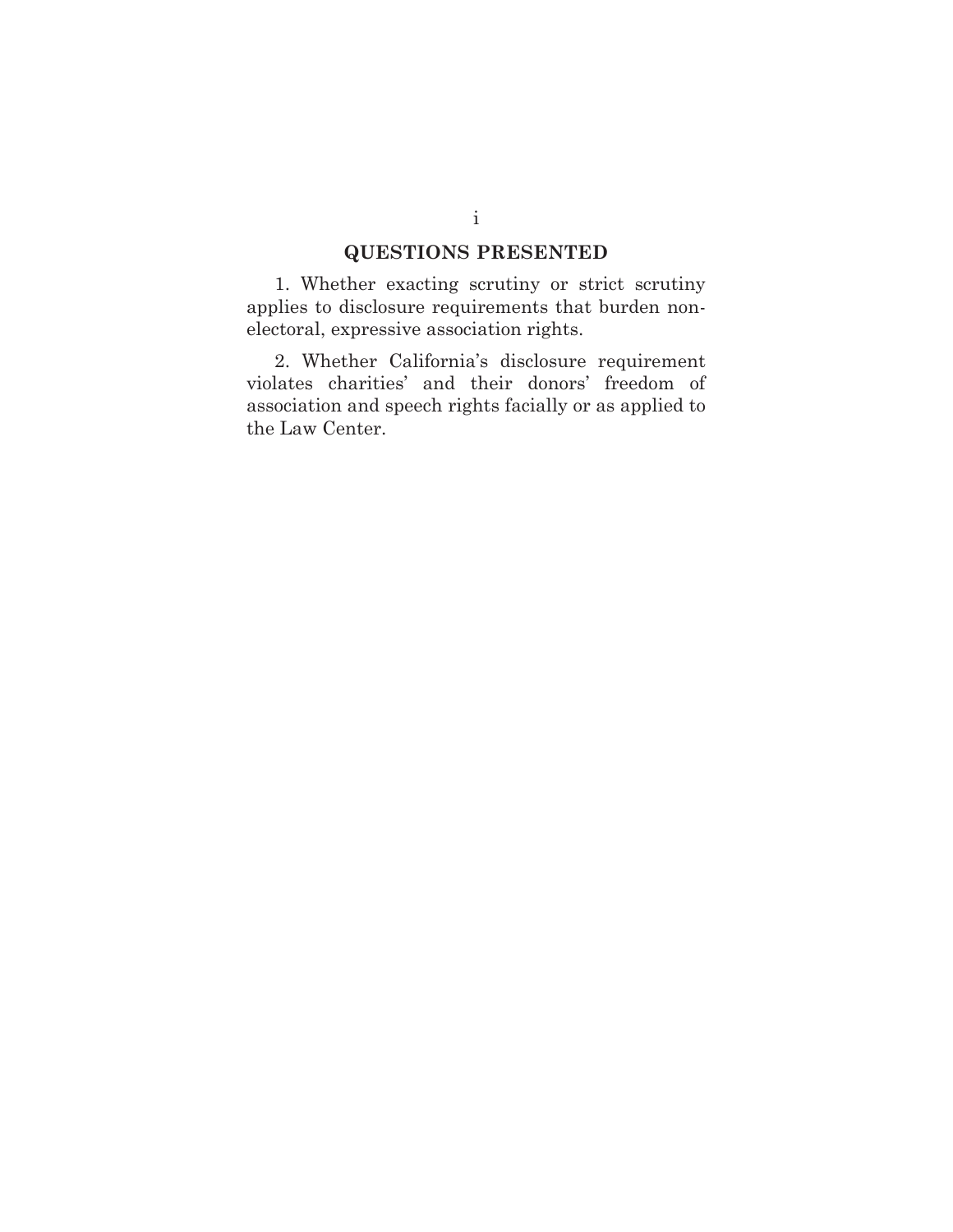## QUESTIONS PRESENTED

1. Whether exacting scrutiny or strict scrutiny applies to disclosure requirements that burden non-electoral, expressive association rights.

2. Whether California's disclosure requirement violates charities' and their donors' freedom of association and speech rights facially or as applied to the Law Center.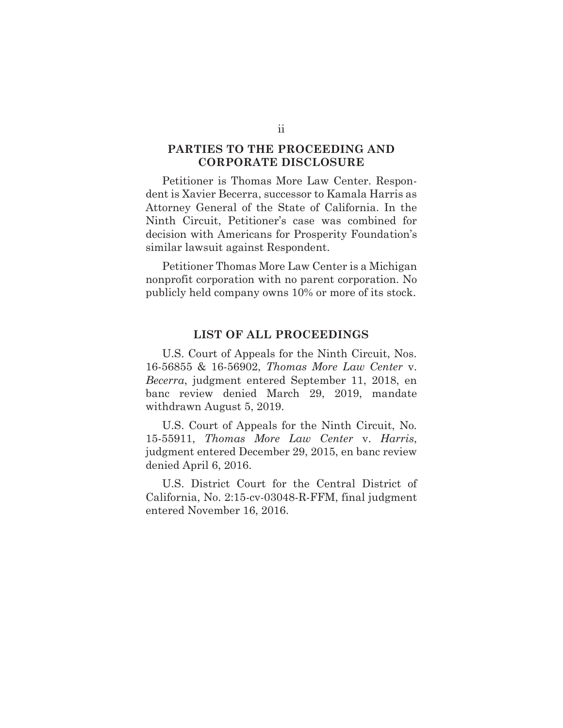## PARTIES TO THE PROCEEDING AND CORPORATE DISCLOSURE

Petitioner is Thomas More Law Center. Respondent is Xavier Becerra, successor to Kamala Harris as Attorney General of the State of California. In the Ninth Circuit, Petitioner's case was combined for decision with Americans for Prosperity Foundation's similar lawsuit against Respondent.

Petitioner Thomas More Law Center is a Michigan nonprofit corporation with no parent corporation. No publicly held company owns 10% or more of its stock.

## LIST OF ALL PROCEEDINGS

U.S. Court of Appeals for the Ninth Circuit, Nos. 16-56855 & 16-56902, *Thomas More Law Center* v. *Becerra*, judgment entered September 11, 2018, en banc review denied March 29, 2019, mandate withdrawn August 5, 2019.

U.S. Court of Appeals for the Ninth Circuit, No. 15-55911, *Thomas More Law Center* v. *Harris*, judgment entered December 29, 2015, en banc review denied April 6, 2016.

U.S. District Court for the Central District of California, No. 2:15-cv-03048-R-FFM, final judgment entered November 16, 2016.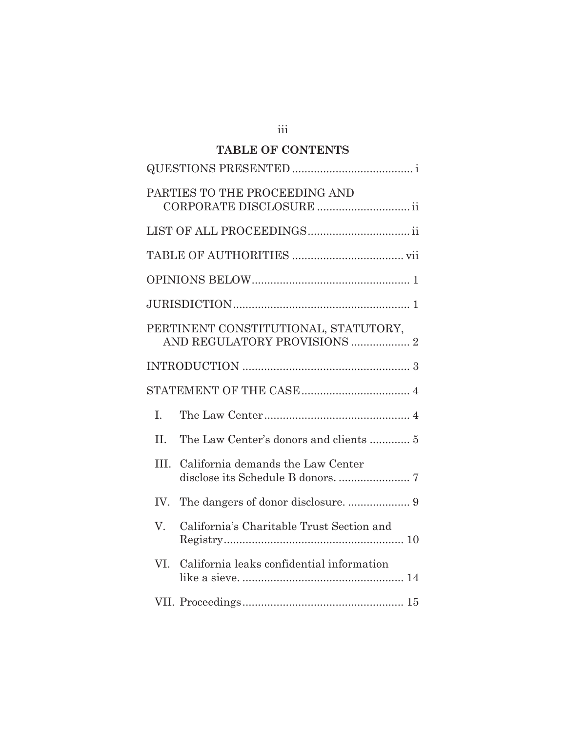## TABLE OF CONTENTS

QUESTIONS PRESENTED ....................................... i

PARTIES TO THE PROCEEDING AND CORPORATE DISCLOSURE ............................. ii

LIST OF ALL PROCEEDINGS................................ ii

TABLE OF AUTHORITIES .................................... vii

OPINIONS BELOW................................................... 1

JURISDICTION......................................................... 1

PERTINENT CONSTITUTIONAL, STATUTORY, AND REGULATORY PROVISIONS .................. 2

INTRODUCTION ...................................................... 3

STATEMENT OF THE CASE................................... 4

I. The Law Center............................................... 4

II. The Law Center's donors and clients ............. 5

III. California demands the Law Center disclose its Schedule B donors. ....................... 7

IV. The dangers of donor disclosure. .................... 9

V. California's Charitable Trust Section and Registry.......................................................... 10

VI. California leaks confidential information like a sieve. .................................................... 14

VII. Proceedings.................................................... 15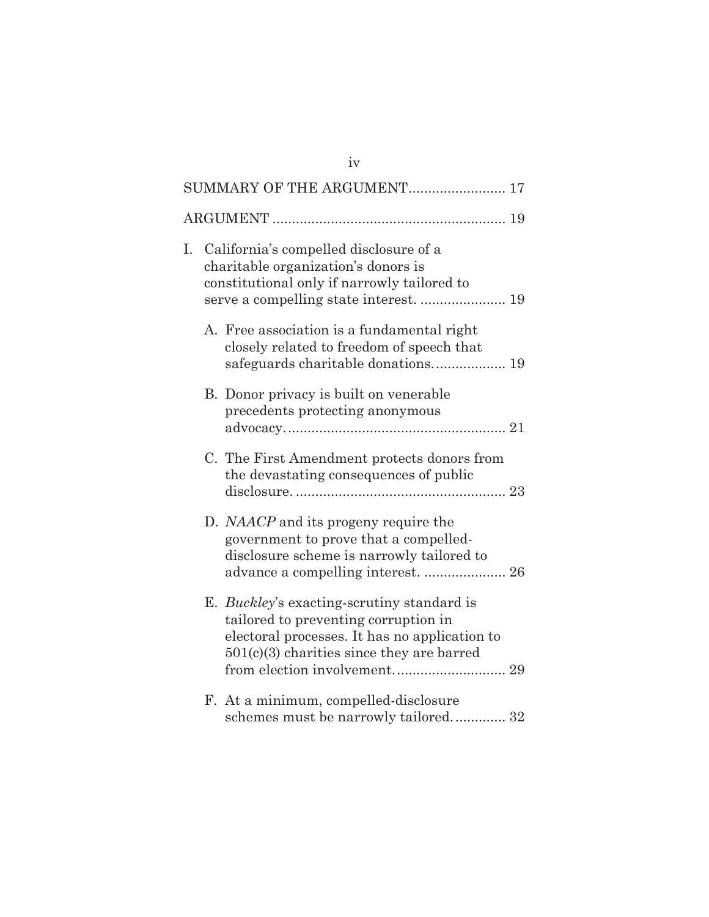SUMMARY OF THE ARGUMENT........................ 17

ARGUMENT .......................................................... 19

I. California's compelled disclosure of a charitable organization's donors is constitutional only if narrowly tailored to serve a compelling state interest. ..................... 19

   A. Free association is a fundamental right closely related to freedom of speech that safeguards charitable donations.................. 19

   B. Donor privacy is built on venerable precedents protecting anonymous advocacy....................................................... 21

   C. The First Amendment protects donors from the devastating consequences of public disclosure. ..................................................... 23

   D. *NAACP* and its progeny require the government to prove that a compelled-disclosure scheme is narrowly tailored to advance a compelling interest. .................... 26

   E. *Buckley*'s exacting-scrutiny standard is tailored to preventing corruption in electoral processes. It has no application to 501(c)(3) charities since they are barred from election involvement............................ 29

   F. At a minimum, compelled-disclosure schemes must be narrowly tailored............. 32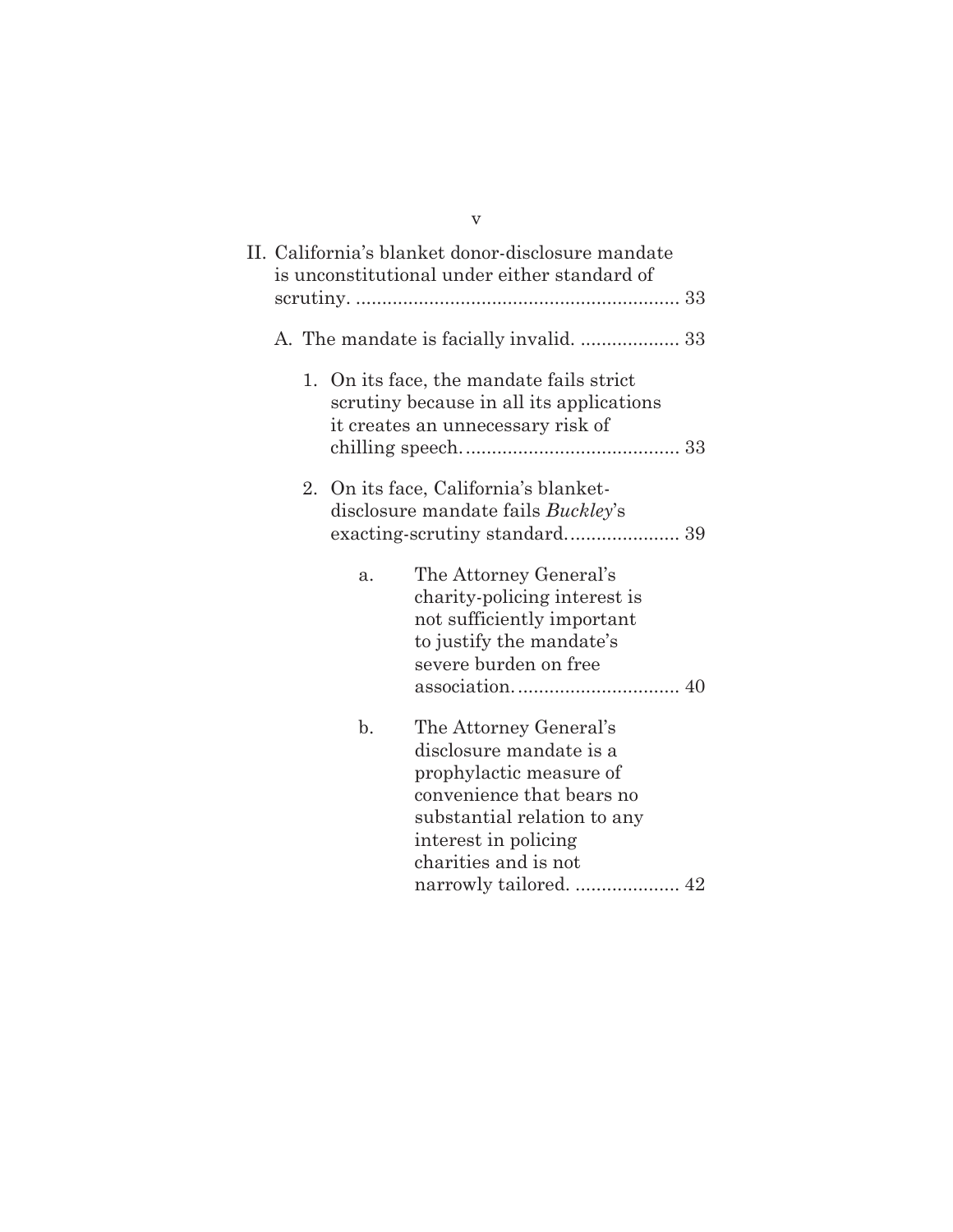II. California's blanket donor-disclosure mandate is unconstitutional under either standard of scrutiny. .............................................................. 33

   A. The mandate is facially invalid. ................... 33

      1. On its face, the mandate fails strict scrutiny because in all its applications it creates an unnecessary risk of chilling speech. ......................................... 33

      2. On its face, California's blanket-disclosure mandate fails *Buckley*'s exacting-scrutiny standard. ..................... 39

         a. The Attorney General's charity-policing interest is not sufficiently important to justify the mandate's severe burden on free association. ............................... 40

         b. The Attorney General's disclosure mandate is a prophylactic measure of convenience that bears no substantial relation to any interest in policing charities and is not narrowly tailored. .................... 42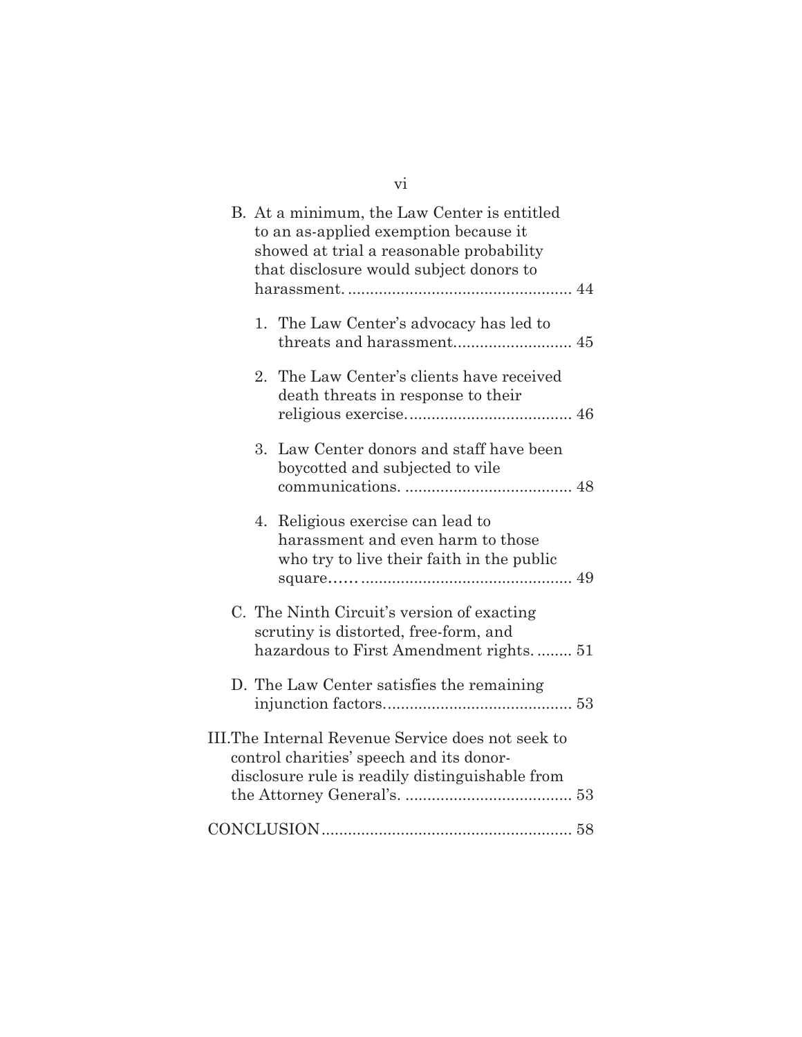B. At a minimum, the Law Center is entitled to an as-applied exemption because it showed at trial a reasonable probability that disclosure would subject donors to harassment. .................................................. 44

1. The Law Center's advocacy has led to threats and harassment.......................... 45

2. The Law Center's clients have received death threats in response to their religious exercise...................................... 46

3. Law Center donors and staff have been boycotted and subjected to vile communications. ...................................... 48

4. Religious exercise can lead to harassment and even harm to those who try to live their faith in the public square……............................................... 49

C. The Ninth Circuit's version of exacting scrutiny is distorted, free-form, and hazardous to First Amendment rights. ........ 51

D. The Law Center satisfies the remaining injunction factors.......................................... 53

III. The Internal Revenue Service does not seek to control charities' speech and its donor-disclosure rule is readily distinguishable from the Attorney General's. ...................................... 53

CONCLUSION........................................................ 58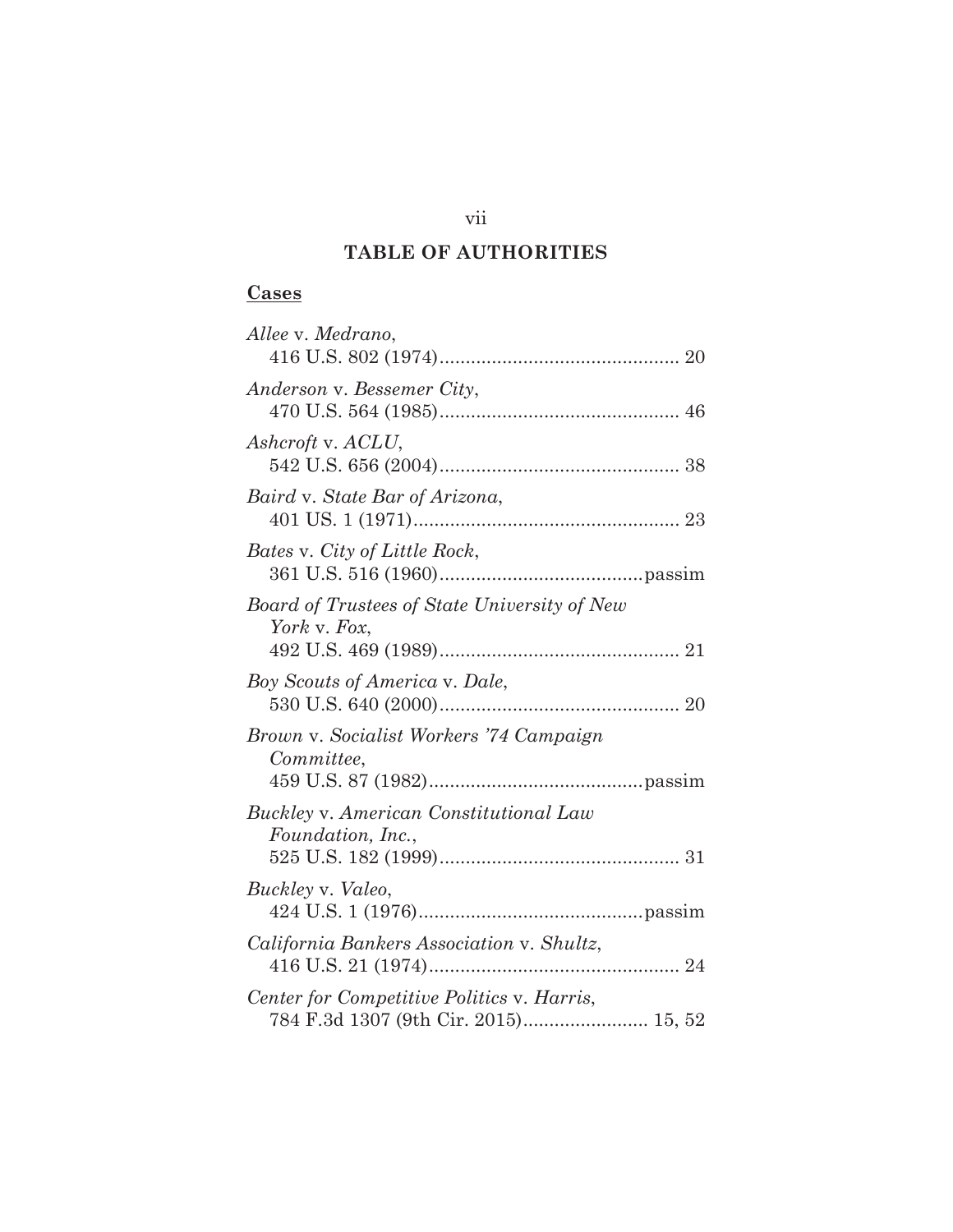## TABLE OF AUTHORITIES

### Cases

*Allee* v. *Medrano*,
416 U.S. 802 (1974)............................................. 20

*Anderson* v. *Bessemer City*,
470 U.S. 564 (1985)............................................. 46

*Ashcroft* v. *ACLU*,
542 U.S. 656 (2004)............................................. 38

*Baird* v. *State Bar of Arizona*,
401 US. 1 (1971).................................................. 23

*Bates* v. *City of Little Rock*,
361 U.S. 516 (1960).......................................passim

*Board of Trustees of State University of New York* v. *Fox*,
492 U.S. 469 (1989)............................................. 21

*Boy Scouts of America* v. *Dale*,
530 U.S. 640 (2000)............................................. 20

*Brown* v. *Socialist Workers '74 Campaign Committee*,
459 U.S. 87 (1982)........................................passim

*Buckley* v. *American Constitutional Law Foundation, Inc.*,
525 U.S. 182 (1999)............................................. 31

*Buckley* v. *Valeo*,
424 U.S. 1 (1976)..........................................passim

*California Bankers Association* v. *Shultz*,
416 U.S. 21 (1974)............................................... 24

*Center for Competitive Politics* v. *Harris*,
784 F.3d 1307 (9th Cir. 2015)........................ 15, 52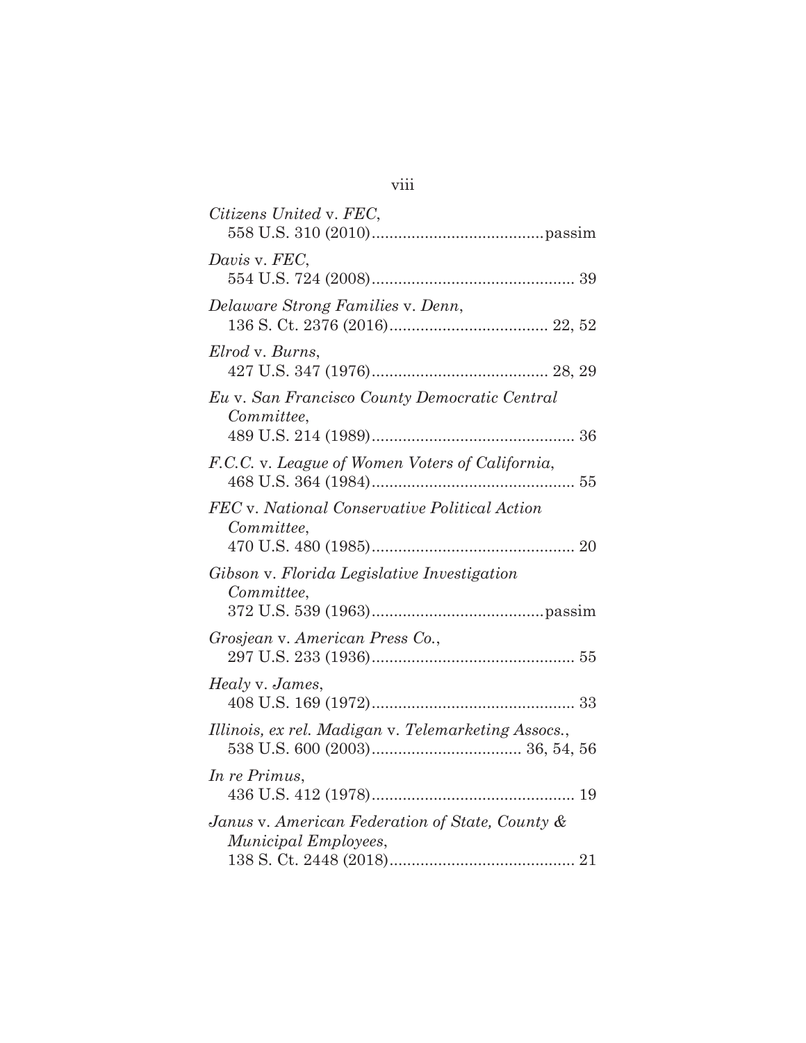*Citizens United* v. *FEC*,
558 U.S. 310 (2010)......................................passim

*Davis* v. *FEC*,
554 U.S. 724 (2008)............................................. 39

*Delaware Strong Families* v. *Denn*,
136 S. Ct. 2376 (2016)................................... 22, 52

*Elrod* v. *Burns*,
427 U.S. 347 (1976)....................................... 28, 29

*Eu* v. *San Francisco County Democratic Central Committee*,
489 U.S. 214 (1989)............................................. 36

*F.C.C.* v. *League of Women Voters of California*,
468 U.S. 364 (1984)............................................. 55

*FEC* v. *National Conservative Political Action Committee*,
470 U.S. 480 (1985)............................................. 20

*Gibson* v. *Florida Legislative Investigation Committee*,
372 U.S. 539 (1963)......................................passim

*Grosjean* v. *American Press Co.*,
297 U.S. 233 (1936)............................................. 55

*Healy* v. *James*,
408 U.S. 169 (1972)............................................. 33

*Illinois, ex rel. Madigan* v. *Telemarketing Assocs.*,
538 U.S. 600 (2003)................................. 36, 54, 56

*In re Primus*,
436 U.S. 412 (1978)............................................. 19

*Janus* v. *American Federation of State, County & Municipal Employees*,
138 S. Ct. 2448 (2018).......................................... 21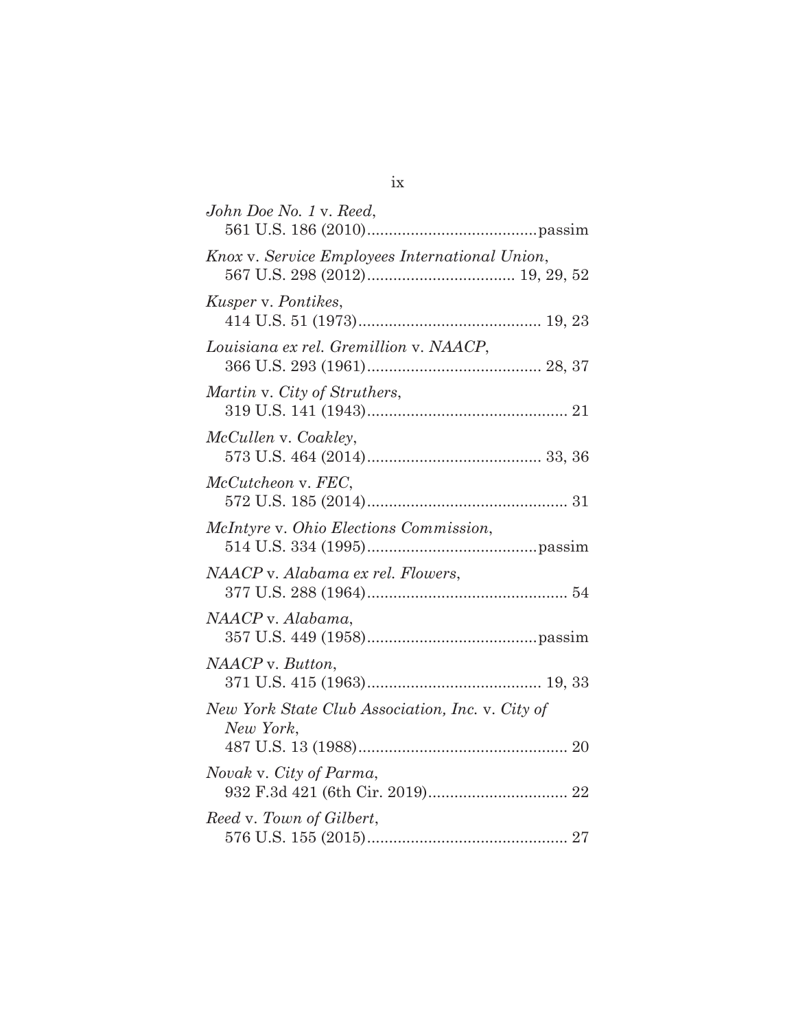*John Doe No. 1* v. *Reed*,
561 U.S. 186 (2010)......................................passim

*Knox* v. *Service Employees International Union*,
567 U.S. 298 (2012).................................. 19, 29, 52

*Kusper* v. *Pontikes*,
414 U.S. 51 (1973).......................................... 19, 23

*Louisiana ex rel. Gremillion* v. *NAACP*,
366 U.S. 293 (1961)........................................ 28, 37

*Martin* v. *City of Struthers*,
319 U.S. 141 (1943).............................................. 21

*McCullen* v. *Coakley*,
573 U.S. 464 (2014)........................................ 33, 36

*McCutcheon* v. *FEC*,
572 U.S. 185 (2014).............................................. 31

*McIntyre* v. *Ohio Elections Commission*,
514 U.S. 334 (1995)......................................passim

*NAACP* v. *Alabama ex rel. Flowers*,
377 U.S. 288 (1964).............................................. 54

*NAACP* v. *Alabama*,
357 U.S. 449 (1958)......................................passim

*NAACP* v. *Button*,
371 U.S. 415 (1963)........................................ 19, 33

*New York State Club Association, Inc.* v. *City of New York*,
487 U.S. 13 (1988)................................................ 20

*Novak* v. *City of Parma*,
932 F.3d 421 (6th Cir. 2019)................................ 22

*Reed* v. *Town of Gilbert*,
576 U.S. 155 (2015).............................................. 27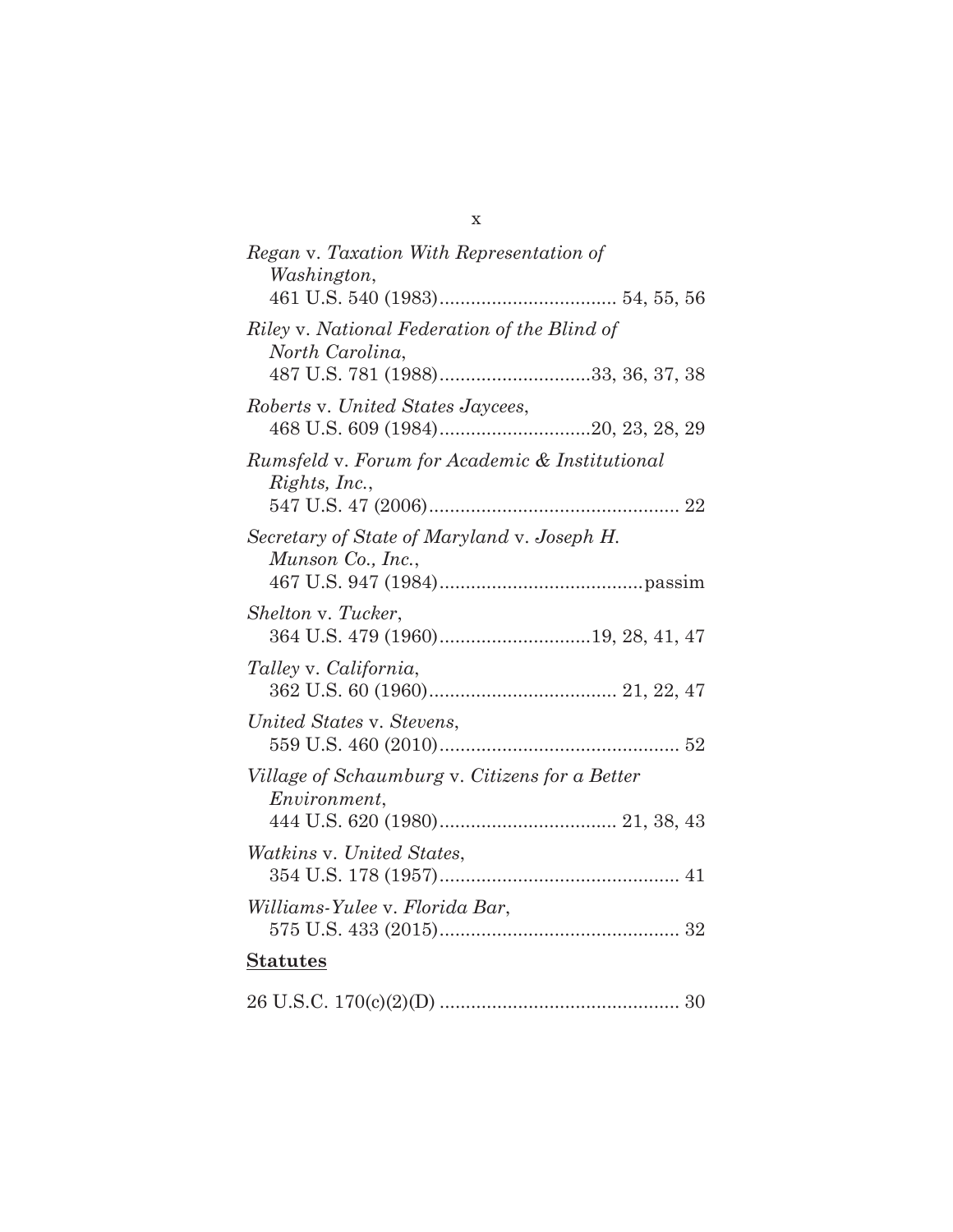*Regan* v. *Taxation With Representation of Washington*, 461 U.S. 540 (1983) .................................. 54, 55, 56

*Riley* v. *National Federation of the Blind of North Carolina*, 487 U.S. 781 (1988) ............................33, 36, 37, 38

*Roberts* v. *United States Jaycees*, 468 U.S. 609 (1984) ............................20, 23, 28, 29

*Rumsfeld* v. *Forum for Academic & Institutional Rights, Inc.*, 547 U.S. 47 (2006) ................................................ 22

*Secretary of State of Maryland* v. *Joseph H. Munson Co., Inc.*, 467 U.S. 947 (1984) ......................................passim

*Shelton* v. *Tucker*, 364 U.S. 479 (1960) ............................19, 28, 41, 47

*Talley* v. *California*, 362 U.S. 60 (1960) .................................... 21, 22, 47

*United States* v. *Stevens*, 559 U.S. 460 (2010) .............................................. 52

*Village of Schaumburg* v. *Citizens for a Better Environment*, 444 U.S. 620 (1980) .................................. 21, 38, 43

*Watkins* v. *United States*, 354 U.S. 178 (1957) .............................................. 41

*Williams-Yulee* v. *Florida Bar*, 575 U.S. 433 (2015) .............................................. 32

**Statutes**

26 U.S.C. 170(c)(2)(D) .............................................. 30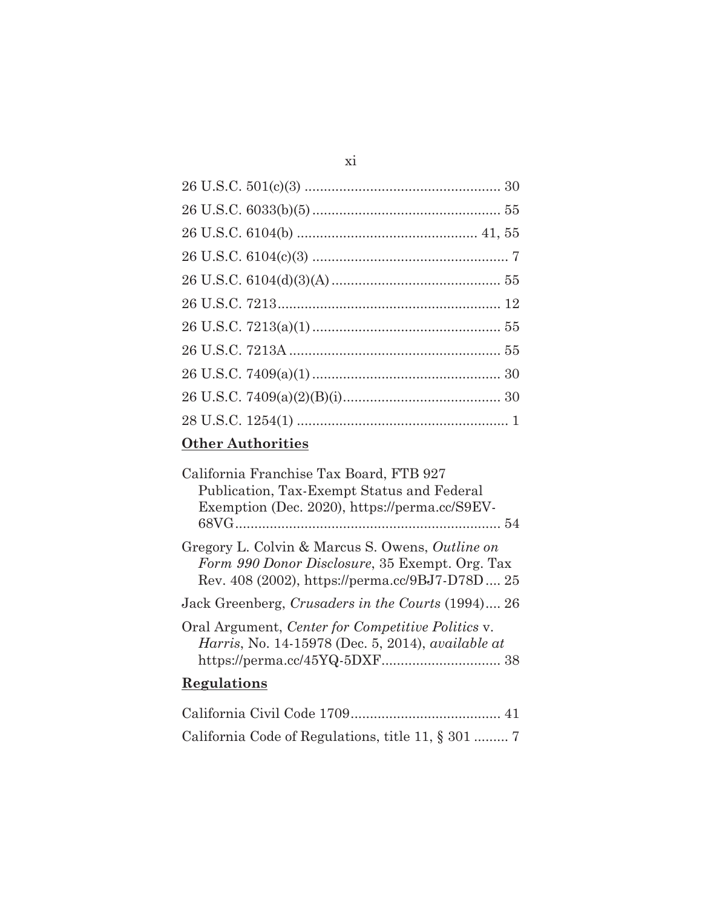26 U.S.C. 501(c)(3) .................................................. 30

26 U.S.C. 6033(b)(5) ................................................ 55

26 U.S.C. 6104(b) ............................................. 41, 55

26 U.S.C. 6104(c)(3) .................................................. 7

26 U.S.C. 6104(d)(3)(A) ........................................... 55

26 U.S.C. 7213 .......................................................... 12

26 U.S.C. 7213(a)(1) ................................................ 55

26 U.S.C. 7213A ....................................................... 55

26 U.S.C. 7409(a)(1) ................................................ 30

26 U.S.C. 7409(a)(2)(B)(i) ......................................... 30

28 U.S.C. 1254(1) ....................................................... 1

**Other Authorities**

California Franchise Tax Board, FTB 927 Publication, Tax-Exempt Status and Federal Exemption (Dec. 2020), https://perma.cc/S9EV-68VG ..................................................................... 54

Gregory L. Colvin & Marcus S. Owens, *Outline on Form 990 Donor Disclosure*, 35 Exempt. Org. Tax Rev. 408 (2002), https://perma.cc/9BJ7-D78D .... 25

Jack Greenberg, *Crusaders in the Courts* (1994).... 26

Oral Argument, *Center for Competitive Politics* v. *Harris*, No. 14-15978 (Dec. 5, 2014), *available at* https://perma.cc/45YQ-5DXF ............................... 38

**Regulations**

California Civil Code 1709 ....................................... 41

California Code of Regulations, title 11, § 301 ......... 7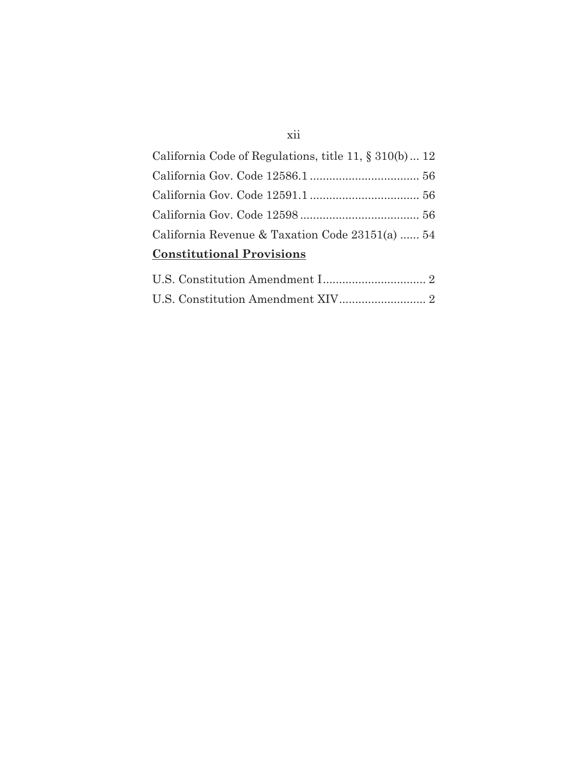California Code of Regulations, title 11, § 310(b) ... 12

California Gov. Code 12586.1 .................................. 56

California Gov. Code 12591.1 .................................. 56

California Gov. Code 12598 ..................................... 56

California Revenue & Taxation Code 23151(a) ...... 54

**<u>Constitutional Provisions</u>**

U.S. Constitution Amendment I ................................ 2

U.S. Constitution Amendment XIV ........................... 2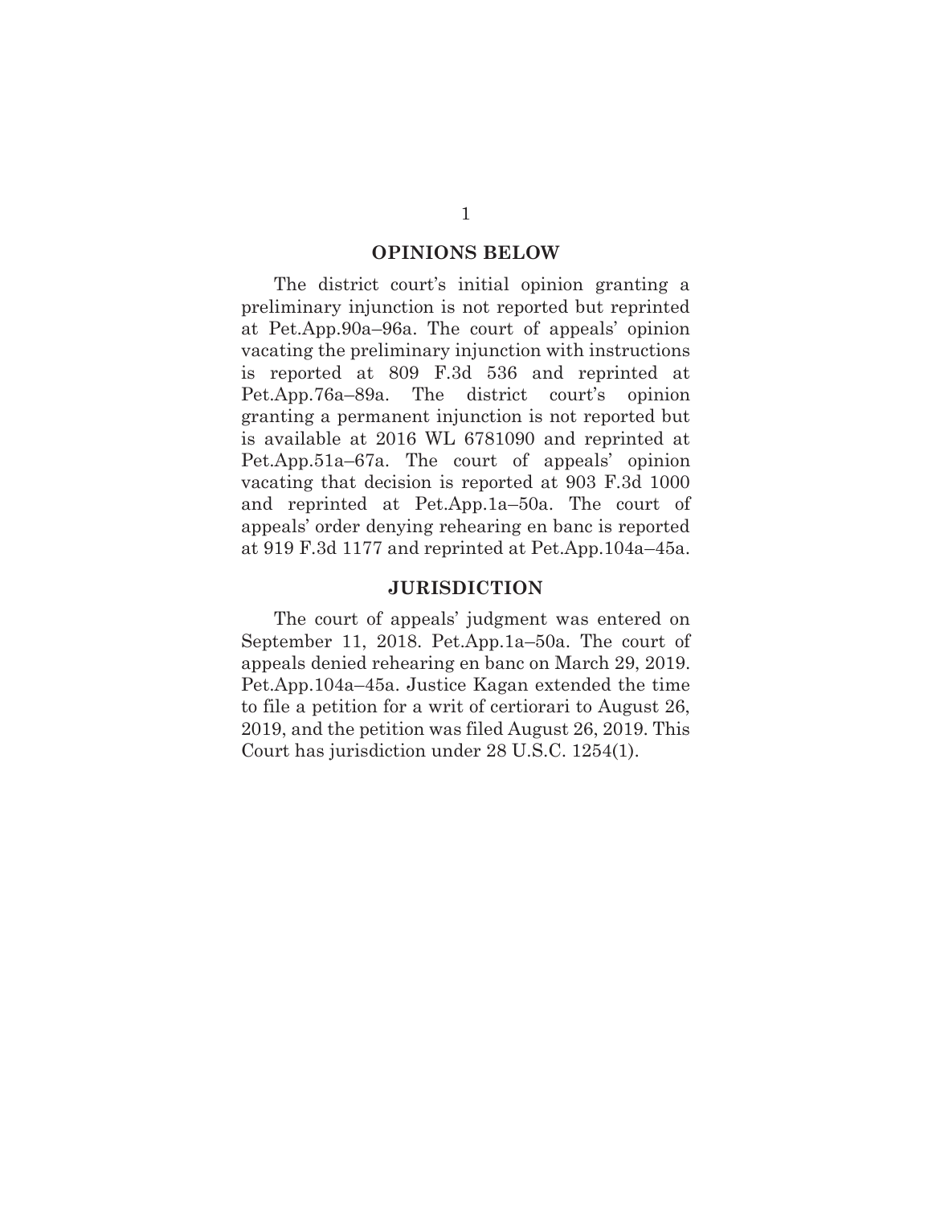## OPINIONS BELOW

The district court's initial opinion granting a preliminary injunction is not reported but reprinted at Pet.App.90a–96a. The court of appeals' opinion vacating the preliminary injunction with instructions is reported at 809 F.3d 536 and reprinted at Pet.App.76a–89a. The district court's opinion granting a permanent injunction is not reported but is available at 2016 WL 6781090 and reprinted at Pet.App.51a–67a. The court of appeals' opinion vacating that decision is reported at 903 F.3d 1000 and reprinted at Pet.App.1a–50a. The court of appeals' order denying rehearing en banc is reported at 919 F.3d 1177 and reprinted at Pet.App.104a–45a.

## JURISDICTION

The court of appeals' judgment was entered on September 11, 2018. Pet.App.1a–50a. The court of appeals denied rehearing en banc on March 29, 2019. Pet.App.104a–45a. Justice Kagan extended the time to file a petition for a writ of certiorari to August 26, 2019, and the petition was filed August 26, 2019. This Court has jurisdiction under 28 U.S.C. 1254(1).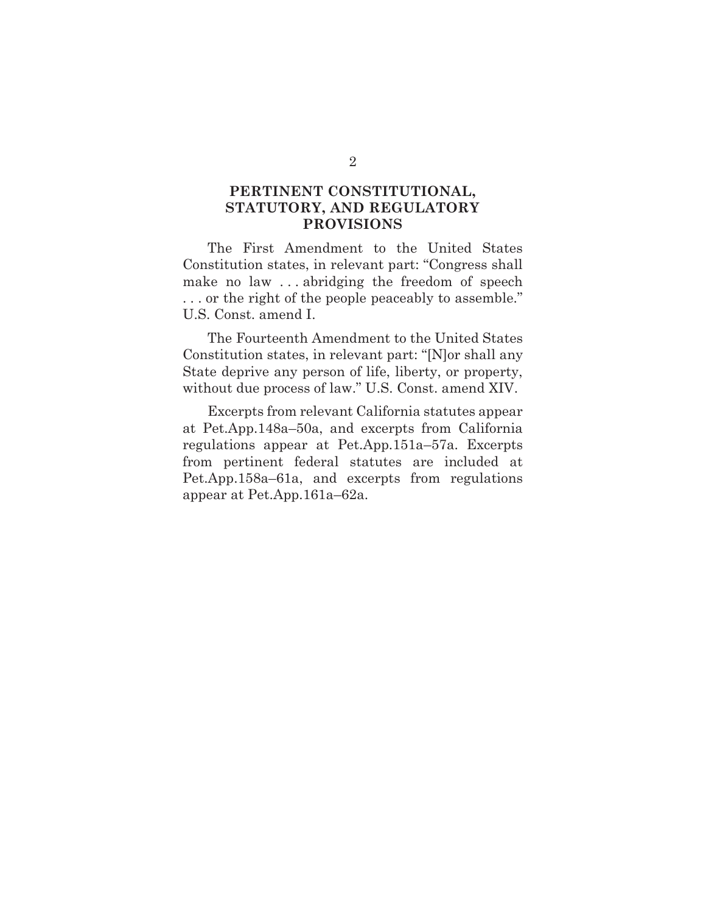## PERTINENT CONSTITUTIONAL, STATUTORY, AND REGULATORY PROVISIONS

The First Amendment to the United States Constitution states, in relevant part: "Congress shall make no law . . . abridging the freedom of speech . . . or the right of the people peaceably to assemble." U.S. Const. amend I.

The Fourteenth Amendment to the United States Constitution states, in relevant part: "[N]or shall any State deprive any person of life, liberty, or property, without due process of law." U.S. Const. amend XIV.

Excerpts from relevant California statutes appear at Pet.App.148a–50a, and excerpts from California regulations appear at Pet.App.151a–57a. Excerpts from pertinent federal statutes are included at Pet.App.158a–61a, and excerpts from regulations appear at Pet.App.161a–62a.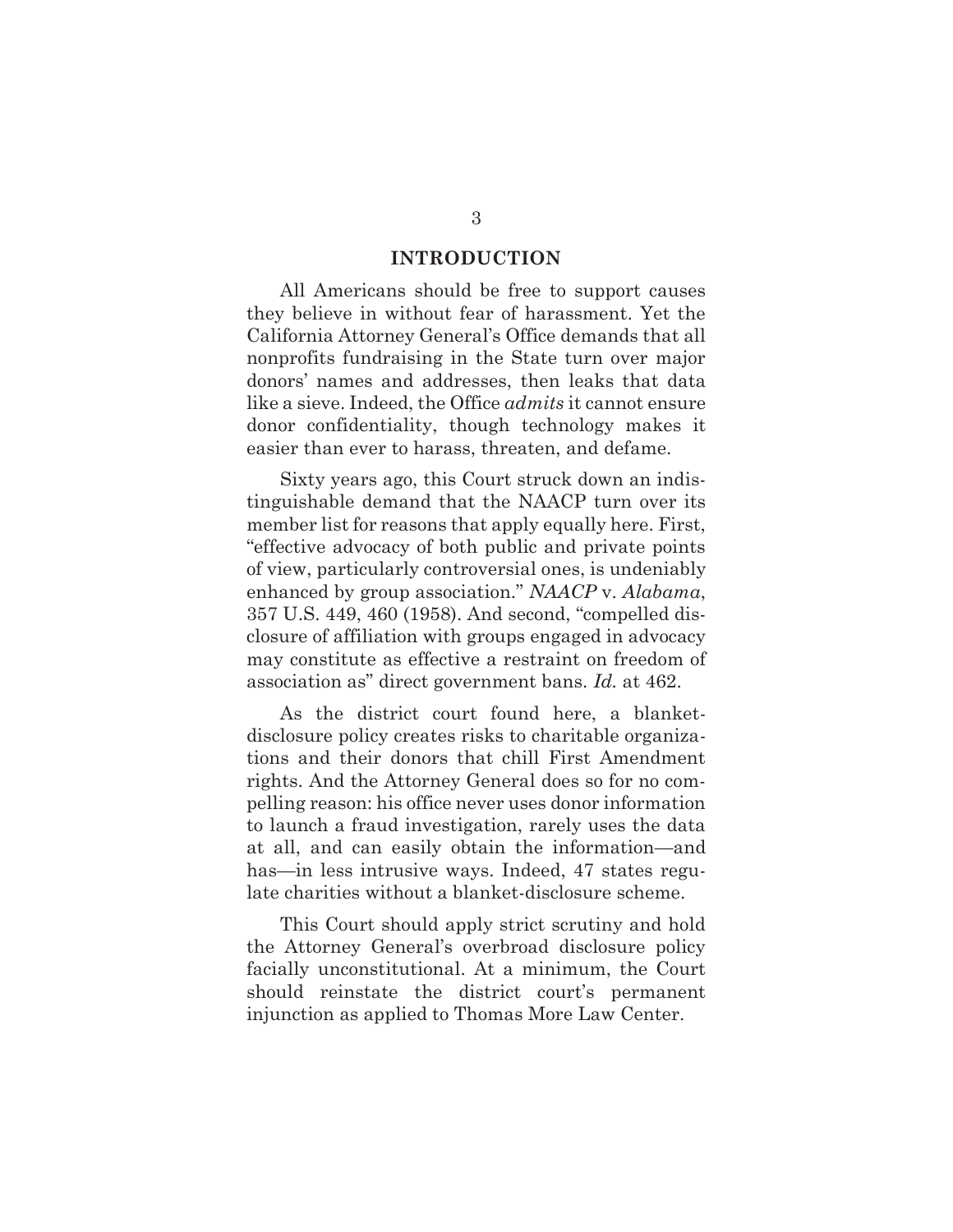# INTRODUCTION

All Americans should be free to support causes they believe in without fear of harassment. Yet the California Attorney General's Office demands that all nonprofits fundraising in the State turn over major donors' names and addresses, then leaks that data like a sieve. Indeed, the Office *admits* it cannot ensure donor confidentiality, though technology makes it easier than ever to harass, threaten, and defame.

Sixty years ago, this Court struck down an indistinguishable demand that the NAACP turn over its member list for reasons that apply equally here. First, "effective advocacy of both public and private points of view, particularly controversial ones, is undeniably enhanced by group association." *NAACP* v. *Alabama*, 357 U.S. 449, 460 (1958). And second, "compelled disclosure of affiliation with groups engaged in advocacy may constitute as effective a restraint on freedom of association as" direct government bans. *Id.* at 462.

As the district court found here, a blanket-disclosure policy creates risks to charitable organizations and their donors that chill First Amendment rights. And the Attorney General does so for no compelling reason: his office never uses donor information to launch a fraud investigation, rarely uses the data at all, and can easily obtain the information—and has—in less intrusive ways. Indeed, 47 states regulate charities without a blanket-disclosure scheme.

This Court should apply strict scrutiny and hold the Attorney General's overbroad disclosure policy facially unconstitutional. At a minimum, the Court should reinstate the district court's permanent injunction as applied to Thomas More Law Center.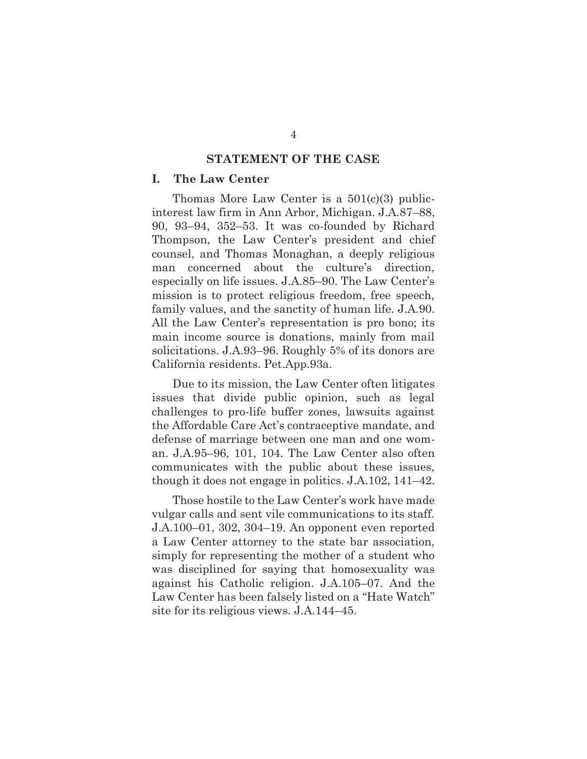## STATEMENT OF THE CASE

### I. The Law Center

Thomas More Law Center is a 501(c)(3) public-interest law firm in Ann Arbor, Michigan. J.A.87–88, 90, 93–94, 352–53. It was co-founded by Richard Thompson, the Law Center's president and chief counsel, and Thomas Monaghan, a deeply religious man concerned about the culture's direction, especially on life issues. J.A.85–90. The Law Center's mission is to protect religious freedom, free speech, family values, and the sanctity of human life. J.A.90. All the Law Center's representation is pro bono; its main income source is donations, mainly from mail solicitations. J.A.93–96. Roughly 5% of its donors are California residents. Pet.App.93a.

Due to its mission, the Law Center often litigates issues that divide public opinion, such as legal challenges to pro-life buffer zones, lawsuits against the Affordable Care Act's contraceptive mandate, and defense of marriage between one man and one woman. J.A.95–96, 101, 104. The Law Center also often communicates with the public about these issues, though it does not engage in politics. J.A.102, 141–42.

Those hostile to the Law Center's work have made vulgar calls and sent vile communications to its staff. J.A.100–01, 302, 304–19. An opponent even reported a Law Center attorney to the state bar association, simply for representing the mother of a student who was disciplined for saying that homosexuality was against his Catholic religion. J.A.105–07. And the Law Center has been falsely listed on a "Hate Watch" site for its religious views. J.A.144–45.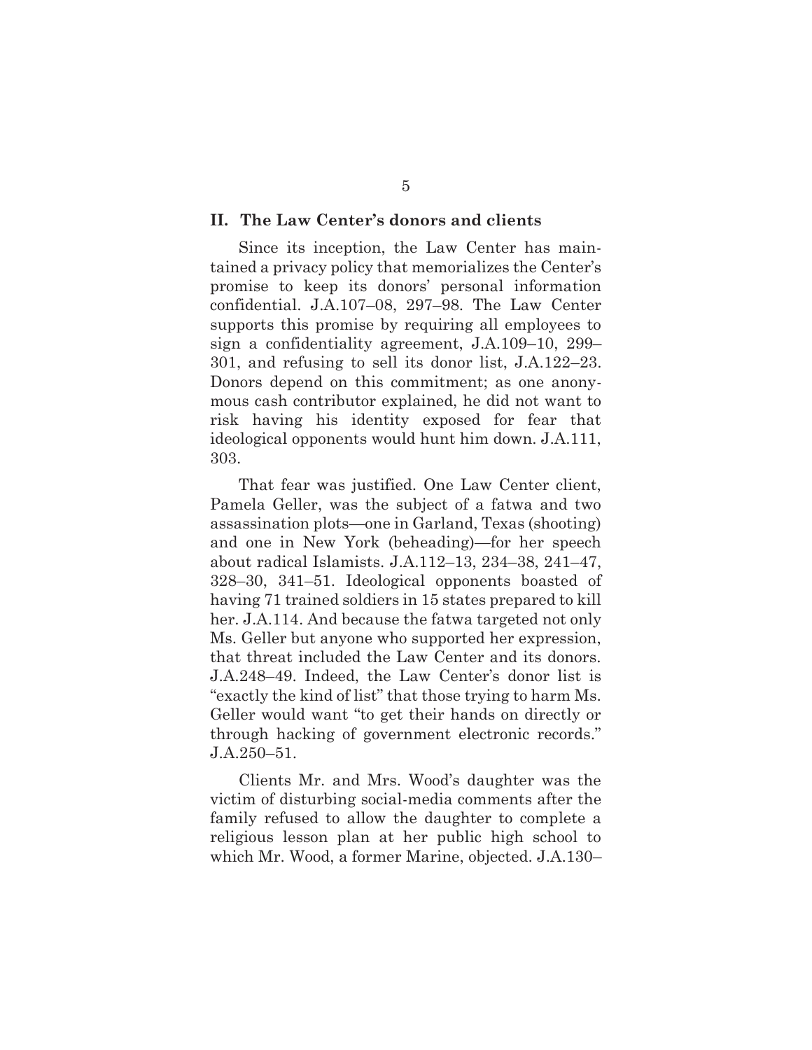## II. The Law Center's donors and clients

Since its inception, the Law Center has maintained a privacy policy that memorializes the Center's promise to keep its donors' personal information confidential. J.A.107–08, 297–98. The Law Center supports this promise by requiring all employees to sign a confidentiality agreement, J.A.109–10, 299–301, and refusing to sell its donor list, J.A.122–23. Donors depend on this commitment; as one anonymous cash contributor explained, he did not want to risk having his identity exposed for fear that ideological opponents would hunt him down. J.A.111, 303.

That fear was justified. One Law Center client, Pamela Geller, was the subject of a fatwa and two assassination plots—one in Garland, Texas (shooting) and one in New York (beheading)—for her speech about radical Islamists. J.A.112–13, 234–38, 241–47, 328–30, 341–51. Ideological opponents boasted of having 71 trained soldiers in 15 states prepared to kill her. J.A.114. And because the fatwa targeted not only Ms. Geller but anyone who supported her expression, that threat included the Law Center and its donors. J.A.248–49. Indeed, the Law Center's donor list is "exactly the kind of list" that those trying to harm Ms. Geller would want "to get their hands on directly or through hacking of government electronic records." J.A.250–51.

Clients Mr. and Mrs. Wood's daughter was the victim of disturbing social-media comments after the family refused to allow the daughter to complete a religious lesson plan at her public high school to which Mr. Wood, a former Marine, objected. J.A.130–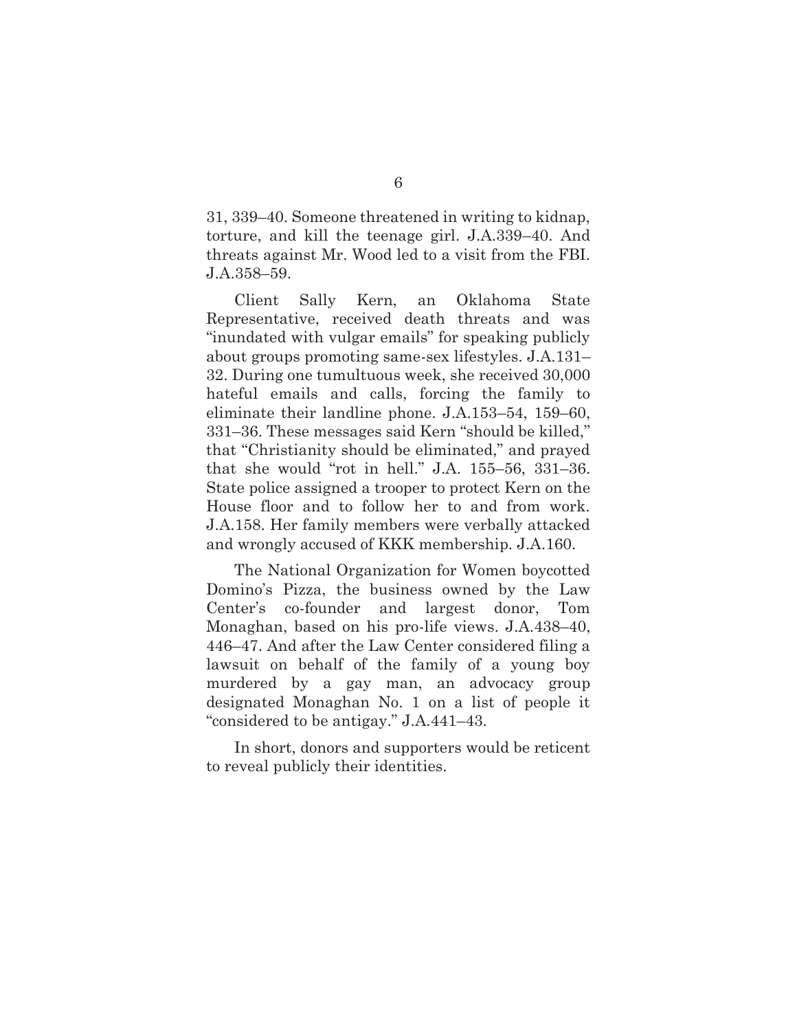31, 339–40. Someone threatened in writing to kidnap, torture, and kill the teenage girl. J.A.339–40. And threats against Mr. Wood led to a visit from the FBI. J.A.358–59.

Client Sally Kern, an Oklahoma State Representative, received death threats and was "inundated with vulgar emails" for speaking publicly about groups promoting same-sex lifestyles. J.A.131–32. During one tumultuous week, she received 30,000 hateful emails and calls, forcing the family to eliminate their landline phone. J.A.153–54, 159–60, 331–36. These messages said Kern "should be killed," that "Christianity should be eliminated," and prayed that she would "rot in hell." J.A. 155–56, 331–36. State police assigned a trooper to protect Kern on the House floor and to follow her to and from work. J.A.158. Her family members were verbally attacked and wrongly accused of KKK membership. J.A.160.

The National Organization for Women boycotted Domino's Pizza, the business owned by the Law Center's co-founder and largest donor, Tom Monaghan, based on his pro-life views. J.A.438–40, 446–47. And after the Law Center considered filing a lawsuit on behalf of the family of a young boy murdered by a gay man, an advocacy group designated Monaghan No. 1 on a list of people it "considered to be antigay." J.A.441–43.

In short, donors and supporters would be reticent to reveal publicly their identities.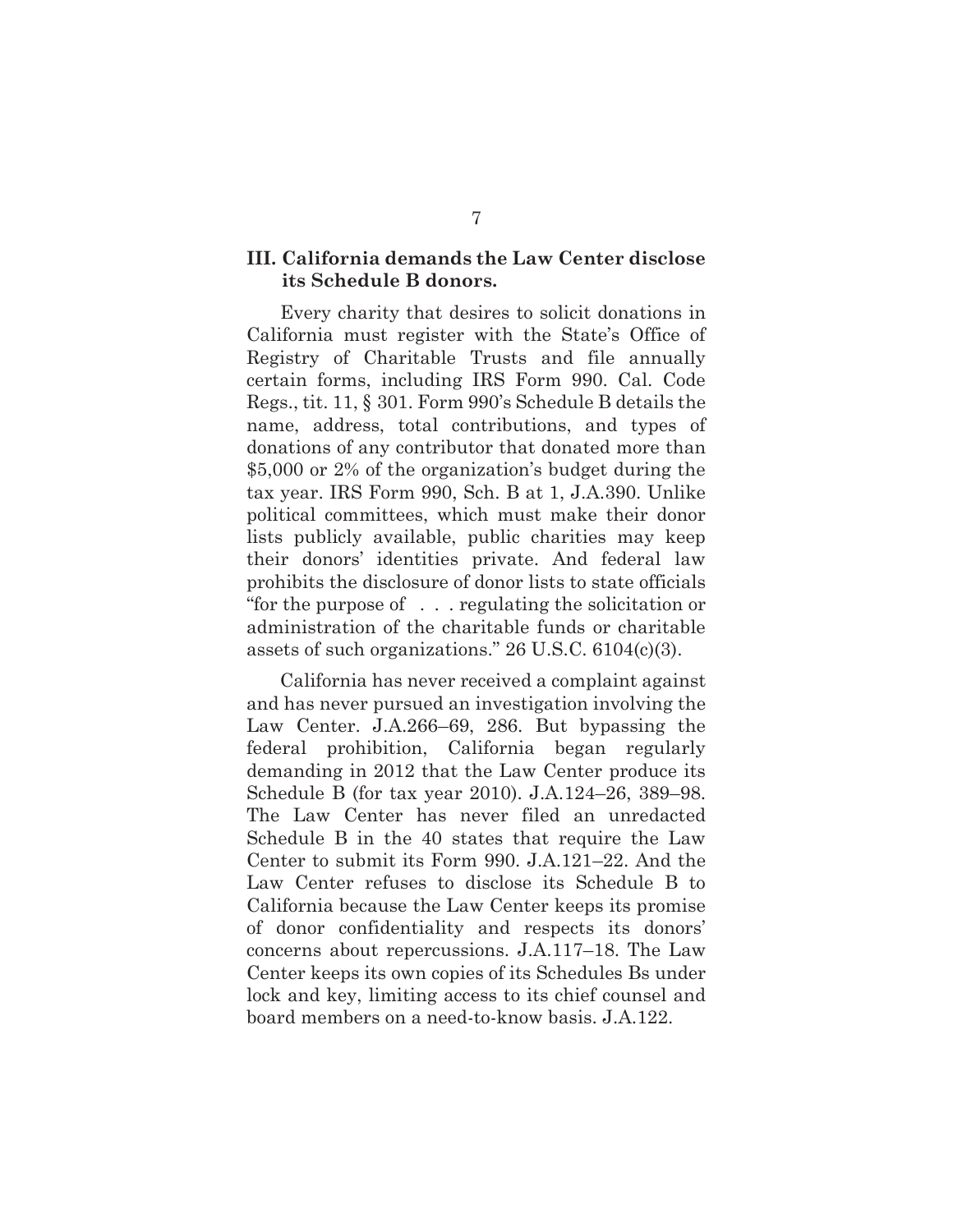## III. California demands the Law Center disclose its Schedule B donors.

Every charity that desires to solicit donations in California must register with the State's Office of Registry of Charitable Trusts and file annually certain forms, including IRS Form 990. Cal. Code Regs., tit. 11, § 301. Form 990's Schedule B details the name, address, total contributions, and types of donations of any contributor that donated more than $5,000 or 2% of the organization's budget during the tax year. IRS Form 990, Sch. B at 1, J.A.390. Unlike political committees, which must make their donor lists publicly available, public charities may keep their donors' identities private. And federal law prohibits the disclosure of donor lists to state officials "for the purpose of . . . regulating the solicitation or administration of the charitable funds or charitable assets of such organizations." 26 U.S.C. 6104(c)(3).

California has never received a complaint against and has never pursued an investigation involving the Law Center. J.A.266–69, 286. But bypassing the federal prohibition, California began regularly demanding in 2012 that the Law Center produce its Schedule B (for tax year 2010). J.A.124–26, 389–98. The Law Center has never filed an unredacted Schedule B in the 40 states that require the Law Center to submit its Form 990. J.A.121–22. And the Law Center refuses to disclose its Schedule B to California because the Law Center keeps its promise of donor confidentiality and respects its donors' concerns about repercussions. J.A.117–18. The Law Center keeps its own copies of its Schedules Bs under lock and key, limiting access to its chief counsel and board members on a need-to-know basis. J.A.122.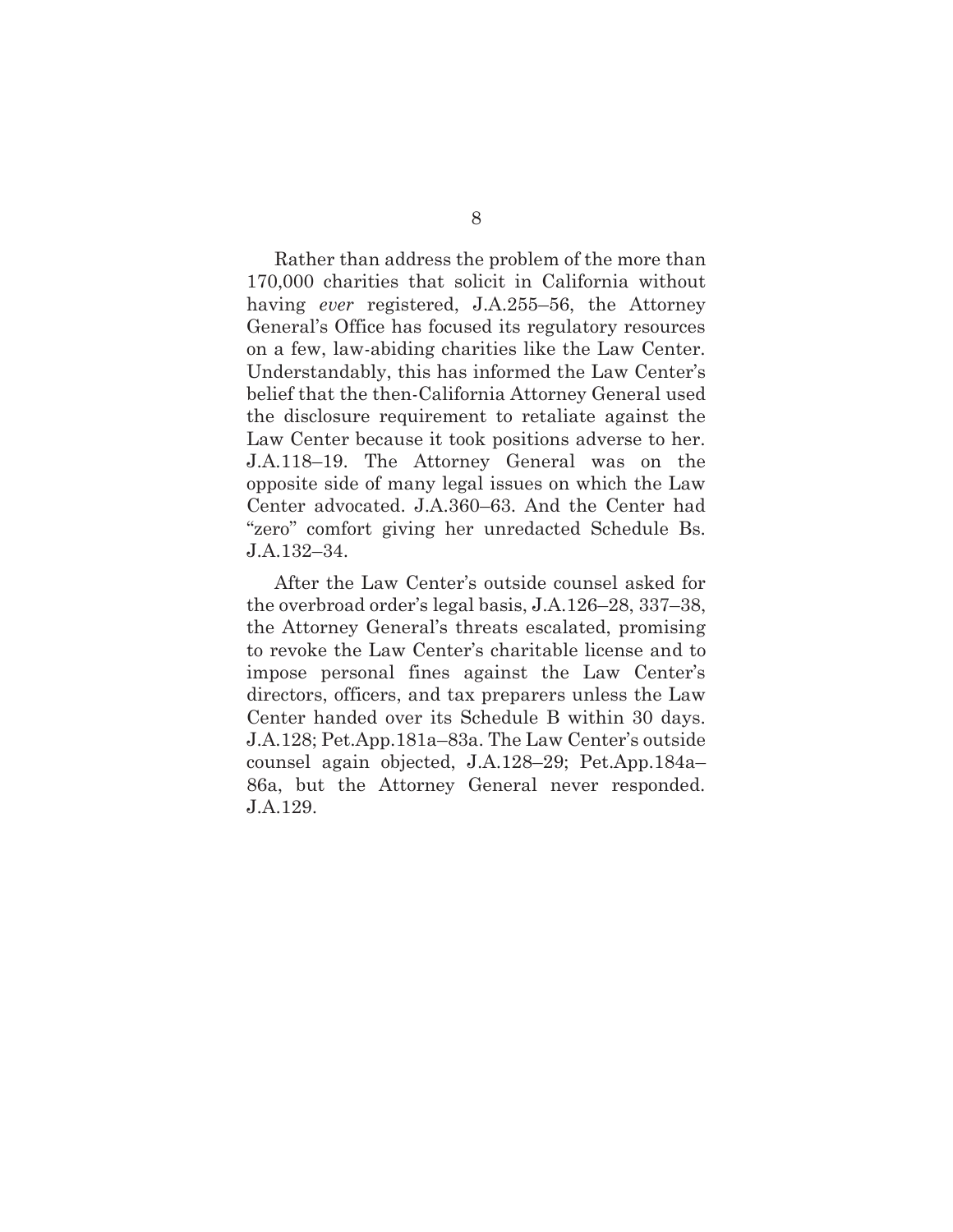Rather than address the problem of the more than 170,000 charities that solicit in California without having *ever* registered, J.A.255–56, the Attorney General's Office has focused its regulatory resources on a few, law-abiding charities like the Law Center. Understandably, this has informed the Law Center's belief that the then-California Attorney General used the disclosure requirement to retaliate against the Law Center because it took positions adverse to her. J.A.118–19. The Attorney General was on the opposite side of many legal issues on which the Law Center advocated. J.A.360–63. And the Center had "zero" comfort giving her unredacted Schedule Bs. J.A.132–34.

After the Law Center's outside counsel asked for the overbroad order's legal basis, J.A.126–28, 337–38, the Attorney General's threats escalated, promising to revoke the Law Center's charitable license and to impose personal fines against the Law Center's directors, officers, and tax preparers unless the Law Center handed over its Schedule B within 30 days. J.A.128; Pet.App.181a–83a. The Law Center's outside counsel again objected, J.A.128–29; Pet.App.184a–86a, but the Attorney General never responded. J.A.129.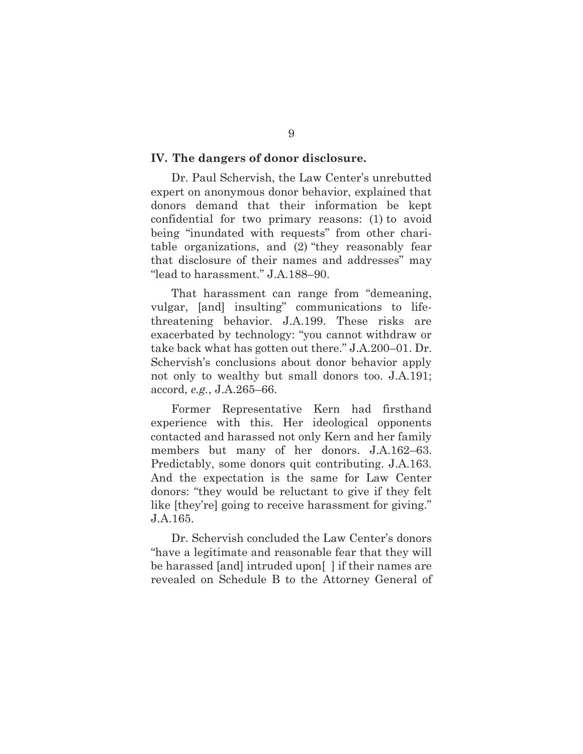## IV. The dangers of donor disclosure.

Dr. Paul Schervish, the Law Center's unrebutted expert on anonymous donor behavior, explained that donors demand that their information be kept confidential for two primary reasons: (1) to avoid being "inundated with requests" from other charitable organizations, and (2) "they reasonably fear that disclosure of their names and addresses" may "lead to harassment." J.A.188–90.

That harassment can range from "demeaning, vulgar, [and] insulting" communications to life-threatening behavior. J.A.199. These risks are exacerbated by technology: "you cannot withdraw or take back what has gotten out there." J.A.200–01. Dr. Schervish's conclusions about donor behavior apply not only to wealthy but small donors too. J.A.191; accord, *e.g.*, J.A.265–66.

Former Representative Kern had firsthand experience with this. Her ideological opponents contacted and harassed not only Kern and her family members but many of her donors. J.A.162–63. Predictably, some donors quit contributing. J.A.163. And the expectation is the same for Law Center donors: "they would be reluctant to give if they felt like [they're] going to receive harassment for giving." J.A.165.

Dr. Schervish concluded the Law Center's donors "have a legitimate and reasonable fear that they will be harassed [and] intruded upon[ ] if their names are revealed on Schedule B to the Attorney General of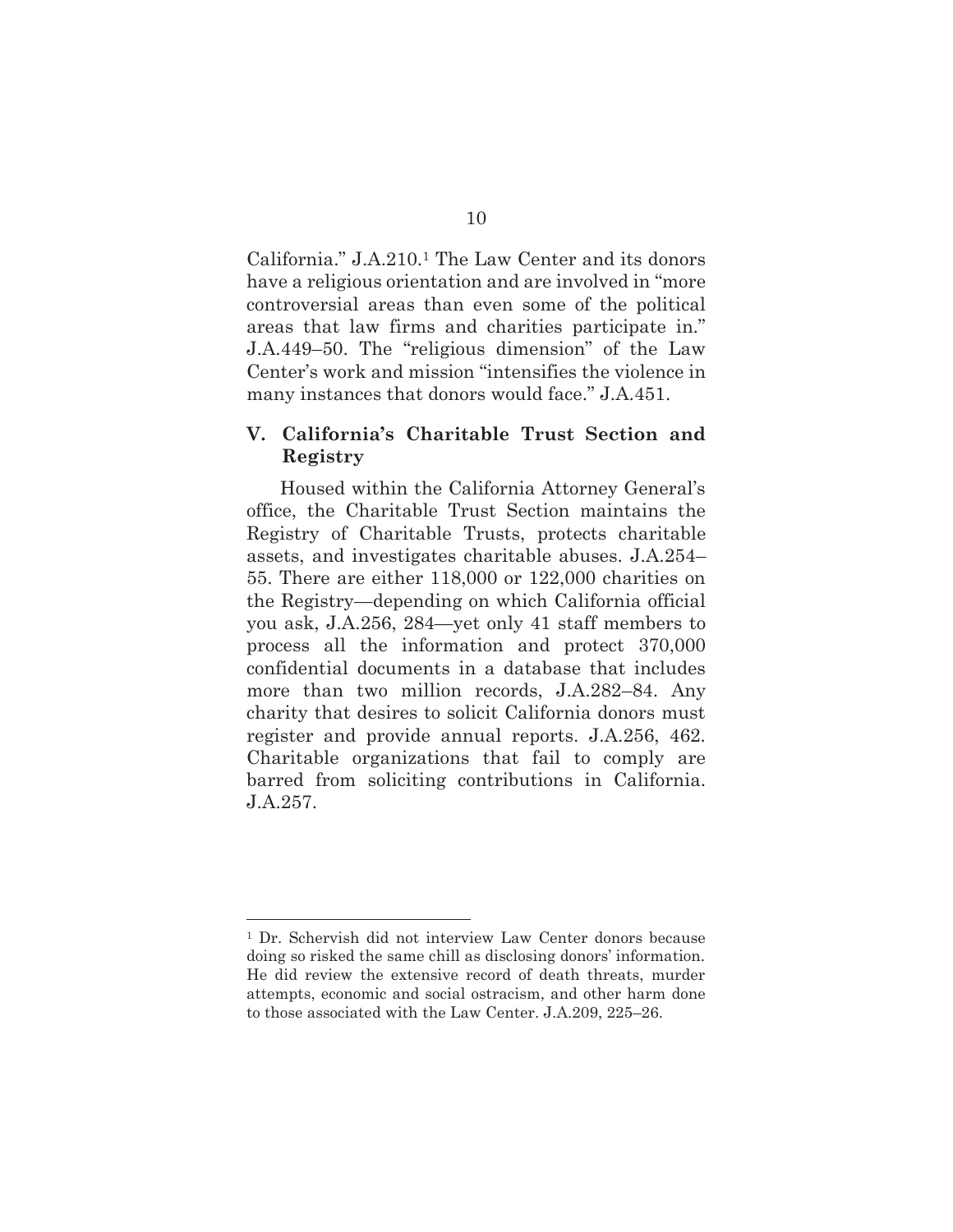California." J.A.210.[1] The Law Center and its donors have a religious orientation and are involved in "more controversial areas than even some of the political areas that law firms and charities participate in." J.A.449–50. The "religious dimension" of the Law Center's work and mission "intensifies the violence in many instances that donors would face." J.A.451.

## V. California's Charitable Trust Section and Registry

Housed within the California Attorney General's office, the Charitable Trust Section maintains the Registry of Charitable Trusts, protects charitable assets, and investigates charitable abuses. J.A.254–55. There are either 118,000 or 122,000 charities on the Registry—depending on which California official you ask, J.A.256, 284—yet only 41 staff members to process all the information and protect 370,000 confidential documents in a database that includes more than two million records, J.A.282–84. Any charity that desires to solicit California donors must register and provide annual reports. J.A.256, 462. Charitable organizations that fail to comply are barred from soliciting contributions in California. J.A.257.

---

[1] Dr. Schervish did not interview Law Center donors because doing so risked the same chill as disclosing donors' information. He did review the extensive record of death threats, murder attempts, economic and social ostracism, and other harm done to those associated with the Law Center. J.A.209, 225–26.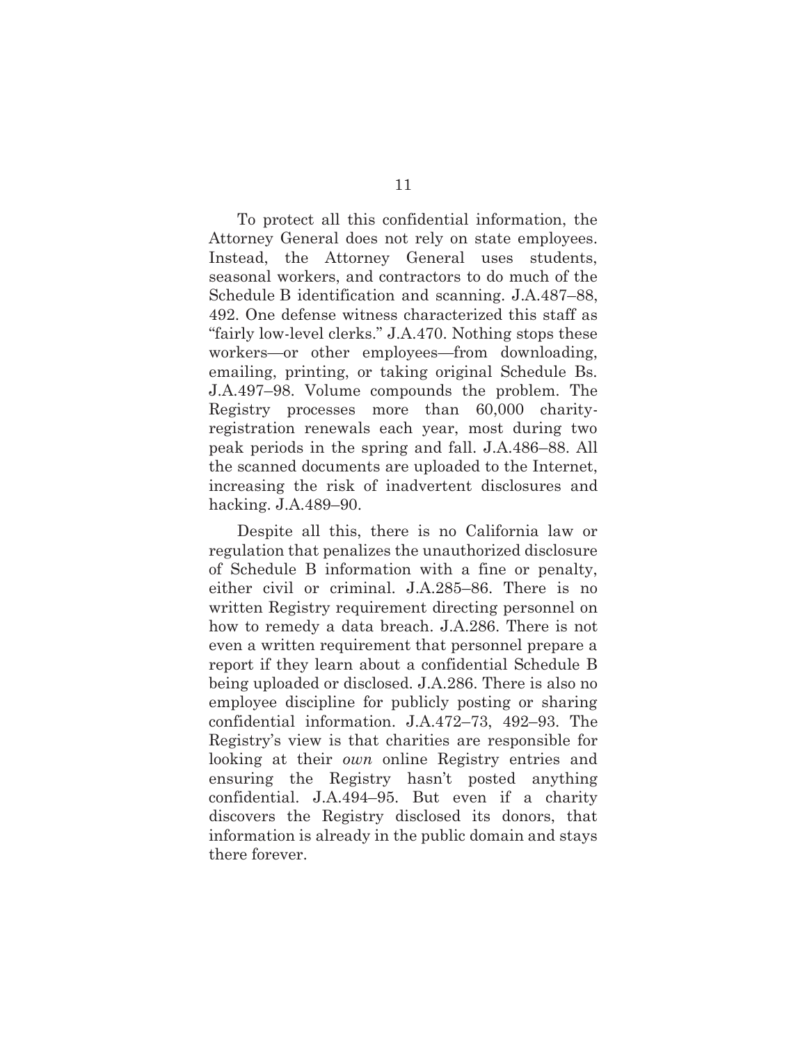To protect all this confidential information, the Attorney General does not rely on state employees. Instead, the Attorney General uses students, seasonal workers, and contractors to do much of the Schedule B identification and scanning. J.A.487–88, 492. One defense witness characterized this staff as "fairly low-level clerks." J.A.470. Nothing stops these workers—or other employees—from downloading, emailing, printing, or taking original Schedule Bs. J.A.497–98. Volume compounds the problem. The Registry processes more than 60,000 charity-registration renewals each year, most during two peak periods in the spring and fall. J.A.486–88. All the scanned documents are uploaded to the Internet, increasing the risk of inadvertent disclosures and hacking. J.A.489–90.

Despite all this, there is no California law or regulation that penalizes the unauthorized disclosure of Schedule B information with a fine or penalty, either civil or criminal. J.A.285–86. There is no written Registry requirement directing personnel on how to remedy a data breach. J.A.286. There is not even a written requirement that personnel prepare a report if they learn about a confidential Schedule B being uploaded or disclosed. J.A.286. There is also no employee discipline for publicly posting or sharing confidential information. J.A.472–73, 492–93. The Registry's view is that charities are responsible for looking at their *own* online Registry entries and ensuring the Registry hasn't posted anything confidential. J.A.494–95. But even if a charity discovers the Registry disclosed its donors, that information is already in the public domain and stays there forever.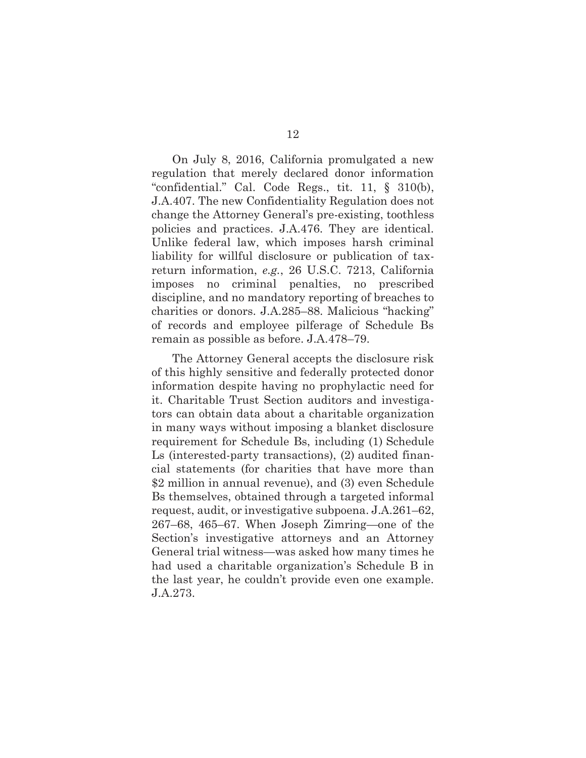On July 8, 2016, California promulgated a new regulation that merely declared donor information "confidential." Cal. Code Regs., tit. 11, § 310(b), J.A.407. The new Confidentiality Regulation does not change the Attorney General's pre-existing, toothless policies and practices. J.A.476. They are identical. Unlike federal law, which imposes harsh criminal liability for willful disclosure or publication of tax-return information, *e.g.*, 26 U.S.C. 7213, California imposes no criminal penalties, no prescribed discipline, and no mandatory reporting of breaches to charities or donors. J.A.285–88. Malicious "hacking" of records and employee pilferage of Schedule Bs remain as possible as before. J.A.478–79.

The Attorney General accepts the disclosure risk of this highly sensitive and federally protected donor information despite having no prophylactic need for it. Charitable Trust Section auditors and investigators can obtain data about a charitable organization in many ways without imposing a blanket disclosure requirement for Schedule Bs, including (1) Schedule Ls (interested-party transactions), (2) audited financial statements (for charities that have more than $2 million in annual revenue), and (3) even Schedule Bs themselves, obtained through a targeted informal request, audit, or investigative subpoena. J.A.261–62, 267–68, 465–67. When Joseph Zimring—one of the Section's investigative attorneys and an Attorney General trial witness—was asked how many times he had used a charitable organization's Schedule B in the last year, he couldn't provide even one example. J.A.273.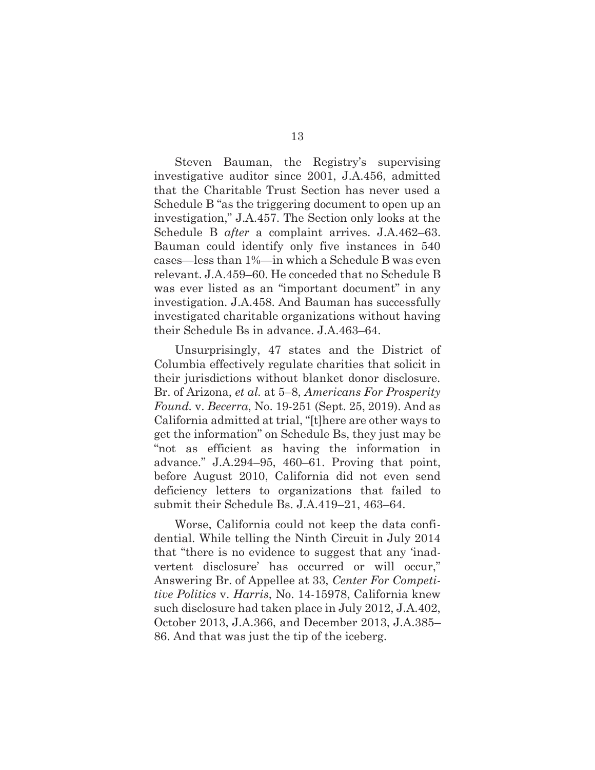Steven Bauman, the Registry's supervising investigative auditor since 2001, J.A.456, admitted that the Charitable Trust Section has never used a Schedule B "as the triggering document to open up an investigation," J.A.457. The Section only looks at the Schedule B *after* a complaint arrives. J.A.462–63. Bauman could identify only five instances in 540 cases—less than 1%—in which a Schedule B was even relevant. J.A.459–60. He conceded that no Schedule B was ever listed as an "important document" in any investigation. J.A.458. And Bauman has successfully investigated charitable organizations without having their Schedule Bs in advance. J.A.463–64.

Unsurprisingly, 47 states and the District of Columbia effectively regulate charities that solicit in their jurisdictions without blanket donor disclosure. Br. of Arizona, *et al.* at 5–8, *Americans For Prosperity Found.* v. *Becerra*, No. 19-251 (Sept. 25, 2019). And as California admitted at trial, "[t]here are other ways to get the information" on Schedule Bs, they just may be "not as efficient as having the information in advance." J.A.294–95, 460–61. Proving that point, before August 2010, California did not even send deficiency letters to organizations that failed to submit their Schedule Bs. J.A.419–21, 463–64.

Worse, California could not keep the data confidential. While telling the Ninth Circuit in July 2014 that "there is no evidence to suggest that any 'inadvertent disclosure' has occurred or will occur," Answering Br. of Appellee at 33, *Center For Competitive Politics* v. *Harris*, No. 14-15978, California knew such disclosure had taken place in July 2012, J.A.402, October 2013, J.A.366, and December 2013, J.A.385–86. And that was just the tip of the iceberg.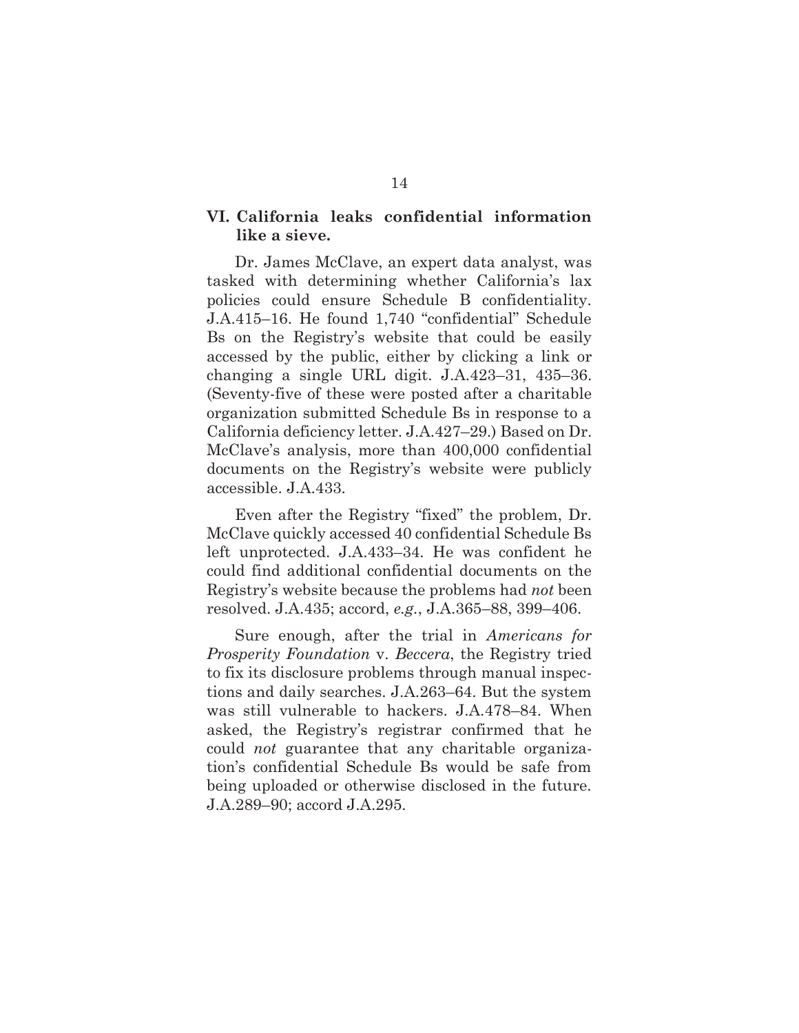## VI. California leaks confidential information like a sieve.

Dr. James McClave, an expert data analyst, was tasked with determining whether California's lax policies could ensure Schedule B confidentiality. J.A.415–16. He found 1,740 "confidential" Schedule Bs on the Registry's website that could be easily accessed by the public, either by clicking a link or changing a single URL digit. J.A.423–31, 435–36. (Seventy-five of these were posted after a charitable organization submitted Schedule Bs in response to a California deficiency letter. J.A.427–29.) Based on Dr. McClave's analysis, more than 400,000 confidential documents on the Registry's website were publicly accessible. J.A.433.

Even after the Registry "fixed" the problem, Dr. McClave quickly accessed 40 confidential Schedule Bs left unprotected. J.A.433–34. He was confident he could find additional confidential documents on the Registry's website because the problems had *not* been resolved. J.A.435; accord, *e.g.*, J.A.365–88, 399–406.

Sure enough, after the trial in *Americans for Prosperity Foundation* v. *Beccera*, the Registry tried to fix its disclosure problems through manual inspections and daily searches. J.A.263–64. But the system was still vulnerable to hackers. J.A.478–84. When asked, the Registry's registrar confirmed that he could *not* guarantee that any charitable organization's confidential Schedule Bs would be safe from being uploaded or otherwise disclosed in the future. J.A.289–90; accord J.A.295.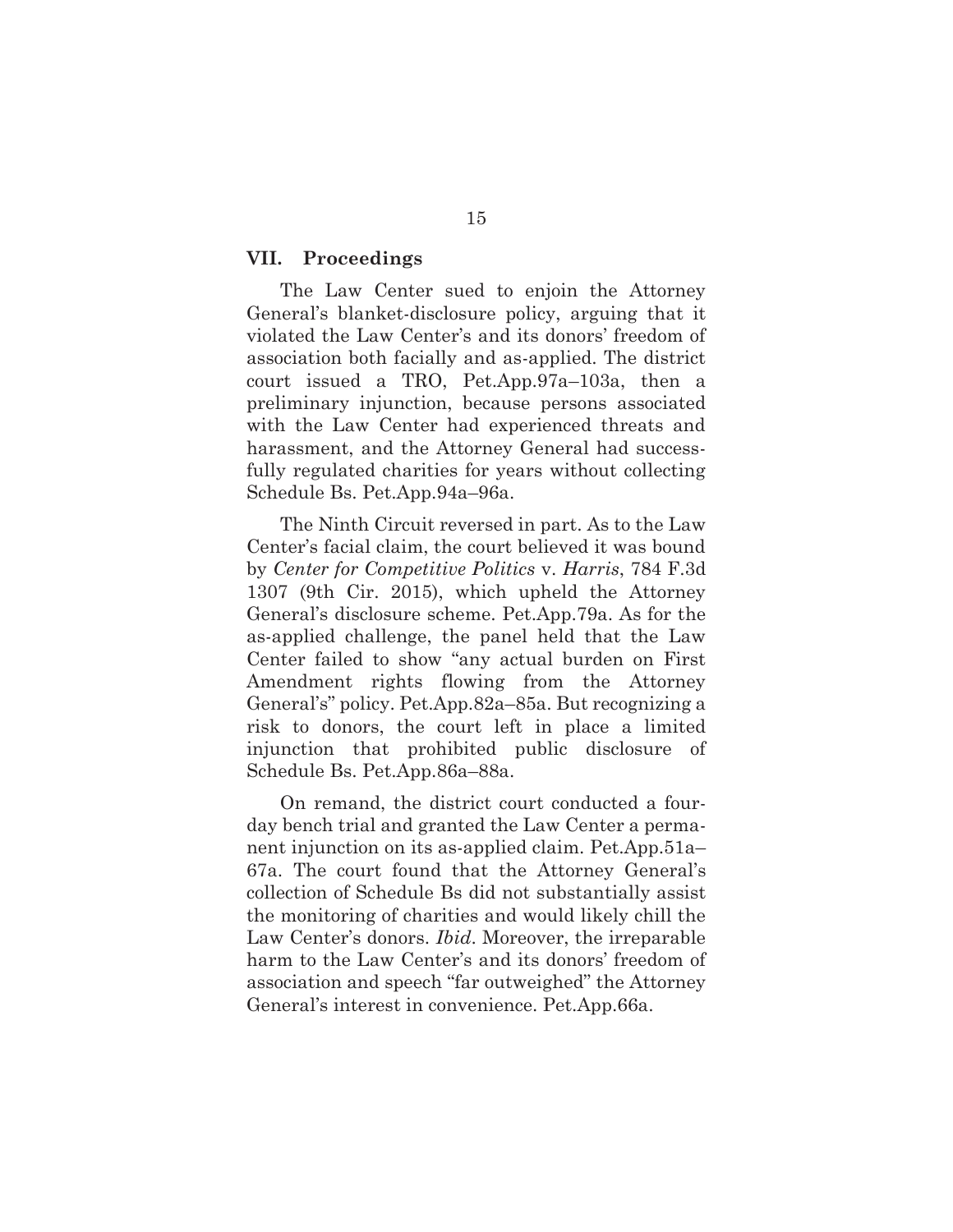## VII. Proceedings

The Law Center sued to enjoin the Attorney General's blanket-disclosure policy, arguing that it violated the Law Center's and its donors' freedom of association both facially and as-applied. The district court issued a TRO, Pet.App.97a–103a, then a preliminary injunction, because persons associated with the Law Center had experienced threats and harassment, and the Attorney General had successfully regulated charities for years without collecting Schedule Bs. Pet.App.94a–96a.

The Ninth Circuit reversed in part. As to the Law Center's facial claim, the court believed it was bound by *Center for Competitive Politics* v. *Harris*, 784 F.3d 1307 (9th Cir. 2015), which upheld the Attorney General's disclosure scheme. Pet.App.79a. As for the as-applied challenge, the panel held that the Law Center failed to show "any actual burden on First Amendment rights flowing from the Attorney General's" policy. Pet.App.82a–85a. But recognizing a risk to donors, the court left in place a limited injunction that prohibited public disclosure of Schedule Bs. Pet.App.86a–88a.

On remand, the district court conducted a four-day bench trial and granted the Law Center a permanent injunction on its as-applied claim. Pet.App.51a–67a. The court found that the Attorney General's collection of Schedule Bs did not substantially assist the monitoring of charities and would likely chill the Law Center's donors. *Ibid*. Moreover, the irreparable harm to the Law Center's and its donors' freedom of association and speech "far outweighed" the Attorney General's interest in convenience. Pet.App.66a.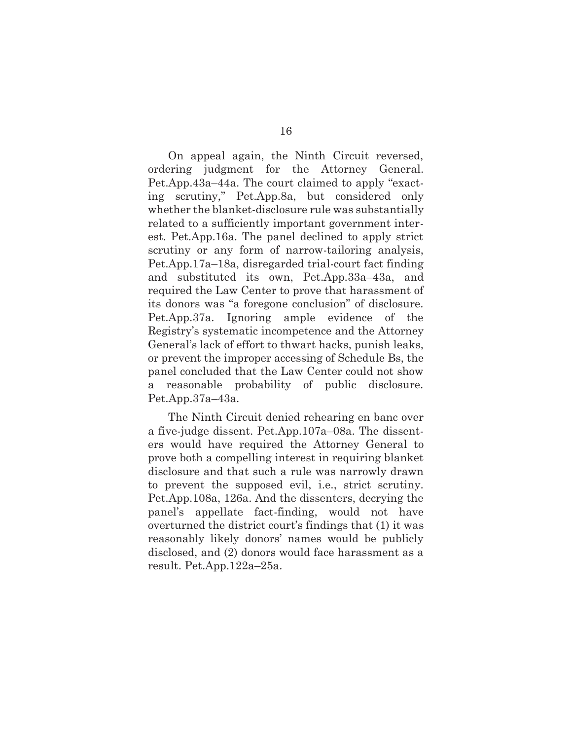On appeal again, the Ninth Circuit reversed, ordering judgment for the Attorney General. Pet.App.43a–44a. The court claimed to apply "exacting scrutiny," Pet.App.8a, but considered only whether the blanket-disclosure rule was substantially related to a sufficiently important government interest. Pet.App.16a. The panel declined to apply strict scrutiny or any form of narrow-tailoring analysis, Pet.App.17a–18a, disregarded trial-court fact finding and substituted its own, Pet.App.33a–43a, and required the Law Center to prove that harassment of its donors was "a foregone conclusion" of disclosure. Pet.App.37a. Ignoring ample evidence of the Registry's systematic incompetence and the Attorney General's lack of effort to thwart hacks, punish leaks, or prevent the improper accessing of Schedule Bs, the panel concluded that the Law Center could not show a reasonable probability of public disclosure. Pet.App.37a–43a.

The Ninth Circuit denied rehearing en banc over a five-judge dissent. Pet.App.107a–08a. The dissenters would have required the Attorney General to prove both a compelling interest in requiring blanket disclosure and that such a rule was narrowly drawn to prevent the supposed evil, i.e., strict scrutiny. Pet.App.108a, 126a. And the dissenters, decrying the panel's appellate fact-finding, would not have overturned the district court's findings that (1) it was reasonably likely donors' names would be publicly disclosed, and (2) donors would face harassment as a result. Pet.App.122a–25a.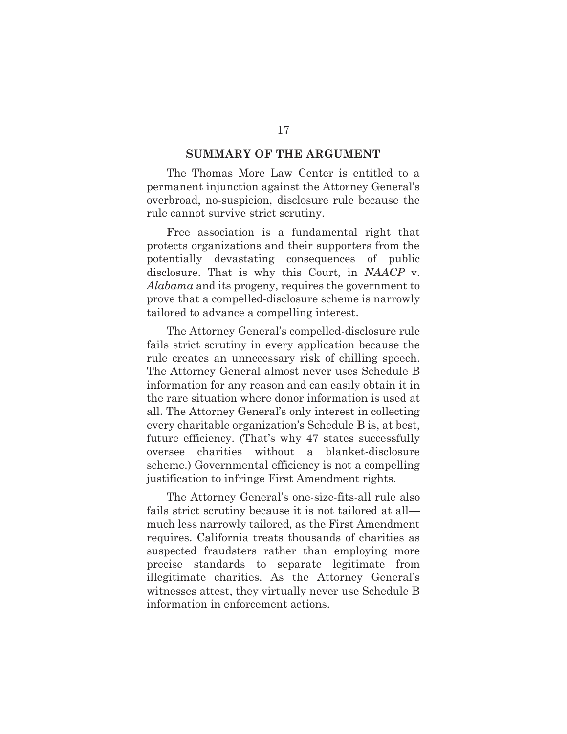## SUMMARY OF THE ARGUMENT

The Thomas More Law Center is entitled to a permanent injunction against the Attorney General's overbroad, no-suspicion, disclosure rule because the rule cannot survive strict scrutiny.

Free association is a fundamental right that protects organizations and their supporters from the potentially devastating consequences of public disclosure. That is why this Court, in *NAACP* v. *Alabama* and its progeny, requires the government to prove that a compelled-disclosure scheme is narrowly tailored to advance a compelling interest.

The Attorney General's compelled-disclosure rule fails strict scrutiny in every application because the rule creates an unnecessary risk of chilling speech. The Attorney General almost never uses Schedule B information for any reason and can easily obtain it in the rare situation where donor information is used at all. The Attorney General's only interest in collecting every charitable organization's Schedule B is, at best, future efficiency. (That's why 47 states successfully oversee charities without a blanket-disclosure scheme.) Governmental efficiency is not a compelling justification to infringe First Amendment rights.

The Attorney General's one-size-fits-all rule also fails strict scrutiny because it is not tailored at all—much less narrowly tailored, as the First Amendment requires. California treats thousands of charities as suspected fraudsters rather than employing more precise standards to separate legitimate from illegitimate charities. As the Attorney General's witnesses attest, they virtually never use Schedule B information in enforcement actions.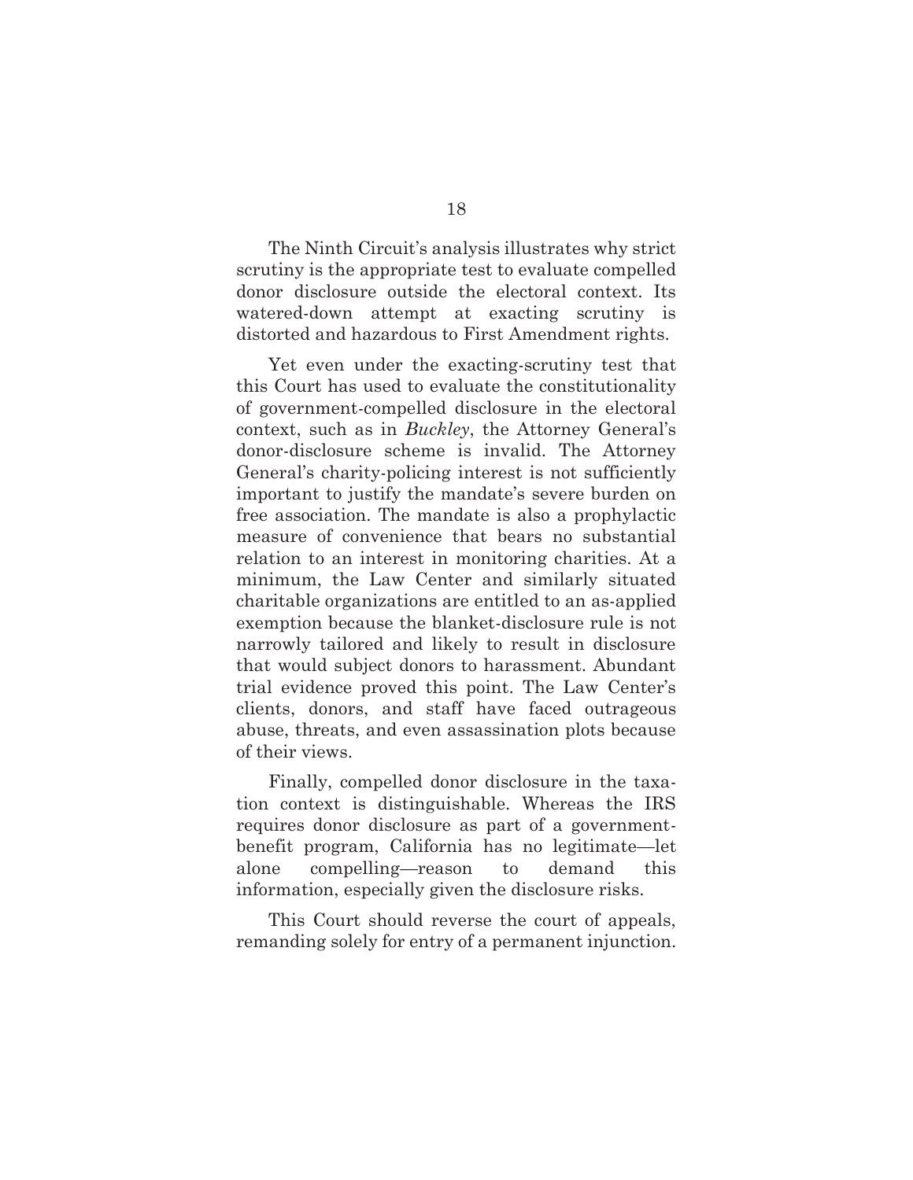The Ninth Circuit's analysis illustrates why strict scrutiny is the appropriate test to evaluate compelled donor disclosure outside the electoral context. Its watered-down attempt at exacting scrutiny is distorted and hazardous to First Amendment rights.

Yet even under the exacting-scrutiny test that this Court has used to evaluate the constitutionality of government-compelled disclosure in the electoral context, such as in *Buckley*, the Attorney General's donor-disclosure scheme is invalid. The Attorney General's charity-policing interest is not sufficiently important to justify the mandate's severe burden on free association. The mandate is also a prophylactic measure of convenience that bears no substantial relation to an interest in monitoring charities. At a minimum, the Law Center and similarly situated charitable organizations are entitled to an as-applied exemption because the blanket-disclosure rule is not narrowly tailored and likely to result in disclosure that would subject donors to harassment. Abundant trial evidence proved this point. The Law Center's clients, donors, and staff have faced outrageous abuse, threats, and even assassination plots because of their views.

Finally, compelled donor disclosure in the taxation context is distinguishable. Whereas the IRS requires donor disclosure as part of a government-benefit program, California has no legitimate—let alone compelling—reason to demand this information, especially given the disclosure risks.

This Court should reverse the court of appeals, remanding solely for entry of a permanent injunction.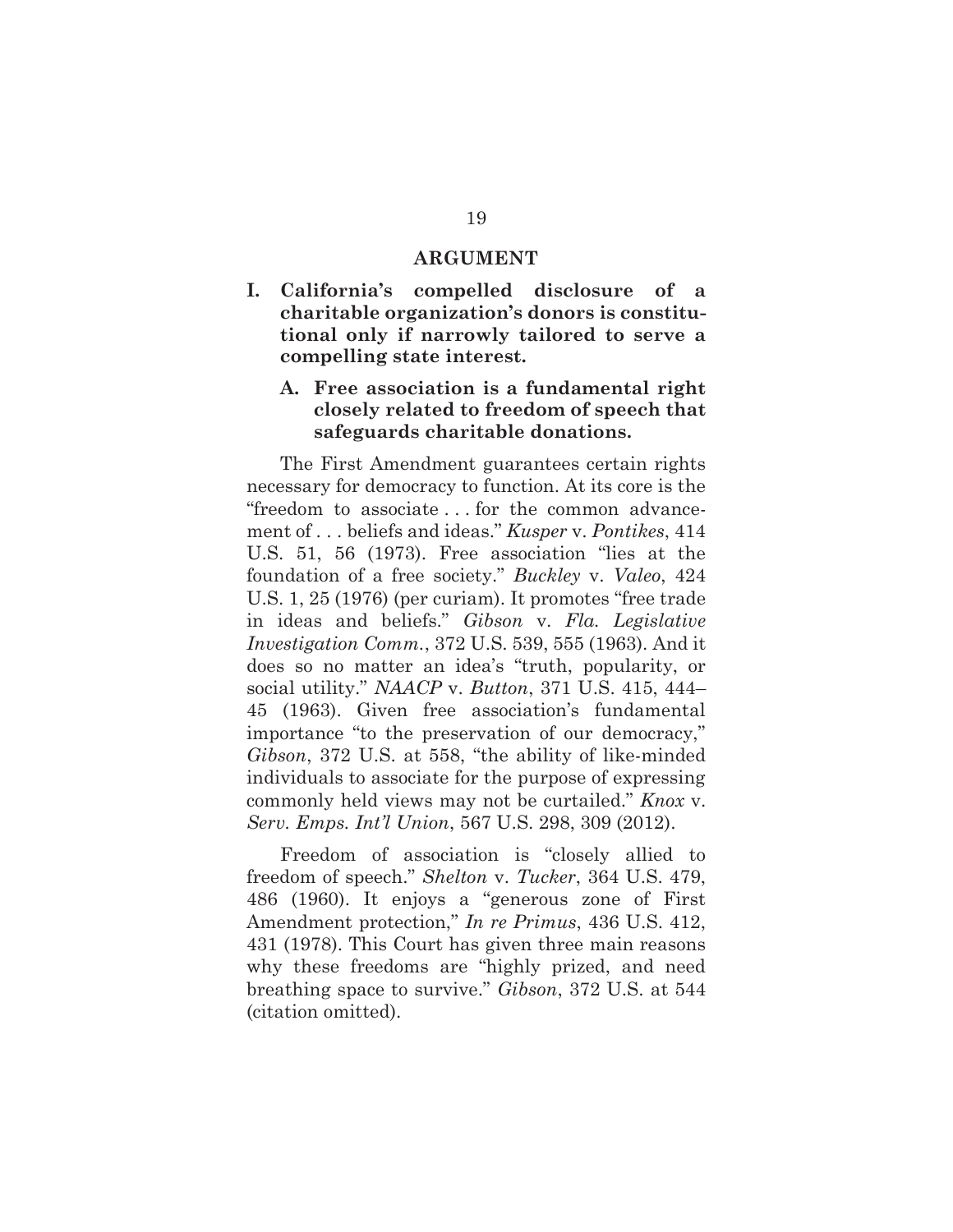## ARGUMENT

### I. California's compelled disclosure of a charitable organization's donors is constitutional only if narrowly tailored to serve a compelling state interest.

#### A. Free association is a fundamental right closely related to freedom of speech that safeguards charitable donations.

The First Amendment guarantees certain rights necessary for democracy to function. At its core is the "freedom to associate . . . for the common advancement of . . . beliefs and ideas." *Kusper* v. *Pontikes*, 414 U.S. 51, 56 (1973). Free association "lies at the foundation of a free society." *Buckley* v. *Valeo*, 424 U.S. 1, 25 (1976) (per curiam). It promotes "free trade in ideas and beliefs." *Gibson* v. *Fla. Legislative Investigation Comm.*, 372 U.S. 539, 555 (1963). And it does so no matter an idea's "truth, popularity, or social utility." *NAACP* v. *Button*, 371 U.S. 415, 444–45 (1963). Given free association's fundamental importance "to the preservation of our democracy," *Gibson*, 372 U.S. at 558, "the ability of like-minded individuals to associate for the purpose of expressing commonly held views may not be curtailed." *Knox* v. *Serv. Emps. Int'l Union*, 567 U.S. 298, 309 (2012).

Freedom of association is "closely allied to freedom of speech." *Shelton* v. *Tucker*, 364 U.S. 479, 486 (1960). It enjoys a "generous zone of First Amendment protection," *In re Primus*, 436 U.S. 412, 431 (1978). This Court has given three main reasons why these freedoms are "highly prized, and need breathing space to survive." *Gibson*, 372 U.S. at 544 (citation omitted).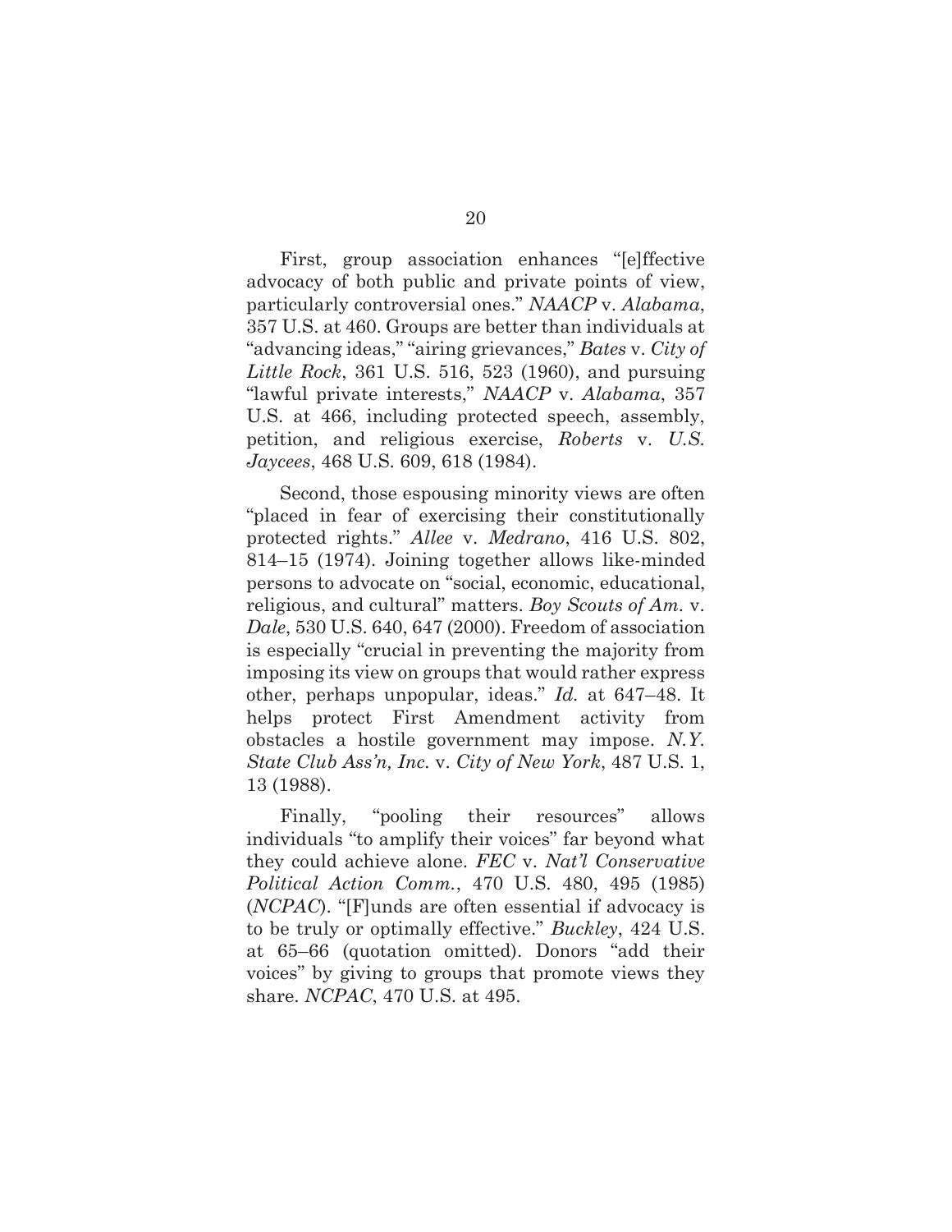First, group association enhances "[e]ffective advocacy of both public and private points of view, particularly controversial ones." *NAACP* v. *Alabama*, 357 U.S. at 460. Groups are better than individuals at "advancing ideas," "airing grievances," *Bates* v. *City of Little Rock*, 361 U.S. 516, 523 (1960), and pursuing "lawful private interests," *NAACP* v. *Alabama*, 357 U.S. at 466, including protected speech, assembly, petition, and religious exercise, *Roberts* v. *U.S. Jaycees*, 468 U.S. 609, 618 (1984).

Second, those espousing minority views are often "placed in fear of exercising their constitutionally protected rights." *Allee* v. *Medrano*, 416 U.S. 802, 814–15 (1974). Joining together allows like-minded persons to advocate on "social, economic, educational, religious, and cultural" matters. *Boy Scouts of Am*. v. *Dale*, 530 U.S. 640, 647 (2000). Freedom of association is especially "crucial in preventing the majority from imposing its view on groups that would rather express other, perhaps unpopular, ideas." *Id.* at 647–48. It helps protect First Amendment activity from obstacles a hostile government may impose. *N.Y. State Club Ass'n, Inc.* v. *City of New York*, 487 U.S. 1, 13 (1988).

Finally, "pooling their resources" allows individuals "to amplify their voices" far beyond what they could achieve alone. *FEC* v. *Nat'l Conservative Political Action Comm.*, 470 U.S. 480, 495 (1985) (*NCPAC*). "[F]unds are often essential if advocacy is to be truly or optimally effective." *Buckley*, 424 U.S. at 65–66 (quotation omitted). Donors "add their voices" by giving to groups that promote views they share. *NCPAC*, 470 U.S. at 495.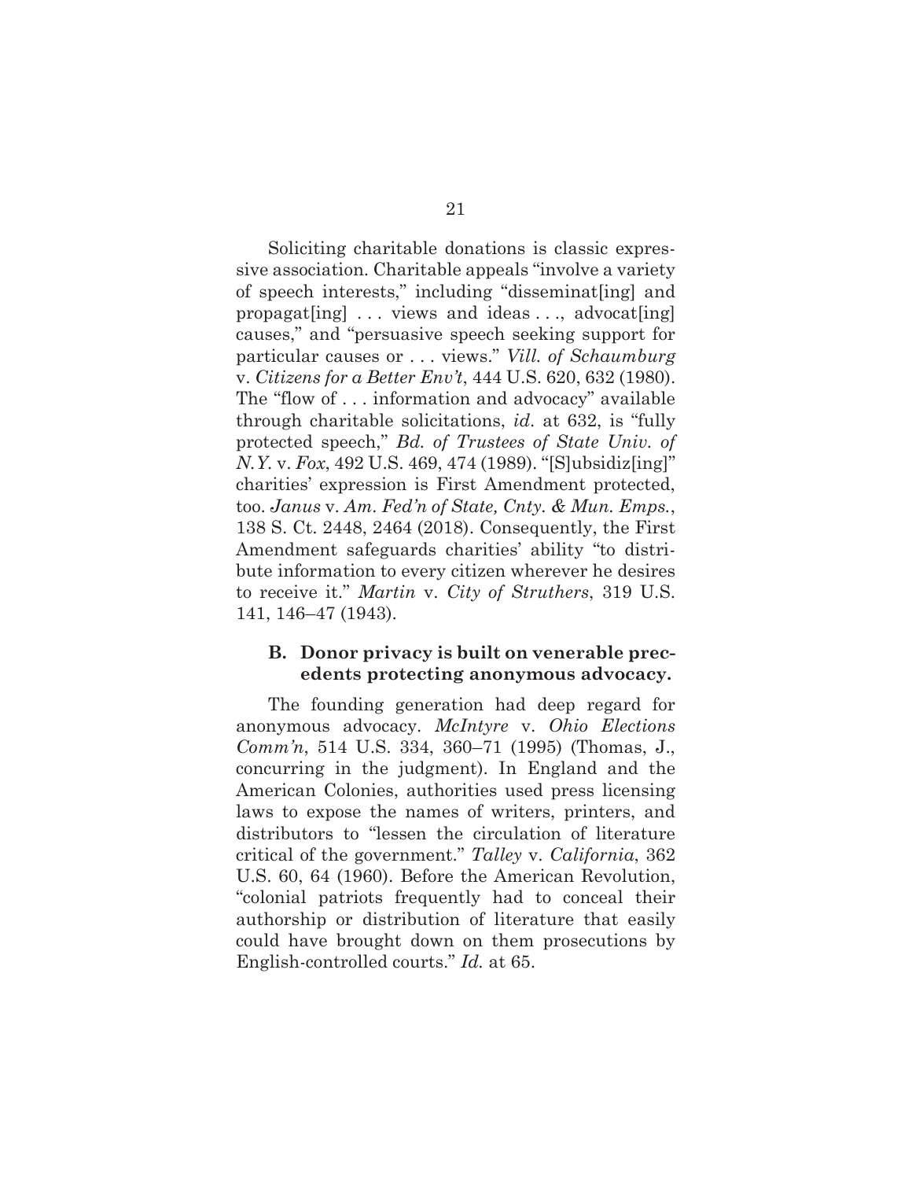Soliciting charitable donations is classic expressive association. Charitable appeals "involve a variety of speech interests," including "disseminat[ing] and propagat[ing] . . . views and ideas . . ., advocat[ing] causes," and "persuasive speech seeking support for particular causes or . . . views." *Vill. of Schaumburg* v. *Citizens for a Better Env't*, 444 U.S. 620, 632 (1980). The "flow of . . . information and advocacy" available through charitable solicitations, *id*. at 632, is "fully protected speech," *Bd. of Trustees of State Univ. of N.Y.* v. *Fox*, 492 U.S. 469, 474 (1989). "[S]ubsidiz[ing]" charities' expression is First Amendment protected, too. *Janus* v. *Am. Fed'n of State, Cnty. & Mun. Emps.*, 138 S. Ct. 2448, 2464 (2018). Consequently, the First Amendment safeguards charities' ability "to distribute information to every citizen wherever he desires to receive it." *Martin* v. *City of Struthers*, 319 U.S. 141, 146–47 (1943).

### B. Donor privacy is built on venerable precedents protecting anonymous advocacy.

The founding generation had deep regard for anonymous advocacy. *McIntyre* v. *Ohio Elections Comm'n*, 514 U.S. 334, 360–71 (1995) (Thomas, J., concurring in the judgment). In England and the American Colonies, authorities used press licensing laws to expose the names of writers, printers, and distributors to "lessen the circulation of literature critical of the government." *Talley* v. *California*, 362 U.S. 60, 64 (1960). Before the American Revolution, "colonial patriots frequently had to conceal their authorship or distribution of literature that easily could have brought down on them prosecutions by English-controlled courts." *Id.* at 65.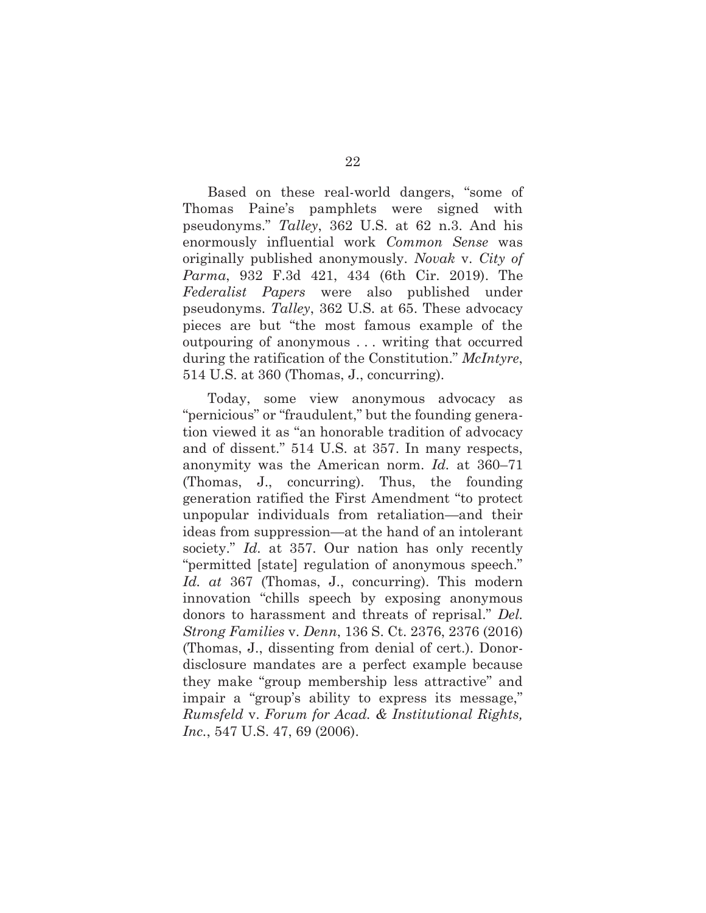Based on these real-world dangers, "some of Thomas Paine's pamphlets were signed with pseudonyms." *Talley*, 362 U.S. at 62 n.3. And his enormously influential work *Common Sense* was originally published anonymously. *Novak* v. *City of Parma*, 932 F.3d 421, 434 (6th Cir. 2019). The *Federalist Papers* were also published under pseudonyms. *Talley*, 362 U.S. at 65. These advocacy pieces are but "the most famous example of the outpouring of anonymous . . . writing that occurred during the ratification of the Constitution." *McIntyre*, 514 U.S. at 360 (Thomas, J., concurring).

Today, some view anonymous advocacy as "pernicious" or "fraudulent," but the founding generation viewed it as "an honorable tradition of advocacy and of dissent." 514 U.S. at 357. In many respects, anonymity was the American norm. *Id.* at 360–71 (Thomas, J., concurring). Thus, the founding generation ratified the First Amendment "to protect unpopular individuals from retaliation—and their ideas from suppression—at the hand of an intolerant society." *Id.* at 357. Our nation has only recently "permitted [state] regulation of anonymous speech." *Id. at* 367 (Thomas, J., concurring). This modern innovation "chills speech by exposing anonymous donors to harassment and threats of reprisal." *Del. Strong Families* v. *Denn*, 136 S. Ct. 2376, 2376 (2016) (Thomas, J., dissenting from denial of cert.). Donor-disclosure mandates are a perfect example because they make "group membership less attractive" and impair a "group's ability to express its message," *Rumsfeld* v. *Forum for Acad. & Institutional Rights, Inc.*, 547 U.S. 47, 69 (2006).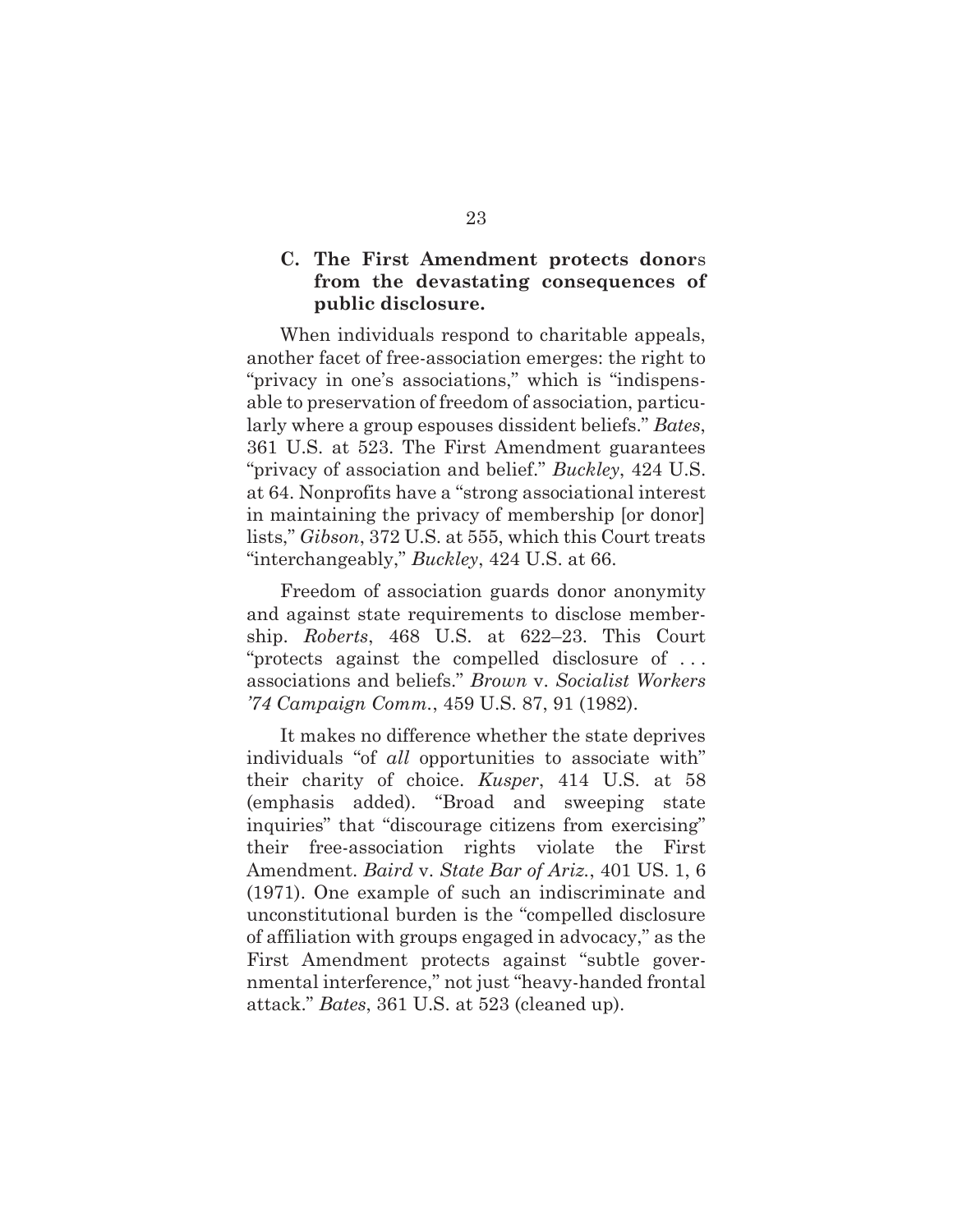### C. The First Amendment protects donors from the devastating consequences of public disclosure.

When individuals respond to charitable appeals, another facet of free-association emerges: the right to "privacy in one's associations," which is "indispensable to preservation of freedom of association, particularly where a group espouses dissident beliefs." *Bates*, 361 U.S. at 523. The First Amendment guarantees "privacy of association and belief." *Buckley*, 424 U.S. at 64. Nonprofits have a "strong associational interest in maintaining the privacy of membership [or donor] lists," *Gibson*, 372 U.S. at 555, which this Court treats "interchangeably," *Buckley*, 424 U.S. at 66.

Freedom of association guards donor anonymity and against state requirements to disclose membership. *Roberts*, 468 U.S. at 622–23. This Court "protects against the compelled disclosure of . . . associations and beliefs." *Brown* v. *Socialist Workers '74 Campaign Comm.*, 459 U.S. 87, 91 (1982).

It makes no difference whether the state deprives individuals "of *all* opportunities to associate with" their charity of choice. *Kusper*, 414 U.S. at 58 (emphasis added). "Broad and sweeping state inquiries" that "discourage citizens from exercising" their free-association rights violate the First Amendment. *Baird* v. *State Bar of Ariz.*, 401 US. 1, 6 (1971). One example of such an indiscriminate and unconstitutional burden is the "compelled disclosure of affiliation with groups engaged in advocacy," as the First Amendment protects against "subtle governmental interference," not just "heavy-handed frontal attack." *Bates*, 361 U.S. at 523 (cleaned up).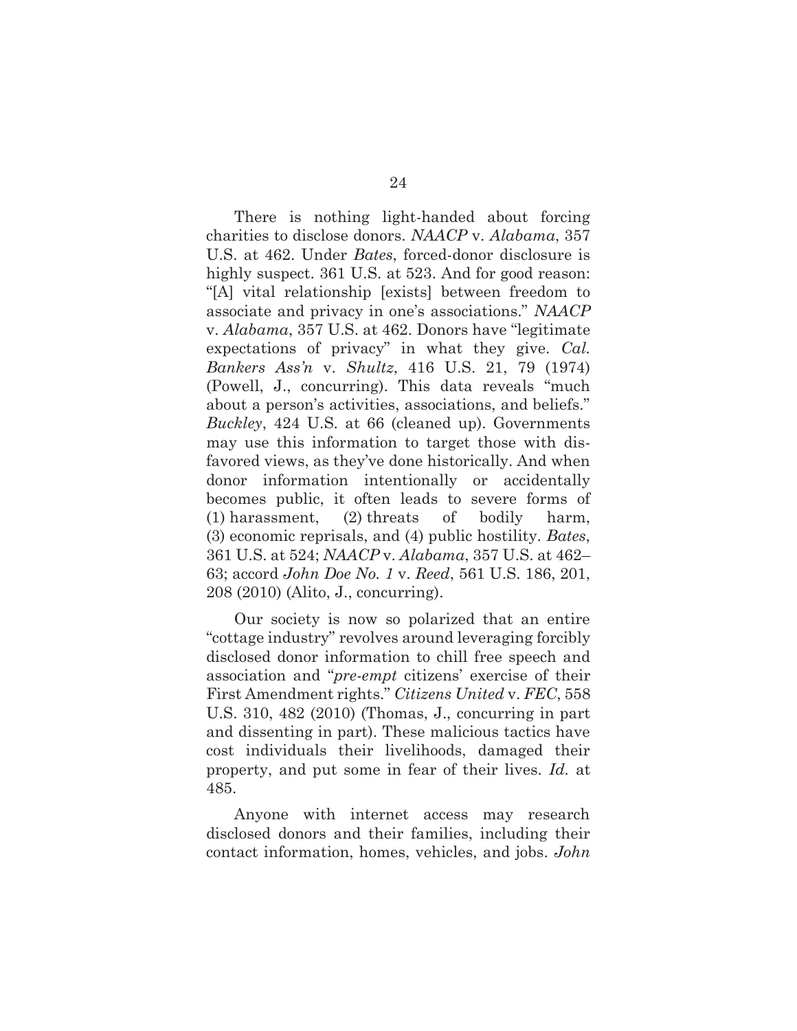There is nothing light-handed about forcing charities to disclose donors. *NAACP* v. *Alabama*, 357 U.S. at 462. Under *Bates*, forced-donor disclosure is highly suspect. 361 U.S. at 523. And for good reason: "[A] vital relationship [exists] between freedom to associate and privacy in one's associations." *NAACP* v. *Alabama*, 357 U.S. at 462. Donors have "legitimate expectations of privacy" in what they give. *Cal. Bankers Ass'n* v. *Shultz*, 416 U.S. 21, 79 (1974) (Powell, J., concurring). This data reveals "much about a person's activities, associations, and beliefs." *Buckley*, 424 U.S. at 66 (cleaned up). Governments may use this information to target those with disfavored views, as they've done historically. And when donor information intentionally or accidentally becomes public, it often leads to severe forms of (1) harassment, (2) threats of bodily harm, (3) economic reprisals, and (4) public hostility. *Bates*, 361 U.S. at 524; *NAACP* v. *Alabama*, 357 U.S. at 462–63; accord *John Doe No. 1* v. *Reed*, 561 U.S. 186, 201, 208 (2010) (Alito, J., concurring).

Our society is now so polarized that an entire "cottage industry" revolves around leveraging forcibly disclosed donor information to chill free speech and association and "*pre-empt* citizens' exercise of their First Amendment rights." *Citizens United* v. *FEC*, 558 U.S. 310, 482 (2010) (Thomas, J., concurring in part and dissenting in part). These malicious tactics have cost individuals their livelihoods, damaged their property, and put some in fear of their lives. *Id.* at 485.

Anyone with internet access may research disclosed donors and their families, including their contact information, homes, vehicles, and jobs. *John*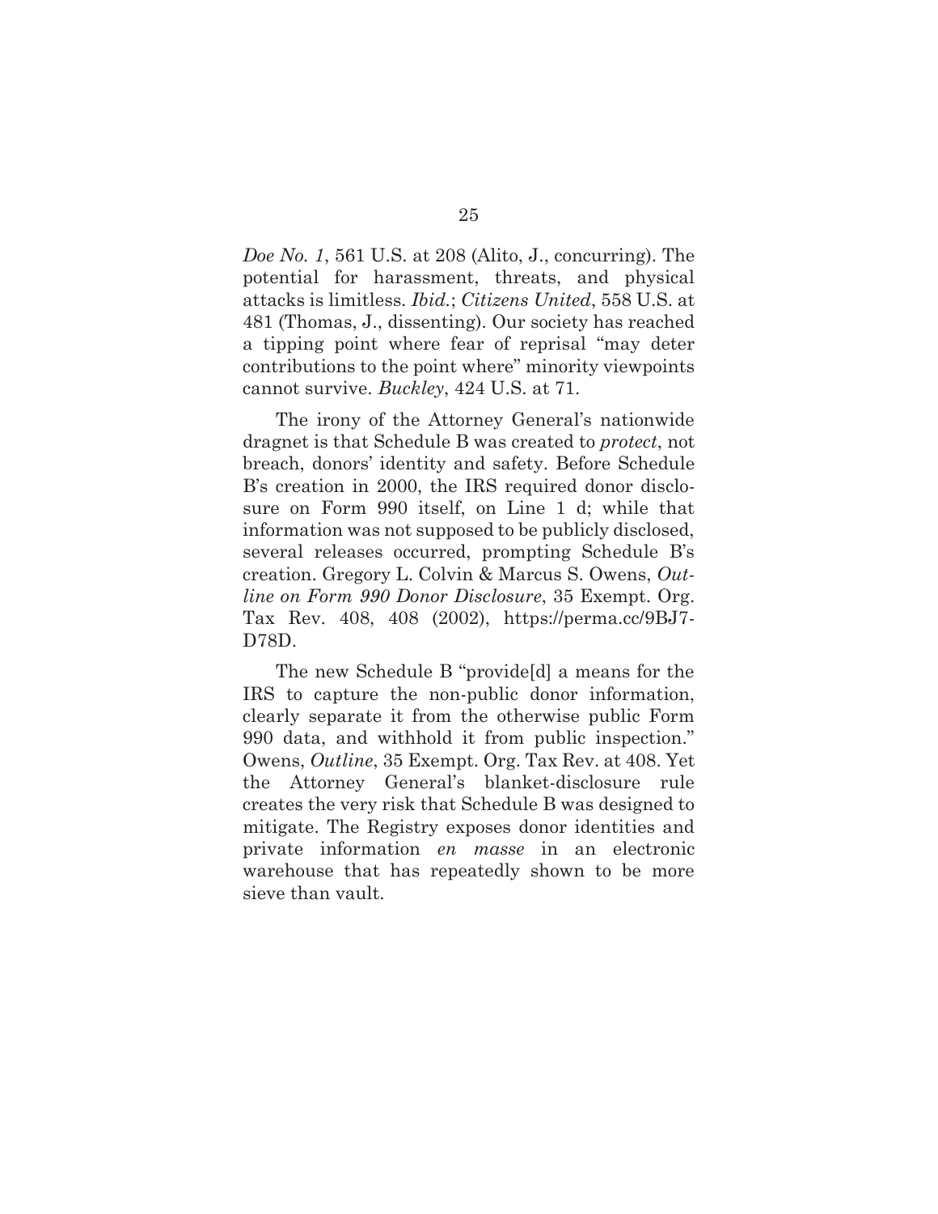*Doe No. 1*, 561 U.S. at 208 (Alito, J., concurring). The potential for harassment, threats, and physical attacks is limitless. *Ibid.*; *Citizens United*, 558 U.S. at 481 (Thomas, J., dissenting). Our society has reached a tipping point where fear of reprisal "may deter contributions to the point where" minority viewpoints cannot survive. *Buckley*, 424 U.S. at 71.

The irony of the Attorney General's nationwide dragnet is that Schedule B was created to *protect*, not breach, donors' identity and safety. Before Schedule B's creation in 2000, the IRS required donor disclosure on Form 990 itself, on Line 1 d; while that information was not supposed to be publicly disclosed, several releases occurred, prompting Schedule B's creation. Gregory L. Colvin & Marcus S. Owens, *Outline on Form 990 Donor Disclosure*, 35 Exempt. Org. Tax Rev. 408, 408 (2002), https://perma.cc/9BJ7-D78D.

The new Schedule B "provide[d] a means for the IRS to capture the non-public donor information, clearly separate it from the otherwise public Form 990 data, and withhold it from public inspection." Owens, *Outline*, 35 Exempt. Org. Tax Rev. at 408. Yet the Attorney General's blanket-disclosure rule creates the very risk that Schedule B was designed to mitigate. The Registry exposes donor identities and private information *en masse* in an electronic warehouse that has repeatedly shown to be more sieve than vault.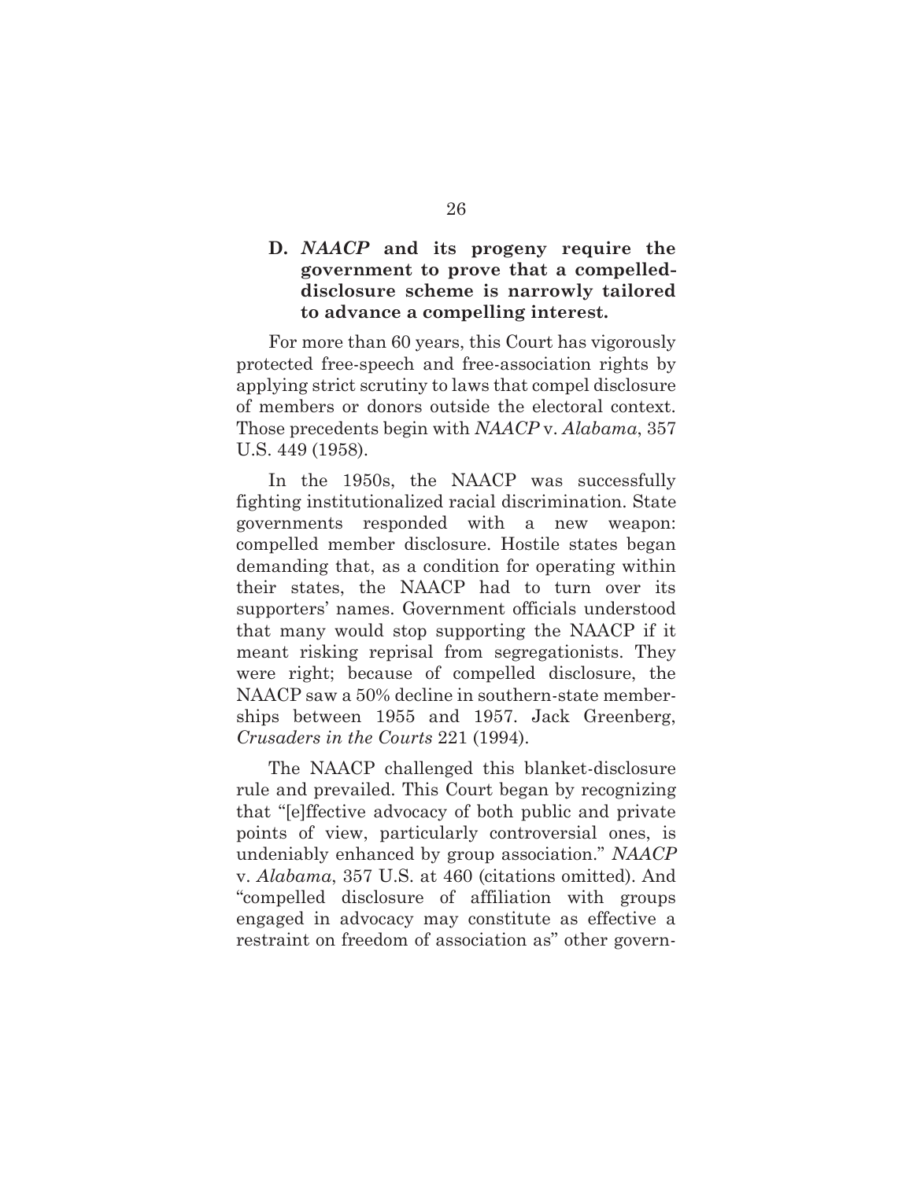### D. *NAACP* and its progeny require the government to prove that a compelled-disclosure scheme is narrowly tailored to advance a compelling interest.

For more than 60 years, this Court has vigorously protected free-speech and free-association rights by applying strict scrutiny to laws that compel disclosure of members or donors outside the electoral context. Those precedents begin with *NAACP* v. *Alabama*, 357 U.S. 449 (1958).

In the 1950s, the NAACP was successfully fighting institutionalized racial discrimination. State governments responded with a new weapon: compelled member disclosure. Hostile states began demanding that, as a condition for operating within their states, the NAACP had to turn over its supporters' names. Government officials understood that many would stop supporting the NAACP if it meant risking reprisal from segregationists. They were right; because of compelled disclosure, the NAACP saw a 50% decline in southern-state memberships between 1955 and 1957. Jack Greenberg, *Crusaders in the Courts* 221 (1994).

The NAACP challenged this blanket-disclosure rule and prevailed. This Court began by recognizing that "[e]ffective advocacy of both public and private points of view, particularly controversial ones, is undeniably enhanced by group association." *NAACP* v. *Alabama*, 357 U.S. at 460 (citations omitted). And "compelled disclosure of affiliation with groups engaged in advocacy may constitute as effective a restraint on freedom of association as" other govern-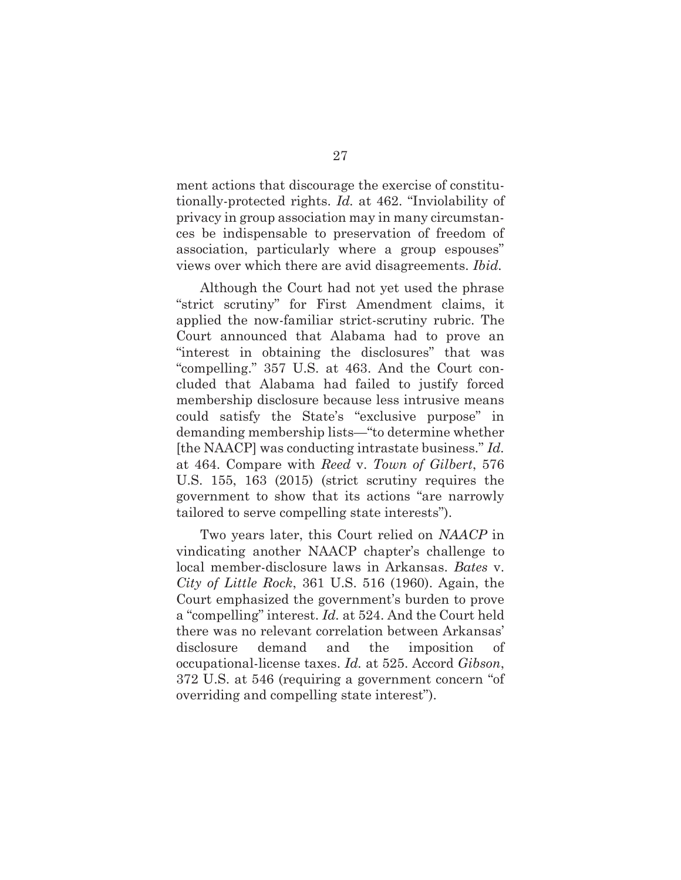ment actions that discourage the exercise of constitutionally-protected rights. *Id.* at 462. "Inviolability of privacy in group association may in many circumstances be indispensable to preservation of freedom of association, particularly where a group espouses" views over which there are avid disagreements. *Ibid.*

Although the Court had not yet used the phrase "strict scrutiny" for First Amendment claims, it applied the now-familiar strict-scrutiny rubric. The Court announced that Alabama had to prove an "interest in obtaining the disclosures" that was "compelling." 357 U.S. at 463. And the Court concluded that Alabama had failed to justify forced membership disclosure because less intrusive means could satisfy the State's "exclusive purpose" in demanding membership lists—"to determine whether [the NAACP] was conducting intrastate business." *Id.* at 464. Compare with *Reed* v. *Town of Gilbert*, 576 U.S. 155, 163 (2015) (strict scrutiny requires the government to show that its actions "are narrowly tailored to serve compelling state interests").

Two years later, this Court relied on *NAACP* in vindicating another NAACP chapter's challenge to local member-disclosure laws in Arkansas. *Bates* v. *City of Little Rock*, 361 U.S. 516 (1960). Again, the Court emphasized the government's burden to prove a "compelling" interest. *Id.* at 524. And the Court held there was no relevant correlation between Arkansas' disclosure demand and the imposition of occupational-license taxes. *Id.* at 525. Accord *Gibson*, 372 U.S. at 546 (requiring a government concern "of overriding and compelling state interest").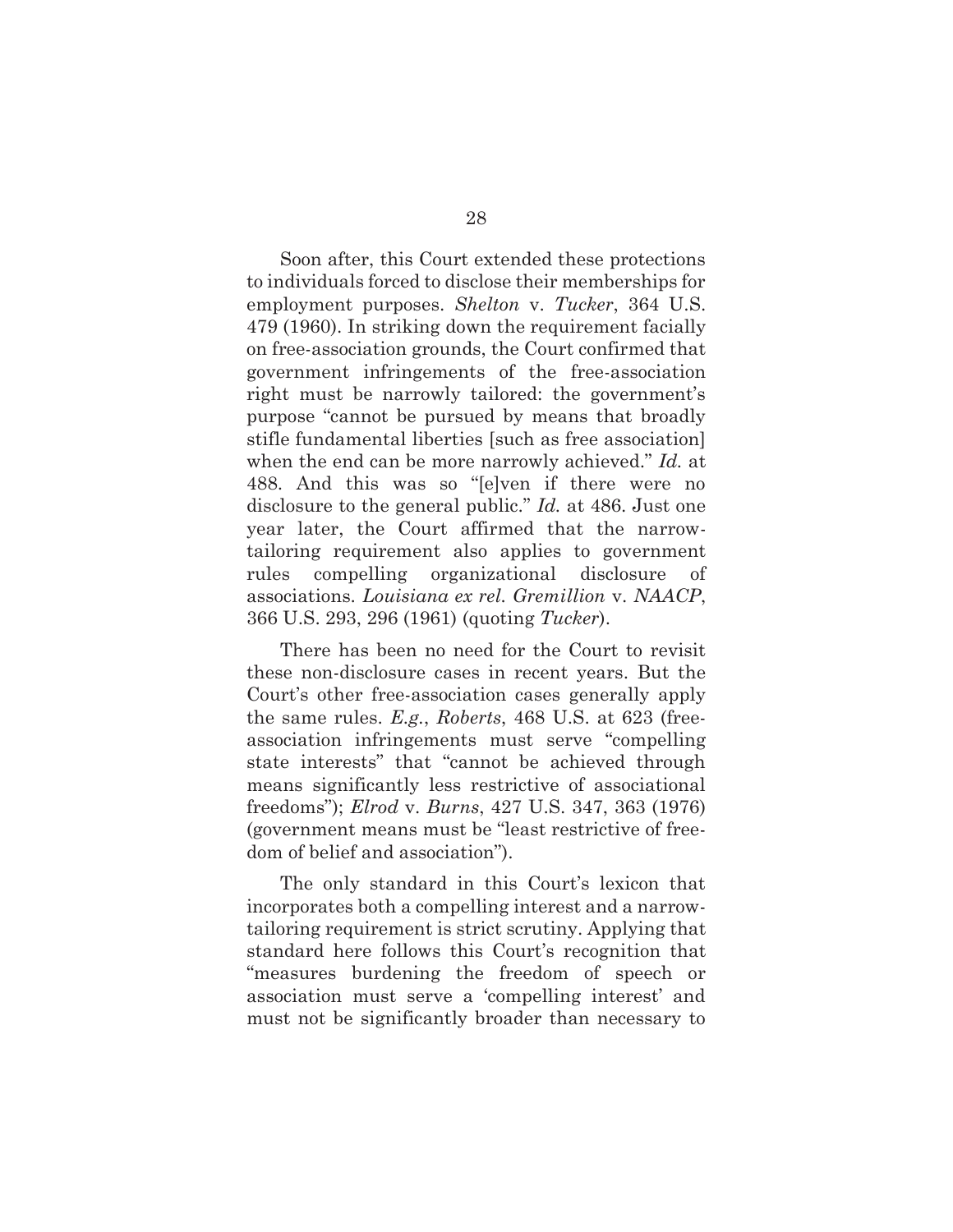Soon after, this Court extended these protections to individuals forced to disclose their memberships for employment purposes. *Shelton* v. *Tucker*, 364 U.S. 479 (1960). In striking down the requirement facially on free-association grounds, the Court confirmed that government infringements of the free-association right must be narrowly tailored: the government's purpose "cannot be pursued by means that broadly stifle fundamental liberties [such as free association] when the end can be more narrowly achieved." *Id.* at 488. And this was so "[e]ven if there were no disclosure to the general public." *Id.* at 486. Just one year later, the Court affirmed that the narrow-tailoring requirement also applies to government rules compelling organizational disclosure of associations. *Louisiana ex rel. Gremillion* v. *NAACP*, 366 U.S. 293, 296 (1961) (quoting *Tucker*).

There has been no need for the Court to revisit these non-disclosure cases in recent years. But the Court's other free-association cases generally apply the same rules. *E.g.*, *Roberts*, 468 U.S. at 623 (free-association infringements must serve "compelling state interests" that "cannot be achieved through means significantly less restrictive of associational freedoms"); *Elrod* v. *Burns*, 427 U.S. 347, 363 (1976) (government means must be "least restrictive of freedom of belief and association").

The only standard in this Court's lexicon that incorporates both a compelling interest and a narrow-tailoring requirement is strict scrutiny. Applying that standard here follows this Court's recognition that "measures burdening the freedom of speech or association must serve a 'compelling interest' and must not be significantly broader than necessary to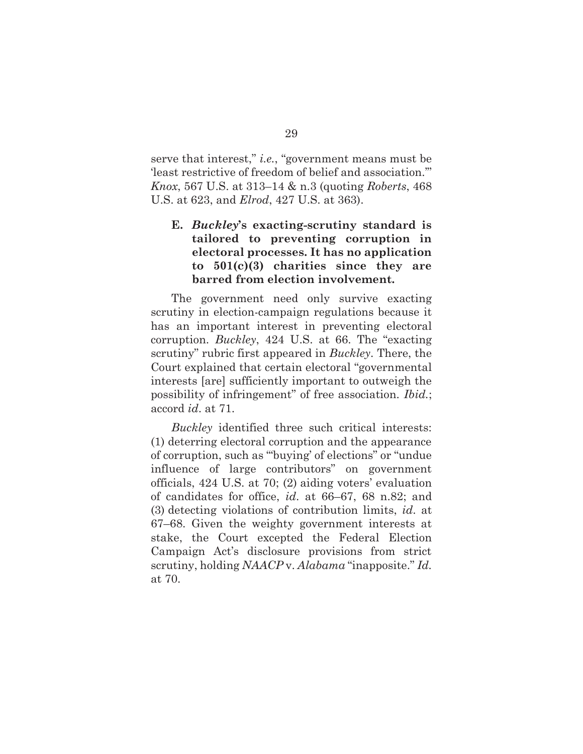serve that interest," *i.e.*, "government means must be 'least restrictive of freedom of belief and association.'" *Knox*, 567 U.S. at 313–14 & n.3 (quoting *Roberts*, 468 U.S. at 623, and *Elrod*, 427 U.S. at 363).

### E. *Buckley*'s exacting-scrutiny standard is tailored to preventing corruption in electoral processes. It has no application to 501(c)(3) charities since they are barred from election involvement.

The government need only survive exacting scrutiny in election-campaign regulations because it has an important interest in preventing electoral corruption. *Buckley*, 424 U.S. at 66. The "exacting scrutiny" rubric first appeared in *Buckley*. There, the Court explained that certain electoral "governmental interests [are] sufficiently important to outweigh the possibility of infringement" of free association. *Ibid.*; accord *id*. at 71.

*Buckley* identified three such critical interests: (1) deterring electoral corruption and the appearance of corruption, such as "'buying' of elections" or "undue influence of large contributors" on government officials, 424 U.S. at 70; (2) aiding voters' evaluation of candidates for office, *id*. at 66–67, 68 n.82; and (3) detecting violations of contribution limits, *id*. at 67–68. Given the weighty government interests at stake, the Court excepted the Federal Election Campaign Act's disclosure provisions from strict scrutiny, holding *NAACP* v. *Alabama* "inapposite." *Id.* at 70.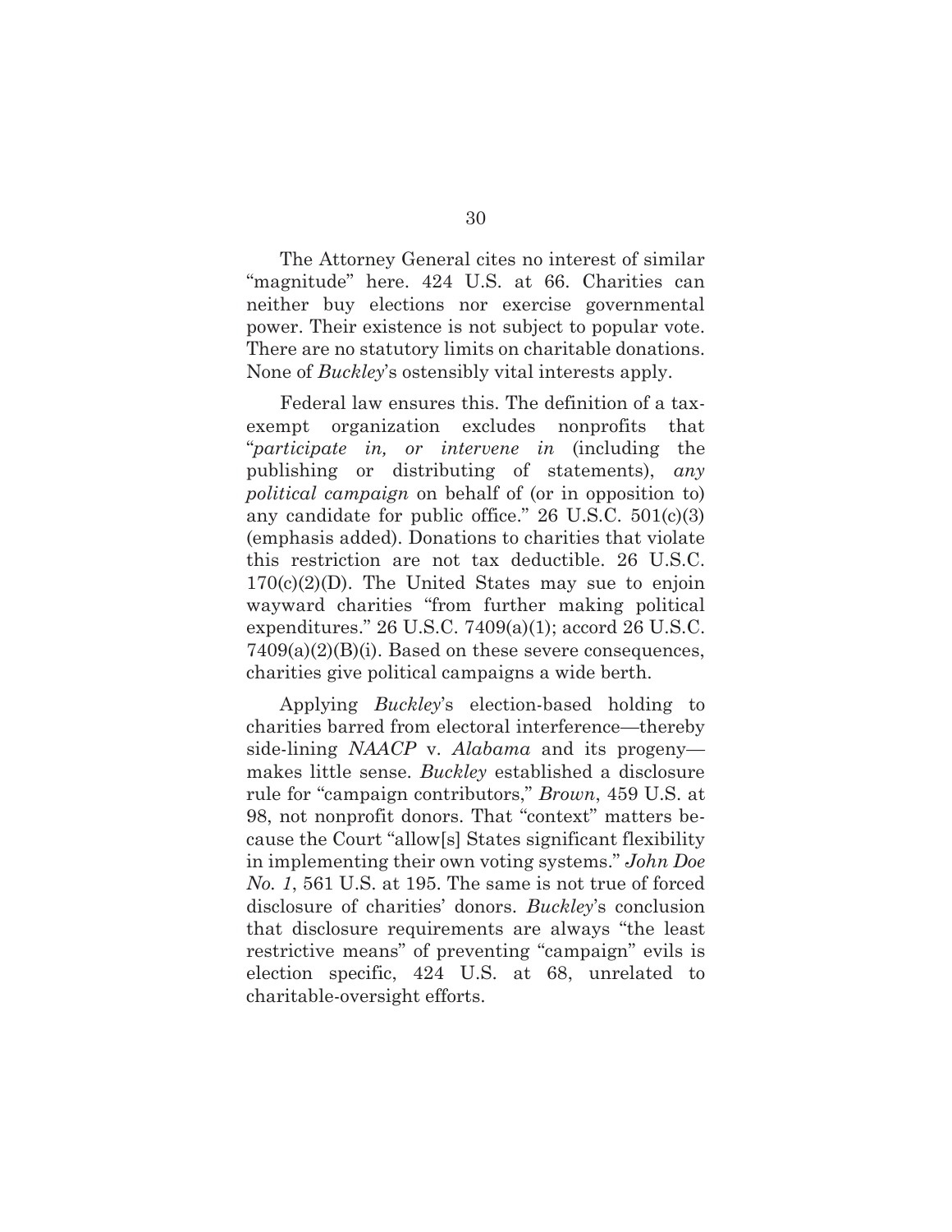The Attorney General cites no interest of similar "magnitude" here. 424 U.S. at 66. Charities can neither buy elections nor exercise governmental power. Their existence is not subject to popular vote. There are no statutory limits on charitable donations. None of *Buckley*'s ostensibly vital interests apply.

Federal law ensures this. The definition of a tax-exempt organization excludes nonprofits that "*participate in, or intervene in* (including the publishing or distributing of statements), *any political campaign* on behalf of (or in opposition to) any candidate for public office." 26 U.S.C. 501(c)(3) (emphasis added). Donations to charities that violate this restriction are not tax deductible. 26 U.S.C. 170(c)(2)(D). The United States may sue to enjoin wayward charities "from further making political expenditures." 26 U.S.C. 7409(a)(1); accord 26 U.S.C. 7409(a)(2)(B)(i). Based on these severe consequences, charities give political campaigns a wide berth.

Applying *Buckley*'s election-based holding to charities barred from electoral interference—thereby side-lining *NAACP* v. *Alabama* and its progeny—makes little sense. *Buckley* established a disclosure rule for "campaign contributors," *Brown*, 459 U.S. at 98, not nonprofit donors. That "context" matters because the Court "allow[s] States significant flexibility in implementing their own voting systems." *John Doe No. 1*, 561 U.S. at 195. The same is not true of forced disclosure of charities' donors. *Buckley*'s conclusion that disclosure requirements are always "the least restrictive means" of preventing "campaign" evils is election specific, 424 U.S. at 68, unrelated to charitable-oversight efforts.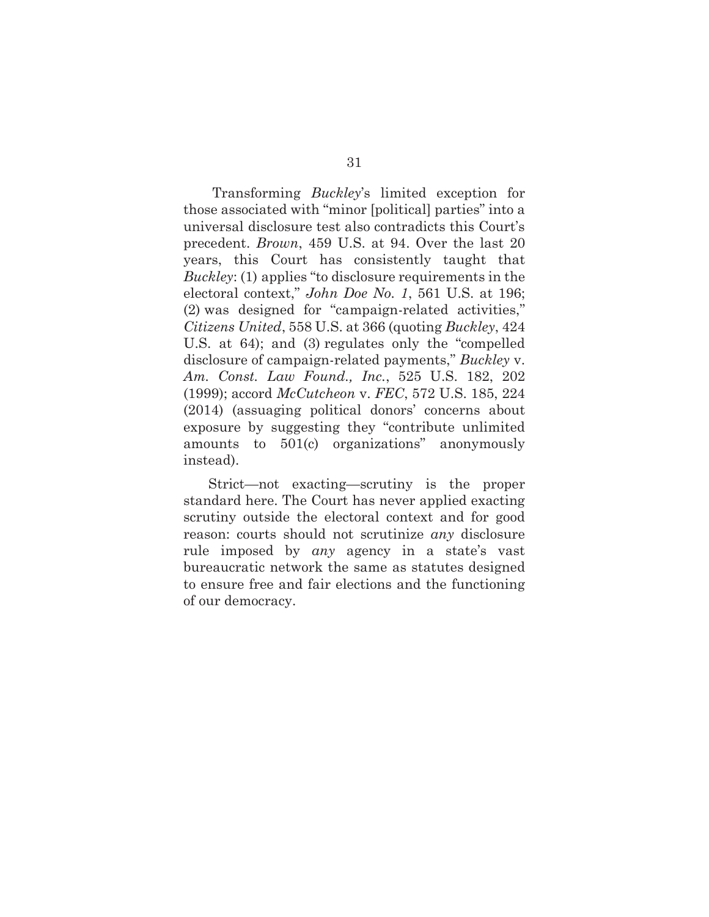Transforming *Buckley*'s limited exception for those associated with "minor [political] parties" into a universal disclosure test also contradicts this Court's precedent. *Brown*, 459 U.S. at 94. Over the last 20 years, this Court has consistently taught that *Buckley*: (1) applies "to disclosure requirements in the electoral context," *John Doe No. 1*, 561 U.S. at 196; (2) was designed for "campaign-related activities," *Citizens United*, 558 U.S. at 366 (quoting *Buckley*, 424 U.S. at 64); and (3) regulates only the "compelled disclosure of campaign-related payments," *Buckley* v. *Am. Const. Law Found., Inc.*, 525 U.S. 182, 202 (1999); accord *McCutcheon* v. *FEC*, 572 U.S. 185, 224 (2014) (assuaging political donors' concerns about exposure by suggesting they "contribute unlimited amounts to 501(c) organizations" anonymously instead).

Strict—not exacting—scrutiny is the proper standard here. The Court has never applied exacting scrutiny outside the electoral context and for good reason: courts should not scrutinize *any* disclosure rule imposed by *any* agency in a state's vast bureaucratic network the same as statutes designed to ensure free and fair elections and the functioning of our democracy.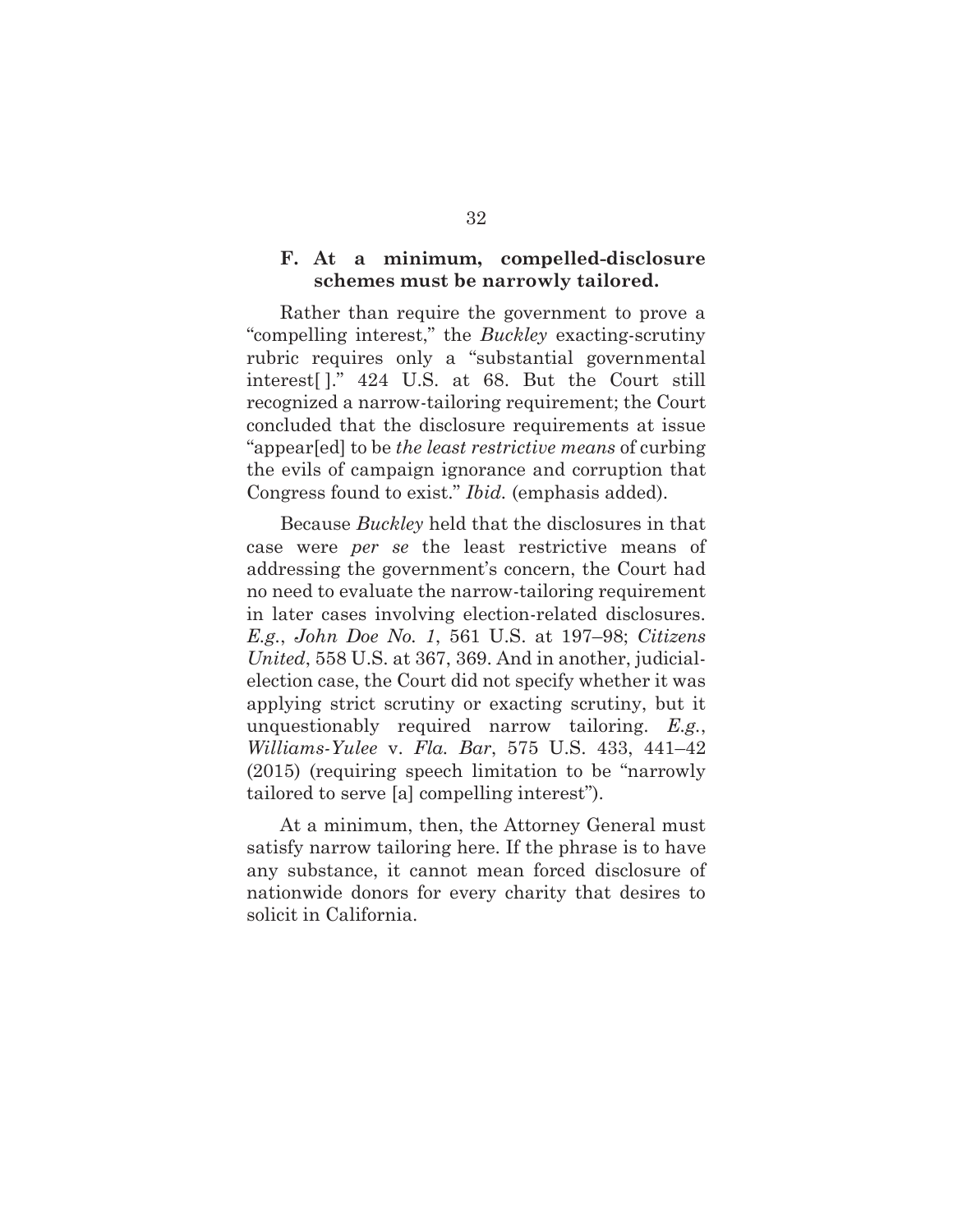### F. At a minimum, compelled-disclosure schemes must be narrowly tailored.

Rather than require the government to prove a "compelling interest," the *Buckley* exacting-scrutiny rubric requires only a "substantial governmental interest[ ]." 424 U.S. at 68. But the Court still recognized a narrow-tailoring requirement; the Court concluded that the disclosure requirements at issue "appear[ed] to be *the least restrictive means* of curbing the evils of campaign ignorance and corruption that Congress found to exist." *Ibid.* (emphasis added).

Because *Buckley* held that the disclosures in that case were *per se* the least restrictive means of addressing the government's concern, the Court had no need to evaluate the narrow-tailoring requirement in later cases involving election-related disclosures. *E.g.*, *John Doe No. 1*, 561 U.S. at 197–98; *Citizens United*, 558 U.S. at 367, 369. And in another, judicial-election case, the Court did not specify whether it was applying strict scrutiny or exacting scrutiny, but it unquestionably required narrow tailoring. *E.g.*, *Williams-Yulee* v. *Fla. Bar*, 575 U.S. 433, 441–42 (2015) (requiring speech limitation to be "narrowly tailored to serve [a] compelling interest").

At a minimum, then, the Attorney General must satisfy narrow tailoring here. If the phrase is to have any substance, it cannot mean forced disclosure of nationwide donors for every charity that desires to solicit in California.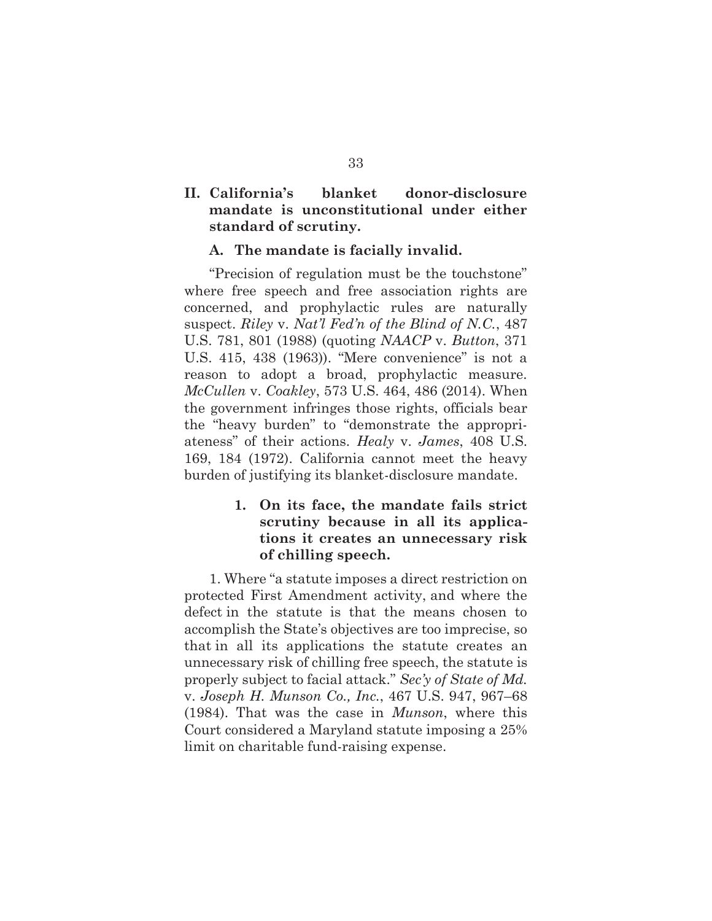## II. California's blanket donor-disclosure mandate is unconstitutional under either standard of scrutiny.

### A. The mandate is facially invalid.

"Precision of regulation must be the touchstone" where free speech and free association rights are concerned, and prophylactic rules are naturally suspect. *Riley* v. *Nat'l Fed'n of the Blind of N.C.*, 487 U.S. 781, 801 (1988) (quoting *NAACP* v. *Button*, 371 U.S. 415, 438 (1963)). "Mere convenience" is not a reason to adopt a broad, prophylactic measure. *McCullen* v. *Coakley*, 573 U.S. 464, 486 (2014). When the government infringes those rights, officials bear the "heavy burden" to "demonstrate the appropriateness" of their actions. *Healy* v. *James*, 408 U.S. 169, 184 (1972). California cannot meet the heavy burden of justifying its blanket-disclosure mandate.

#### 1. On its face, the mandate fails strict scrutiny because in all its applications it creates an unnecessary risk of chilling speech.

1. Where "a statute imposes a direct restriction on protected First Amendment activity, and where the defect in the statute is that the means chosen to accomplish the State's objectives are too imprecise, so that in all its applications the statute creates an unnecessary risk of chilling free speech, the statute is properly subject to facial attack." *Sec'y of State of Md.* v. *Joseph H. Munson Co., Inc.*, 467 U.S. 947, 967–68 (1984). That was the case in *Munson*, where this Court considered a Maryland statute imposing a 25% limit on charitable fund-raising expense.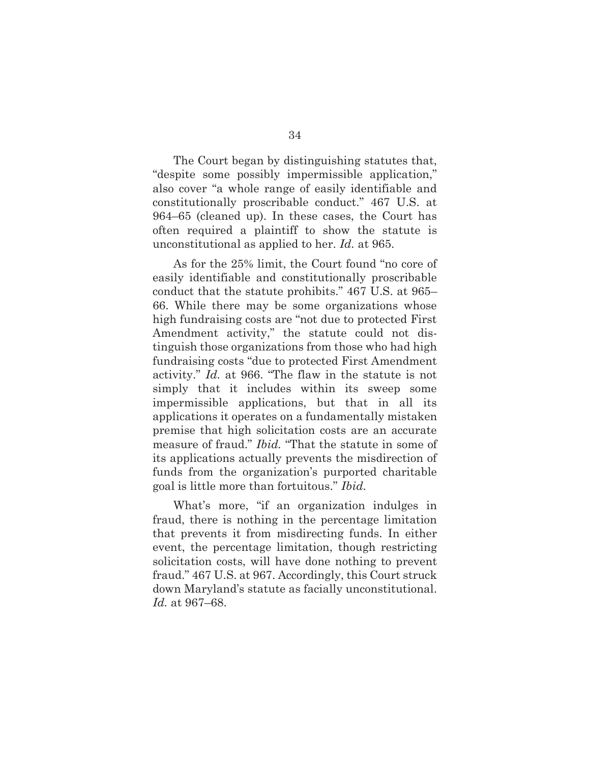The Court began by distinguishing statutes that, "despite some possibly impermissible application," also cover "a whole range of easily identifiable and constitutionally proscribable conduct." 467 U.S. at 964–65 (cleaned up). In these cases, the Court has often required a plaintiff to show the statute is unconstitutional as applied to her. *Id.* at 965.

As for the 25% limit, the Court found "no core of easily identifiable and constitutionally proscribable conduct that the statute prohibits." 467 U.S. at 965–66. While there may be some organizations whose high fundraising costs are "not due to protected First Amendment activity," the statute could not distinguish those organizations from those who had high fundraising costs "due to protected First Amendment activity." *Id.* at 966. "The flaw in the statute is not simply that it includes within its sweep some impermissible applications, but that in all its applications it operates on a fundamentally mistaken premise that high solicitation costs are an accurate measure of fraud." *Ibid.* "That the statute in some of its applications actually prevents the misdirection of funds from the organization's purported charitable goal is little more than fortuitous." *Ibid.*

What's more, "if an organization indulges in fraud, there is nothing in the percentage limitation that prevents it from misdirecting funds. In either event, the percentage limitation, though restricting solicitation costs, will have done nothing to prevent fraud." 467 U.S. at 967. Accordingly, this Court struck down Maryland's statute as facially unconstitutional. *Id.* at 967–68.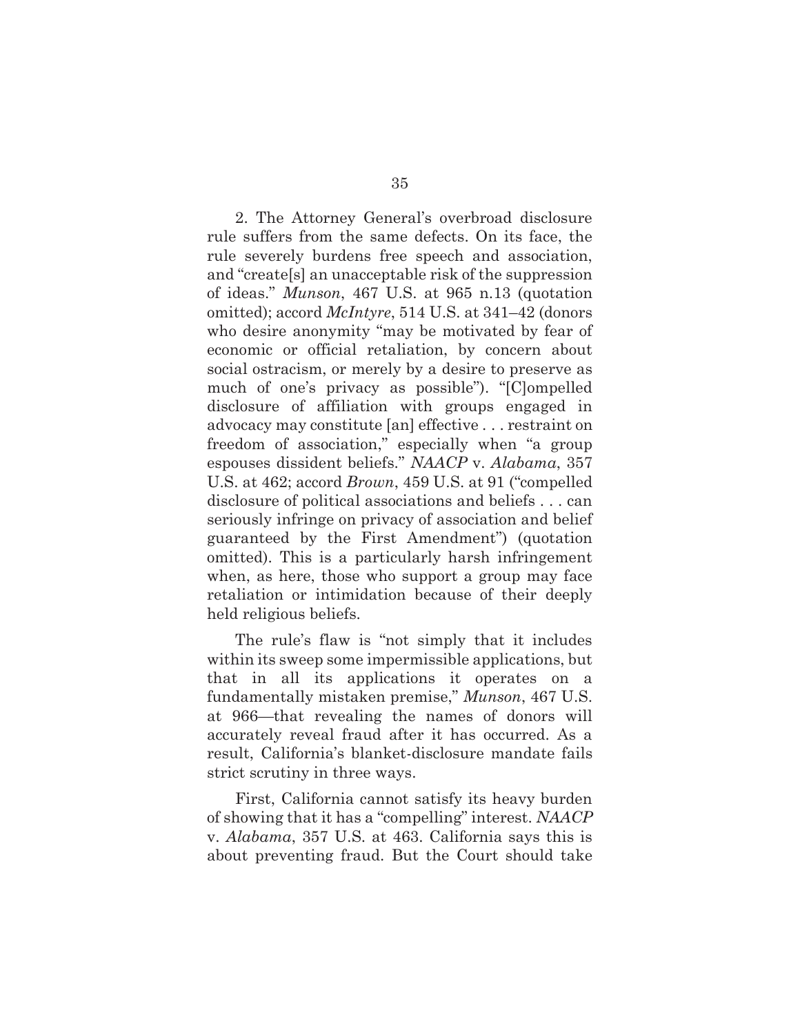2. The Attorney General's overbroad disclosure rule suffers from the same defects. On its face, the rule severely burdens free speech and association, and "create[s] an unacceptable risk of the suppression of ideas." *Munson*, 467 U.S. at 965 n.13 (quotation omitted); accord *McIntyre*, 514 U.S. at 341–42 (donors who desire anonymity "may be motivated by fear of economic or official retaliation, by concern about social ostracism, or merely by a desire to preserve as much of one's privacy as possible"). "[C]ompelled disclosure of affiliation with groups engaged in advocacy may constitute [an] effective . . . restraint on freedom of association," especially when "a group espouses dissident beliefs." *NAACP* v. *Alabama*, 357 U.S. at 462; accord *Brown*, 459 U.S. at 91 ("compelled disclosure of political associations and beliefs . . . can seriously infringe on privacy of association and belief guaranteed by the First Amendment") (quotation omitted). This is a particularly harsh infringement when, as here, those who support a group may face retaliation or intimidation because of their deeply held religious beliefs.

The rule's flaw is "not simply that it includes within its sweep some impermissible applications, but that in all its applications it operates on a fundamentally mistaken premise," *Munson*, 467 U.S. at 966—that revealing the names of donors will accurately reveal fraud after it has occurred. As a result, California's blanket-disclosure mandate fails strict scrutiny in three ways.

First, California cannot satisfy its heavy burden of showing that it has a "compelling" interest. *NAACP* v. *Alabama*, 357 U.S. at 463. California says this is about preventing fraud. But the Court should take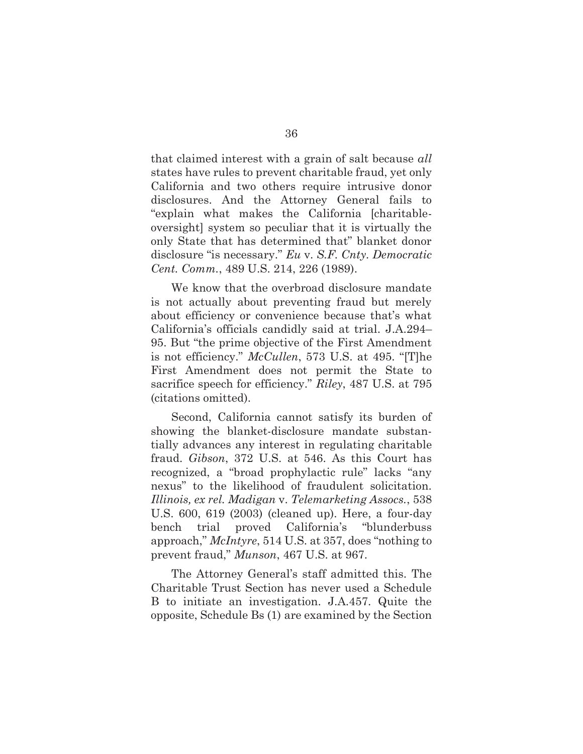that claimed interest with a grain of salt because *all* states have rules to prevent charitable fraud, yet only California and two others require intrusive donor disclosures. And the Attorney General fails to "explain what makes the California [charitable-oversight] system so peculiar that it is virtually the only State that has determined that" blanket donor disclosure "is necessary." *Eu* v. *S.F. Cnty. Democratic Cent. Comm.*, 489 U.S. 214, 226 (1989).

We know that the overbroad disclosure mandate is not actually about preventing fraud but merely about efficiency or convenience because that's what California's officials candidly said at trial. J.A.294–95. But "the prime objective of the First Amendment is not efficiency." *McCullen*, 573 U.S. at 495. "[T]he First Amendment does not permit the State to sacrifice speech for efficiency." *Riley*, 487 U.S. at 795 (citations omitted).

Second, California cannot satisfy its burden of showing the blanket-disclosure mandate substantially advances any interest in regulating charitable fraud. *Gibson*, 372 U.S. at 546. As this Court has recognized, a "broad prophylactic rule" lacks "any nexus" to the likelihood of fraudulent solicitation. *Illinois, ex rel. Madigan* v. *Telemarketing Assocs.*, 538 U.S. 600, 619 (2003) (cleaned up). Here, a four-day bench trial proved California's "blunderbuss approach," *McIntyre*, 514 U.S. at 357, does "nothing to prevent fraud," *Munson*, 467 U.S. at 967.

The Attorney General's staff admitted this. The Charitable Trust Section has never used a Schedule B to initiate an investigation. J.A.457. Quite the opposite, Schedule Bs (1) are examined by the Section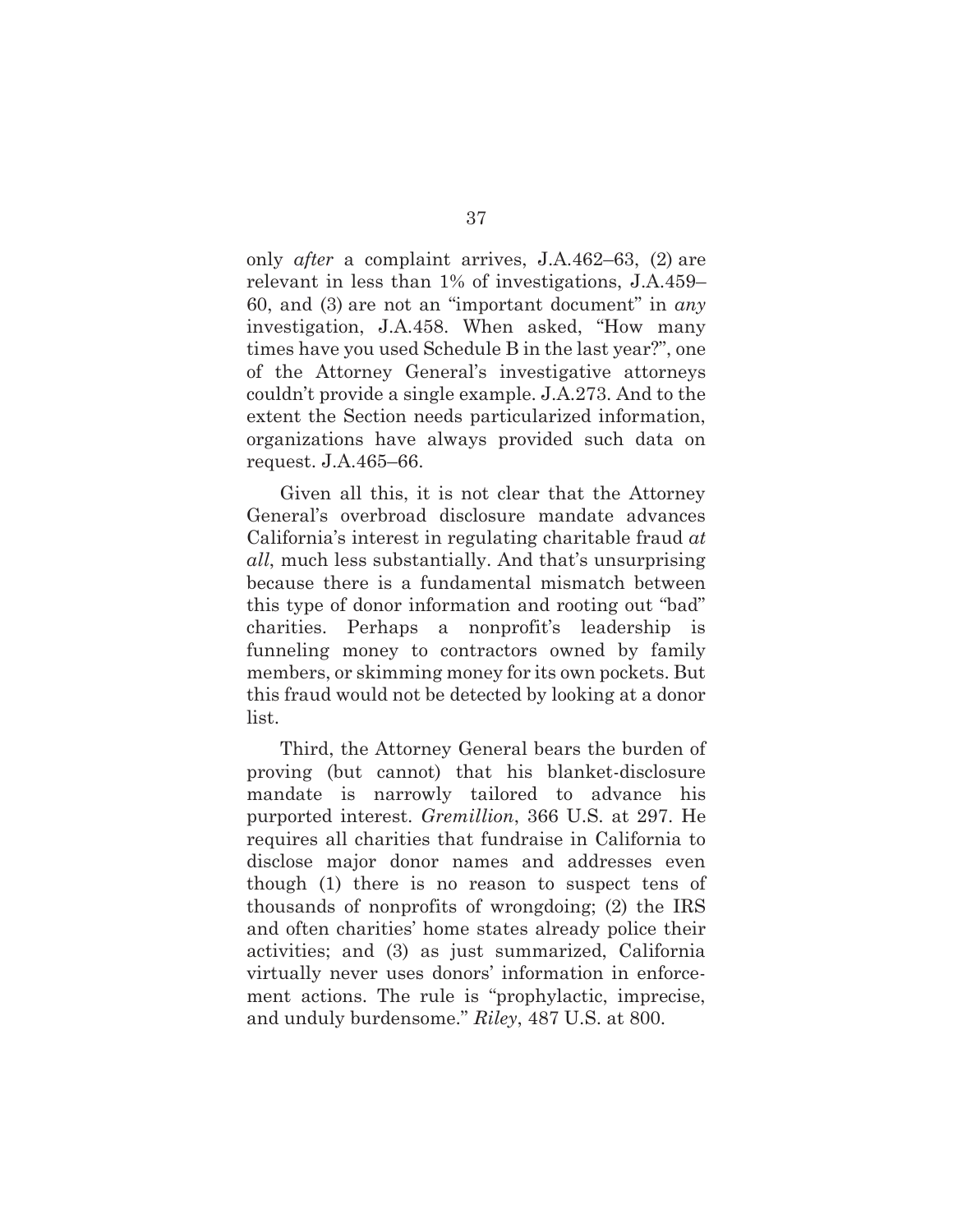only *after* a complaint arrives, J.A.462–63, (2) are relevant in less than 1% of investigations, J.A.459–60, and (3) are not an "important document" in *any* investigation, J.A.458. When asked, "How many times have you used Schedule B in the last year?", one of the Attorney General's investigative attorneys couldn't provide a single example. J.A.273. And to the extent the Section needs particularized information, organizations have always provided such data on request. J.A.465–66.

Given all this, it is not clear that the Attorney General's overbroad disclosure mandate advances California's interest in regulating charitable fraud *at all*, much less substantially. And that's unsurprising because there is a fundamental mismatch between this type of donor information and rooting out "bad" charities. Perhaps a nonprofit's leadership is funneling money to contractors owned by family members, or skimming money for its own pockets. But this fraud would not be detected by looking at a donor list.

Third, the Attorney General bears the burden of proving (but cannot) that his blanket-disclosure mandate is narrowly tailored to advance his purported interest. *Gremillion*, 366 U.S. at 297. He requires all charities that fundraise in California to disclose major donor names and addresses even though (1) there is no reason to suspect tens of thousands of nonprofits of wrongdoing; (2) the IRS and often charities' home states already police their activities; and (3) as just summarized, California virtually never uses donors' information in enforcement actions. The rule is "prophylactic, imprecise, and unduly burdensome." *Riley*, 487 U.S. at 800.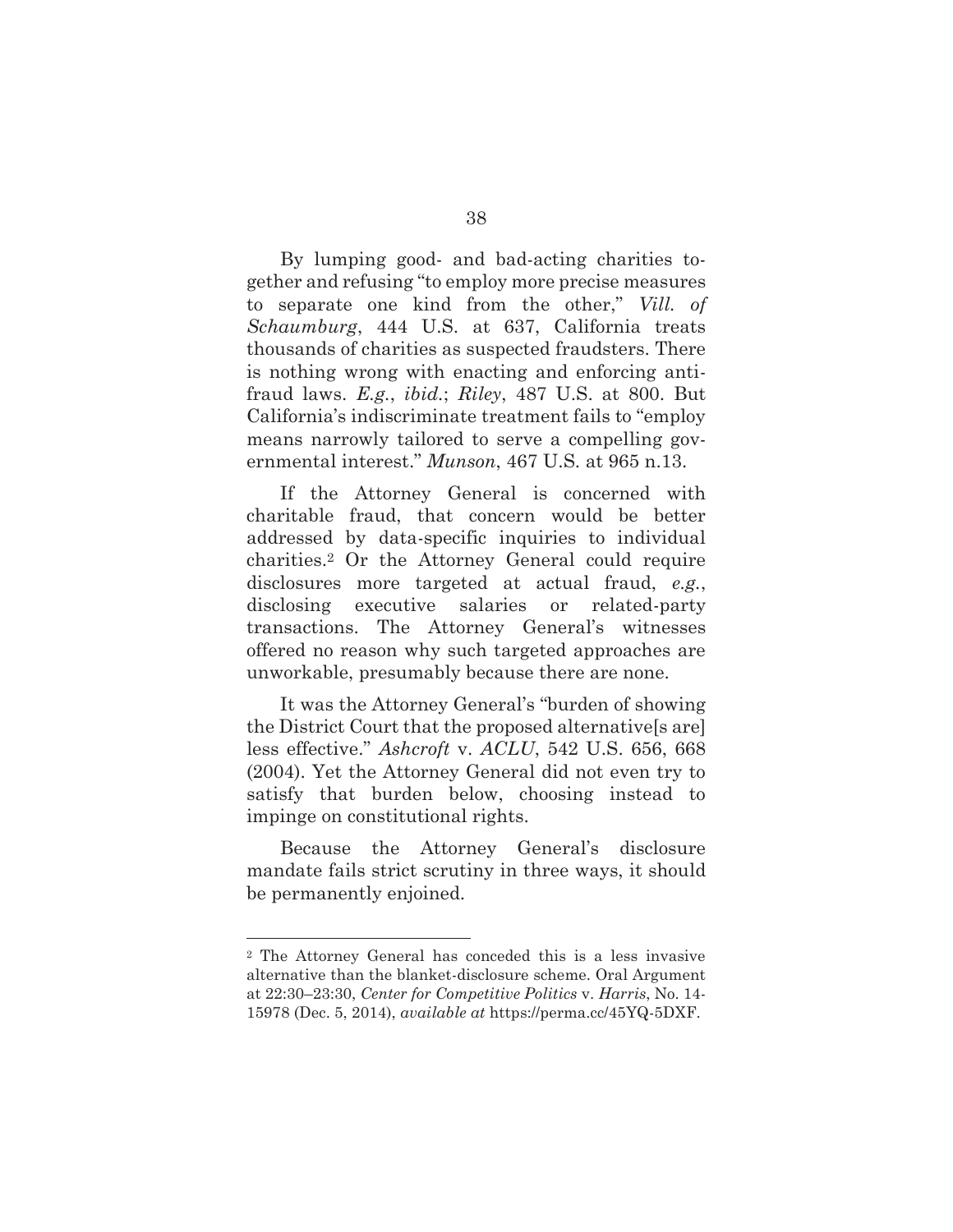By lumping good- and bad-acting charities together and refusing "to employ more precise measures to separate one kind from the other," *Vill. of Schaumburg*, 444 U.S. at 637, California treats thousands of charities as suspected fraudsters. There is nothing wrong with enacting and enforcing anti-fraud laws. *E.g.*, *ibid.*; *Riley*, 487 U.S. at 800. But California's indiscriminate treatment fails to "employ means narrowly tailored to serve a compelling governmental interest." *Munson*, 467 U.S. at 965 n.13.

If the Attorney General is concerned with charitable fraud, that concern would be better addressed by data-specific inquiries to individual charities.[2] Or the Attorney General could require disclosures more targeted at actual fraud, *e.g.*, disclosing executive salaries or related-party transactions. The Attorney General's witnesses offered no reason why such targeted approaches are unworkable, presumably because there are none.

It was the Attorney General's "burden of showing the District Court that the proposed alternative[s are] less effective." *Ashcroft* v. *ACLU*, 542 U.S. 656, 668 (2004). Yet the Attorney General did not even try to satisfy that burden below, choosing instead to impinge on constitutional rights.

Because the Attorney General's disclosure mandate fails strict scrutiny in three ways, it should be permanently enjoined.

---

[2] The Attorney General has conceded this is a less invasive alternative than the blanket-disclosure scheme. Oral Argument at 22:30–23:30, *Center for Competitive Politics* v. *Harris*, No. 14-15978 (Dec. 5, 2014), *available at* https://perma.cc/45YQ-5DXF.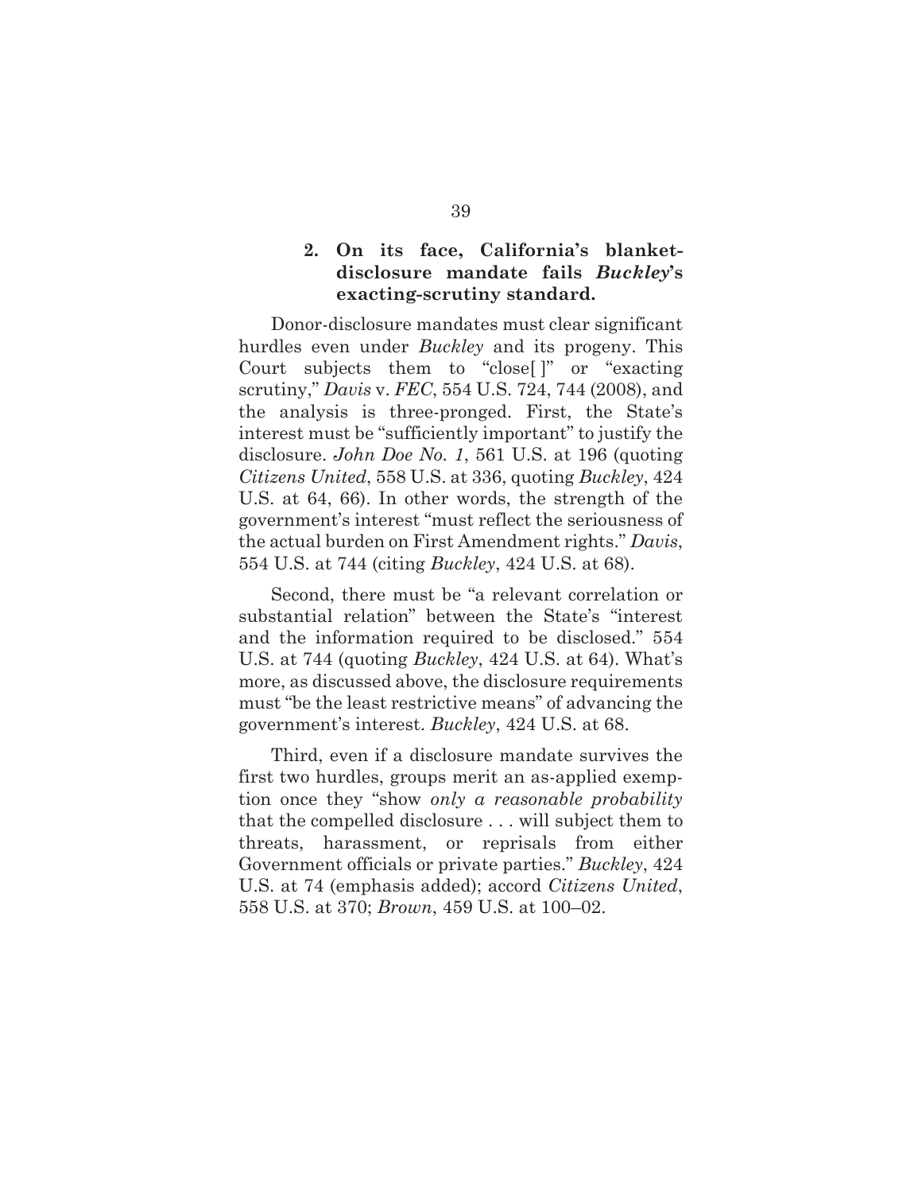### 2. On its face, California's blanket-disclosure mandate fails *Buckley*'s exacting-scrutiny standard.

Donor-disclosure mandates must clear significant hurdles even under *Buckley* and its progeny. This Court subjects them to "close[ ]" or "exacting scrutiny," *Davis* v. *FEC*, 554 U.S. 724, 744 (2008), and the analysis is three-pronged. First, the State's interest must be "sufficiently important" to justify the disclosure. *John Doe No. 1*, 561 U.S. at 196 (quoting *Citizens United*, 558 U.S. at 336, quoting *Buckley*, 424 U.S. at 64, 66). In other words, the strength of the government's interest "must reflect the seriousness of the actual burden on First Amendment rights." *Davis*, 554 U.S. at 744 (citing *Buckley*, 424 U.S. at 68).

Second, there must be "a relevant correlation or substantial relation" between the State's "interest and the information required to be disclosed." 554 U.S. at 744 (quoting *Buckley*, 424 U.S. at 64). What's more, as discussed above, the disclosure requirements must "be the least restrictive means" of advancing the government's interest. *Buckley*, 424 U.S. at 68.

Third, even if a disclosure mandate survives the first two hurdles, groups merit an as-applied exemption once they "show *only a reasonable probability* that the compelled disclosure . . . will subject them to threats, harassment, or reprisals from either Government officials or private parties." *Buckley*, 424 U.S. at 74 (emphasis added); accord *Citizens United*, 558 U.S. at 370; *Brown*, 459 U.S. at 100–02.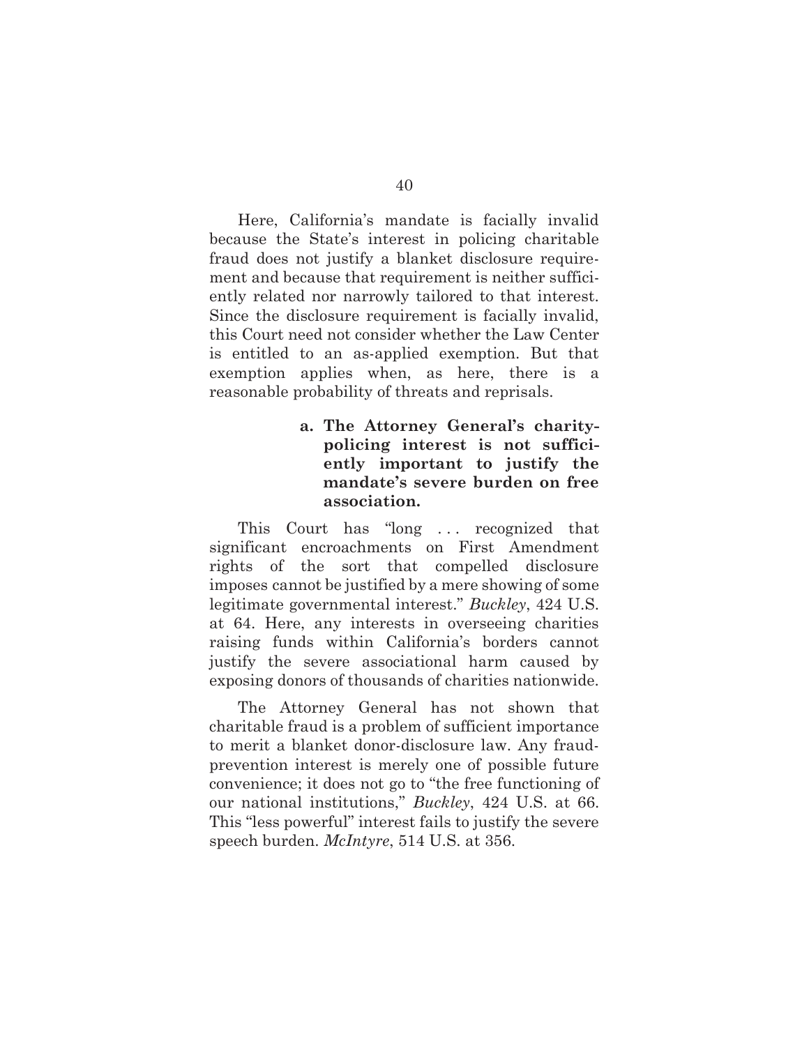Here, California's mandate is facially invalid because the State's interest in policing charitable fraud does not justify a blanket disclosure requirement and because that requirement is neither sufficiently related nor narrowly tailored to that interest. Since the disclosure requirement is facially invalid, this Court need not consider whether the Law Center is entitled to an as-applied exemption. But that exemption applies when, as here, there is a reasonable probability of threats and reprisals.

**a. The Attorney General's charity-policing interest is not sufficiently important to justify the mandate's severe burden on free association.**

This Court has "long . . . recognized that significant encroachments on First Amendment rights of the sort that compelled disclosure imposes cannot be justified by a mere showing of some legitimate governmental interest." *Buckley*, 424 U.S. at 64. Here, any interests in overseeing charities raising funds within California's borders cannot justify the severe associational harm caused by exposing donors of thousands of charities nationwide.

The Attorney General has not shown that charitable fraud is a problem of sufficient importance to merit a blanket donor-disclosure law. Any fraud-prevention interest is merely one of possible future convenience; it does not go to "the free functioning of our national institutions," *Buckley*, 424 U.S. at 66. This "less powerful" interest fails to justify the severe speech burden. *McIntyre*, 514 U.S. at 356.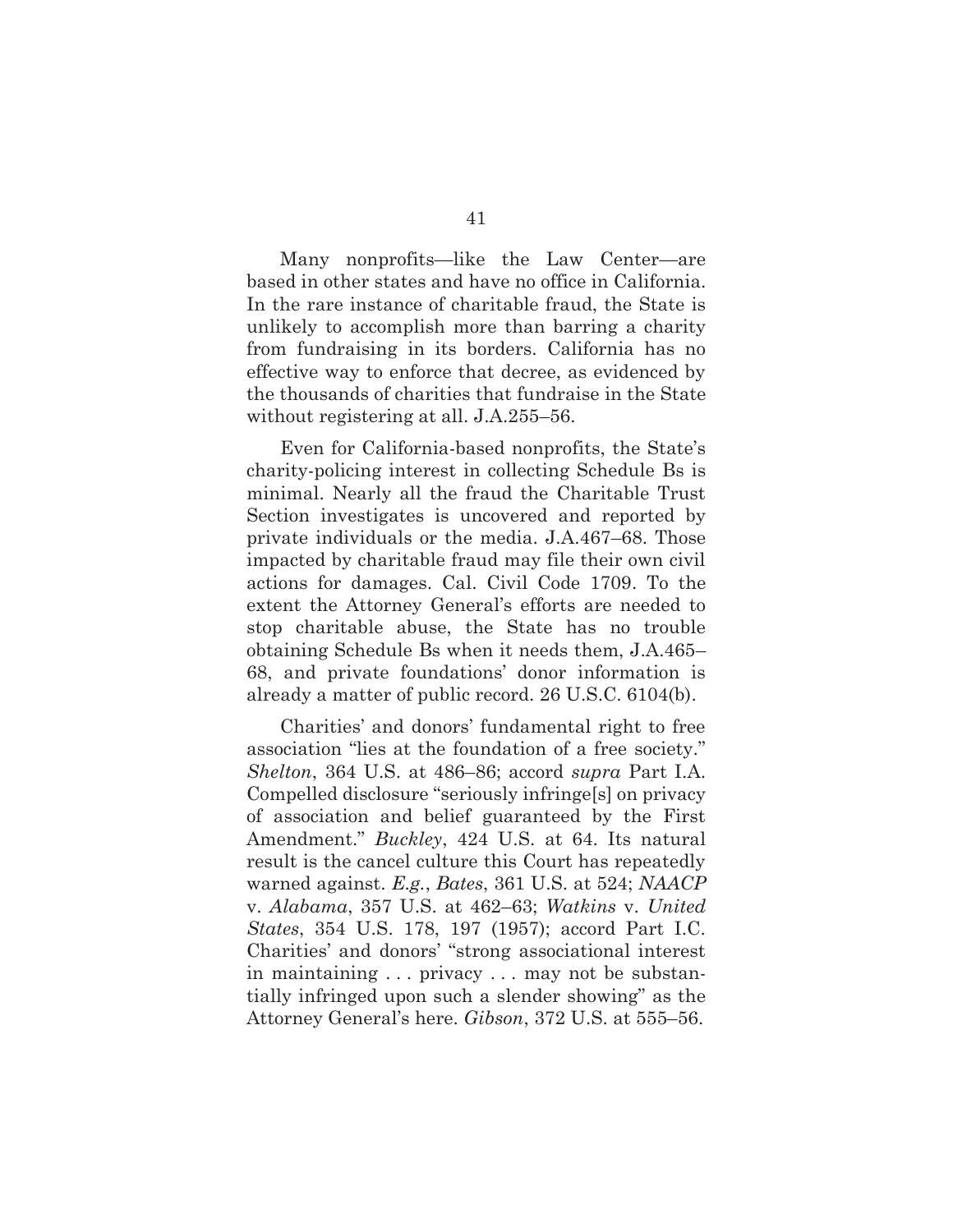Many nonprofits—like the Law Center—are based in other states and have no office in California. In the rare instance of charitable fraud, the State is unlikely to accomplish more than barring a charity from fundraising in its borders. California has no effective way to enforce that decree, as evidenced by the thousands of charities that fundraise in the State without registering at all. J.A.255–56.

Even for California-based nonprofits, the State's charity-policing interest in collecting Schedule Bs is minimal. Nearly all the fraud the Charitable Trust Section investigates is uncovered and reported by private individuals or the media. J.A.467–68. Those impacted by charitable fraud may file their own civil actions for damages. Cal. Civil Code 1709. To the extent the Attorney General's efforts are needed to stop charitable abuse, the State has no trouble obtaining Schedule Bs when it needs them, J.A.465–68, and private foundations' donor information is already a matter of public record. 26 U.S.C. 6104(b).

Charities' and donors' fundamental right to free association "lies at the foundation of a free society." *Shelton*, 364 U.S. at 486–86; accord *supra* Part I.A. Compelled disclosure "seriously infringe[s] on privacy of association and belief guaranteed by the First Amendment." *Buckley*, 424 U.S. at 64. Its natural result is the cancel culture this Court has repeatedly warned against. *E.g.*, *Bates*, 361 U.S. at 524; *NAACP* v. *Alabama*, 357 U.S. at 462–63; *Watkins* v. *United States*, 354 U.S. 178, 197 (1957); accord Part I.C. Charities' and donors' "strong associational interest in maintaining . . . privacy . . . may not be substantially infringed upon such a slender showing" as the Attorney General's here. *Gibson*, 372 U.S. at 555–56.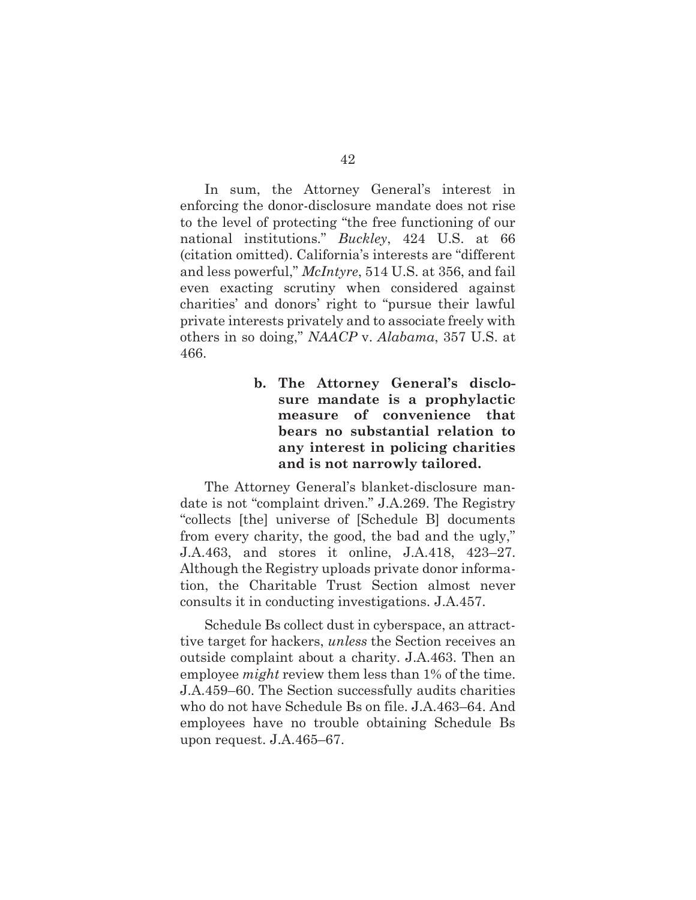In sum, the Attorney General's interest in enforcing the donor-disclosure mandate does not rise to the level of protecting "the free functioning of our national institutions." *Buckley*, 424 U.S. at 66 (citation omitted). California's interests are "different and less powerful," *McIntyre*, 514 U.S. at 356, and fail even exacting scrutiny when considered against charities' and donors' right to "pursue their lawful private interests privately and to associate freely with others in so doing," *NAACP* v. *Alabama*, 357 U.S. at 466.

**b. The Attorney General's disclosure mandate is a prophylactic measure of convenience that bears no substantial relation to any interest in policing charities and is not narrowly tailored.**

The Attorney General's blanket-disclosure mandate is not "complaint driven." J.A.269. The Registry "collects [the] universe of [Schedule B] documents from every charity, the good, the bad and the ugly," J.A.463, and stores it online, J.A.418, 423–27. Although the Registry uploads private donor information, the Charitable Trust Section almost never consults it in conducting investigations. J.A.457.

Schedule Bs collect dust in cyberspace, an attracttive target for hackers, *unless* the Section receives an outside complaint about a charity. J.A.463. Then an employee *might* review them less than 1% of the time. J.A.459–60. The Section successfully audits charities who do not have Schedule Bs on file. J.A.463–64. And employees have no trouble obtaining Schedule Bs upon request. J.A.465–67.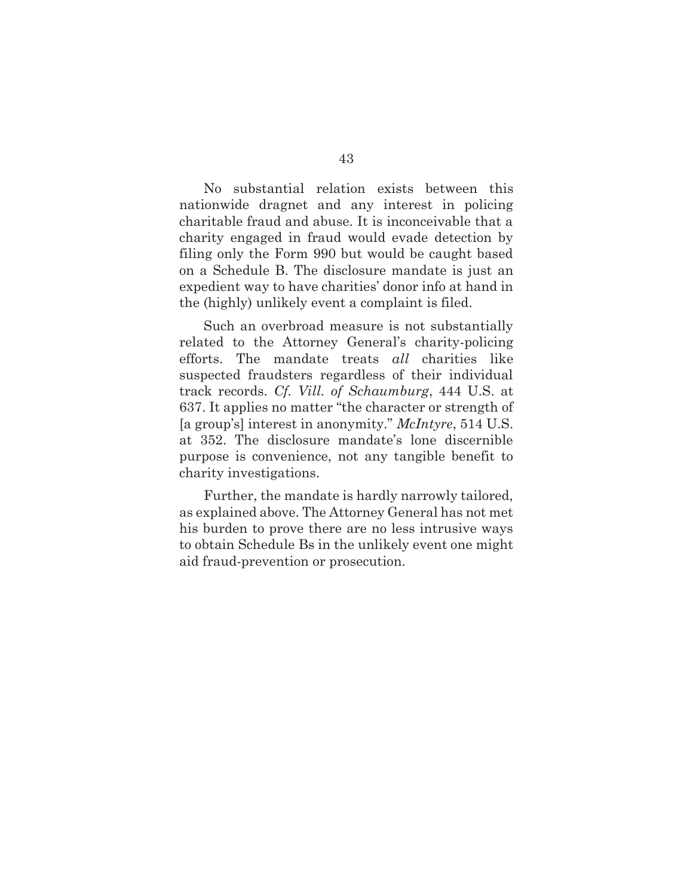No substantial relation exists between this nationwide dragnet and any interest in policing charitable fraud and abuse. It is inconceivable that a charity engaged in fraud would evade detection by filing only the Form 990 but would be caught based on a Schedule B. The disclosure mandate is just an expedient way to have charities' donor info at hand in the (highly) unlikely event a complaint is filed.

Such an overbroad measure is not substantially related to the Attorney General's charity-policing efforts. The mandate treats *all* charities like suspected fraudsters regardless of their individual track records. *Cf. Vill. of Schaumburg*, 444 U.S. at 637. It applies no matter "the character or strength of [a group's] interest in anonymity." *McIntyre*, 514 U.S. at 352. The disclosure mandate's lone discernible purpose is convenience, not any tangible benefit to charity investigations.

Further, the mandate is hardly narrowly tailored, as explained above. The Attorney General has not met his burden to prove there are no less intrusive ways to obtain Schedule Bs in the unlikely event one might aid fraud-prevention or prosecution.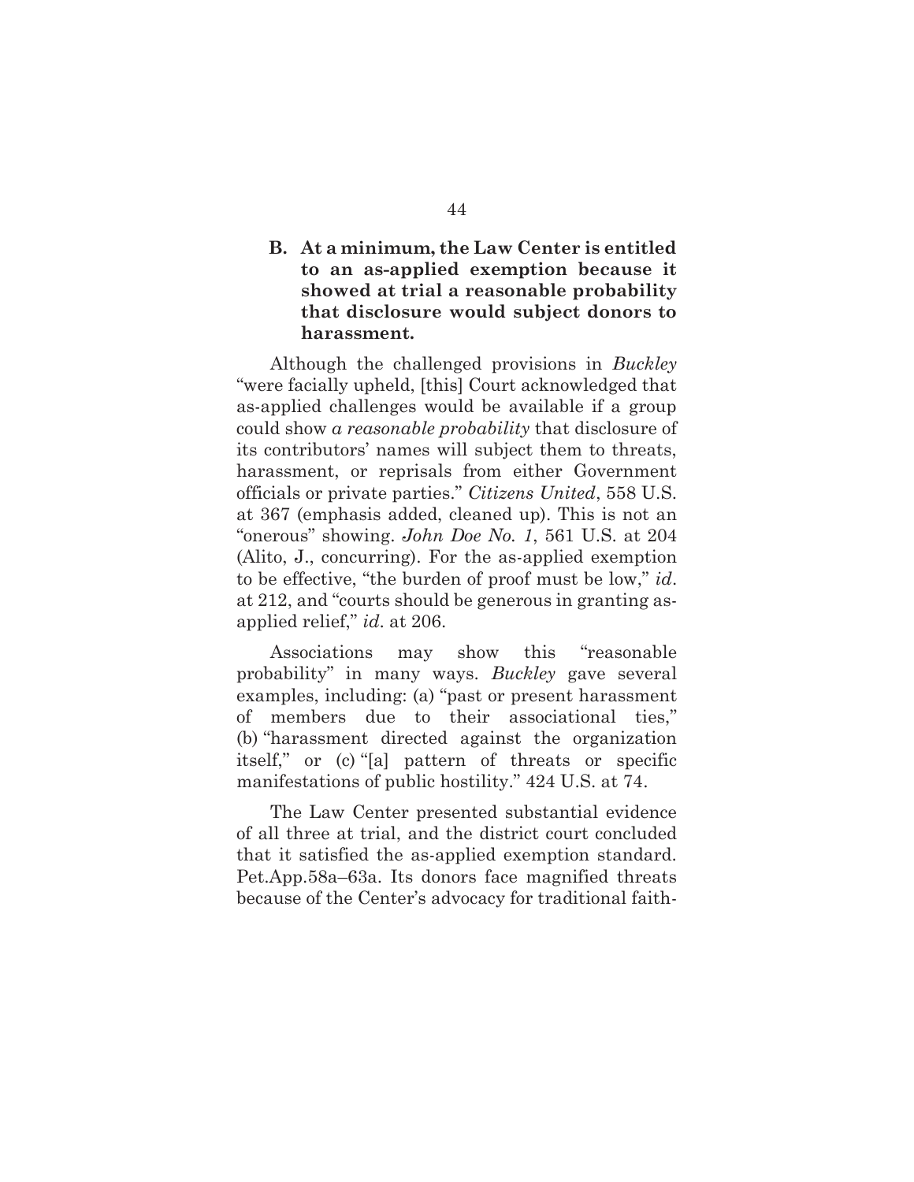### B. At a minimum, the Law Center is entitled to an as-applied exemption because it showed at trial a reasonable probability that disclosure would subject donors to harassment.

Although the challenged provisions in *Buckley* "were facially upheld, [this] Court acknowledged that as-applied challenges would be available if a group could show *a reasonable probability* that disclosure of its contributors' names will subject them to threats, harassment, or reprisals from either Government officials or private parties." *Citizens United*, 558 U.S. at 367 (emphasis added, cleaned up). This is not an "onerous" showing. *John Doe No. 1*, 561 U.S. at 204 (Alito, J., concurring). For the as-applied exemption to be effective, "the burden of proof must be low," *id*. at 212, and "courts should be generous in granting as-applied relief," *id*. at 206.

Associations may show this "reasonable probability" in many ways. *Buckley* gave several examples, including: (a) "past or present harassment of members due to their associational ties," (b) "harassment directed against the organization itself," or (c) "[a] pattern of threats or specific manifestations of public hostility." 424 U.S. at 74.

The Law Center presented substantial evidence of all three at trial, and the district court concluded that it satisfied the as-applied exemption standard. Pet.App.58a–63a. Its donors face magnified threats because of the Center's advocacy for traditional faith-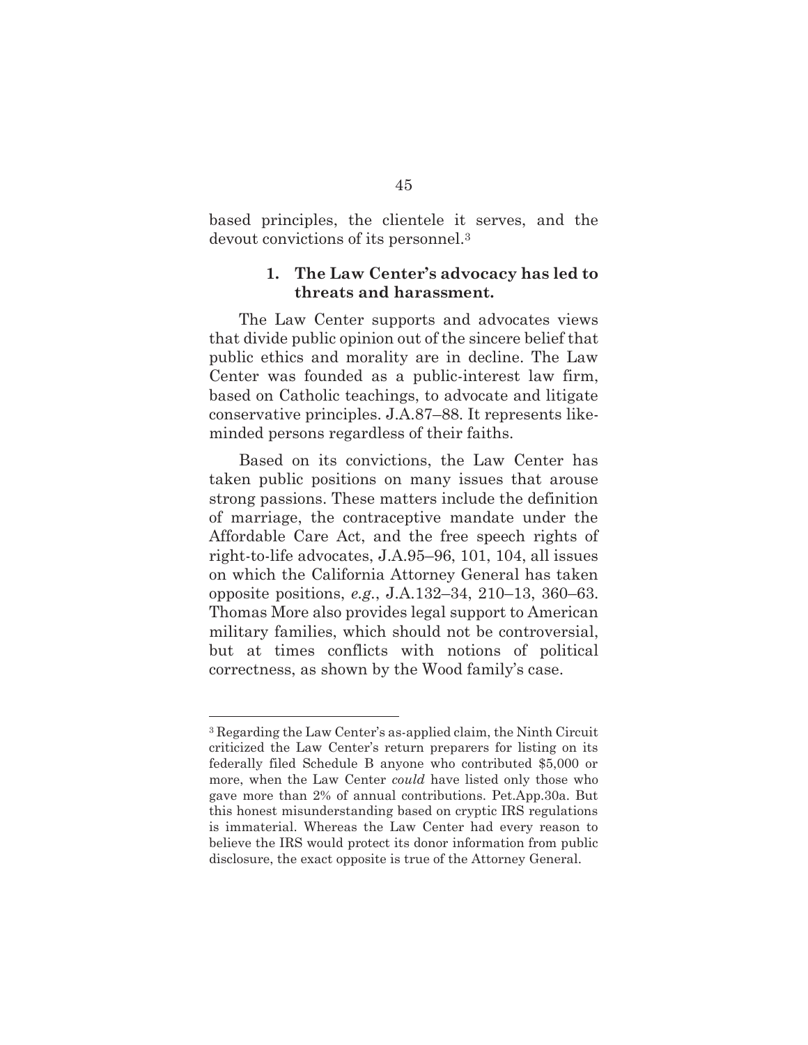based principles, the clientele it serves, and the devout convictions of its personnel.[3]

### 1. The Law Center's advocacy has led to threats and harassment.

The Law Center supports and advocates views that divide public opinion out of the sincere belief that public ethics and morality are in decline. The Law Center was founded as a public-interest law firm, based on Catholic teachings, to advocate and litigate conservative principles. J.A.87–88. It represents like-minded persons regardless of their faiths.

Based on its convictions, the Law Center has taken public positions on many issues that arouse strong passions. These matters include the definition of marriage, the contraceptive mandate under the Affordable Care Act, and the free speech rights of right-to-life advocates, J.A.95–96, 101, 104, all issues on which the California Attorney General has taken opposite positions, *e.g.*, J.A.132–34, 210–13, 360–63. Thomas More also provides legal support to American military families, which should not be controversial, but at times conflicts with notions of political correctness, as shown by the Wood family's case.

---

[3] Regarding the Law Center's as-applied claim, the Ninth Circuit criticized the Law Center's return preparers for listing on its federally filed Schedule B anyone who contributed $5,000 or more, when the Law Center *could* have listed only those who gave more than 2% of annual contributions. Pet.App.30a. But this honest misunderstanding based on cryptic IRS regulations is immaterial. Whereas the Law Center had every reason to believe the IRS would protect its donor information from public disclosure, the exact opposite is true of the Attorney General.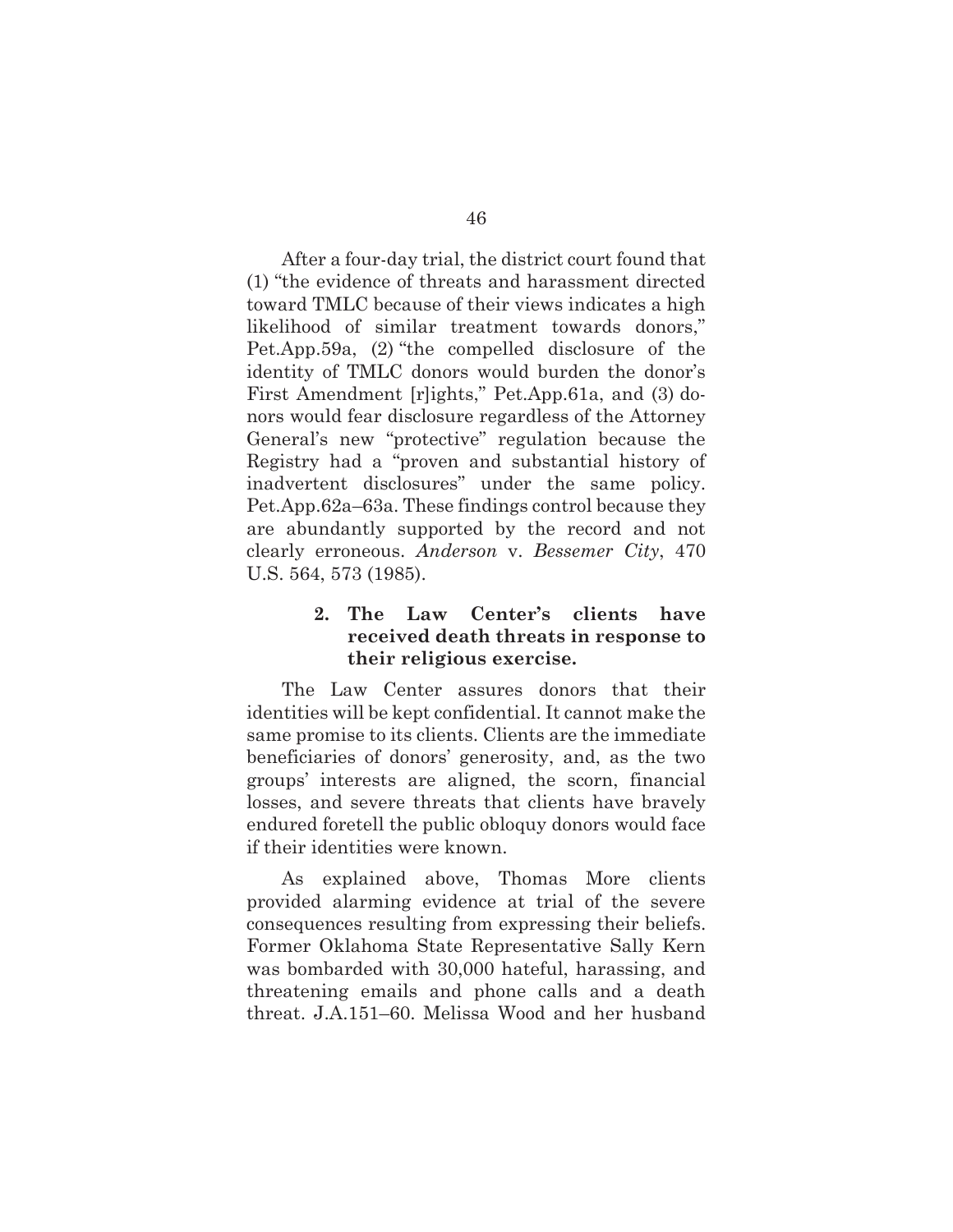After a four-day trial, the district court found that (1) "the evidence of threats and harassment directed toward TMLC because of their views indicates a high likelihood of similar treatment towards donors," Pet.App.59a, (2) "the compelled disclosure of the identity of TMLC donors would burden the donor's First Amendment [r]ights," Pet.App.61a, and (3) donors would fear disclosure regardless of the Attorney General's new "protective" regulation because the Registry had a "proven and substantial history of inadvertent disclosures" under the same policy. Pet.App.62a–63a. These findings control because they are abundantly supported by the record and not clearly erroneous. *Anderson* v. *Bessemer City*, 470 U.S. 564, 573 (1985).

#### 2. The Law Center's clients have received death threats in response to their religious exercise.

The Law Center assures donors that their identities will be kept confidential. It cannot make the same promise to its clients. Clients are the immediate beneficiaries of donors' generosity, and, as the two groups' interests are aligned, the scorn, financial losses, and severe threats that clients have bravely endured foretell the public obloquy donors would face if their identities were known.

As explained above, Thomas More clients provided alarming evidence at trial of the severe consequences resulting from expressing their beliefs. Former Oklahoma State Representative Sally Kern was bombarded with 30,000 hateful, harassing, and threatening emails and phone calls and a death threat. J.A.151–60. Melissa Wood and her husband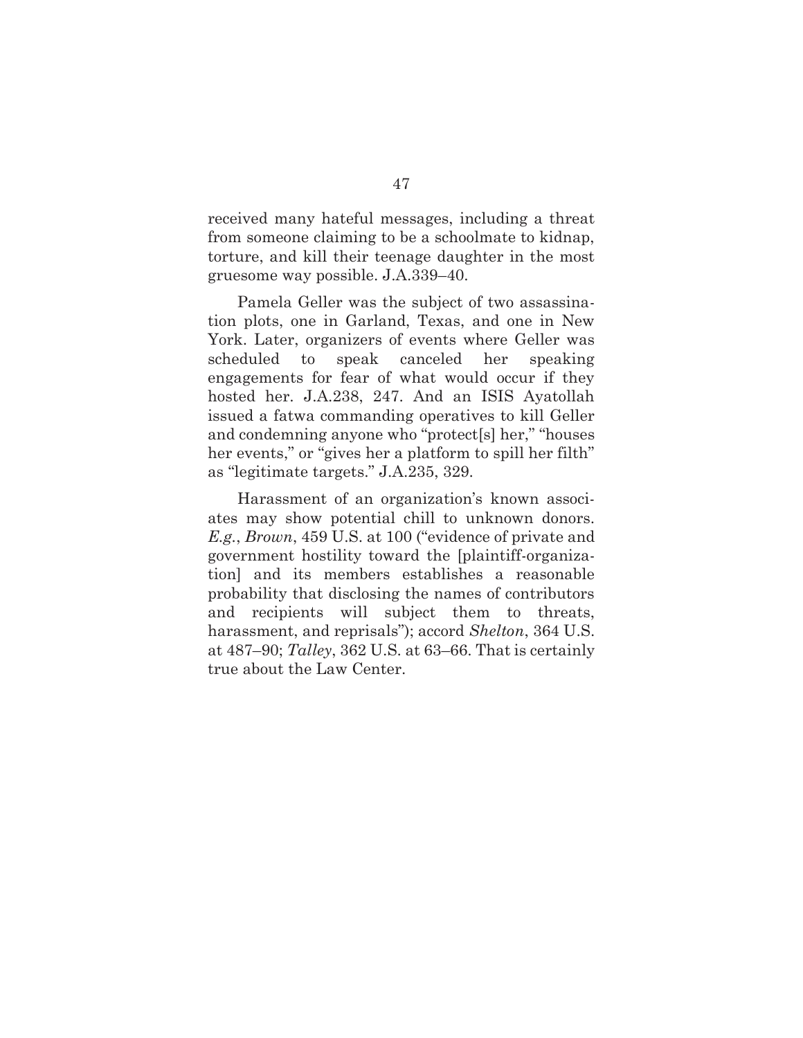received many hateful messages, including a threat from someone claiming to be a schoolmate to kidnap, torture, and kill their teenage daughter in the most gruesome way possible. J.A.339–40.

Pamela Geller was the subject of two assassination plots, one in Garland, Texas, and one in New York. Later, organizers of events where Geller was scheduled to speak canceled her speaking engagements for fear of what would occur if they hosted her. J.A.238, 247. And an ISIS Ayatollah issued a fatwa commanding operatives to kill Geller and condemning anyone who "protect[s] her," "houses her events," or "gives her a platform to spill her filth" as "legitimate targets." J.A.235, 329.

Harassment of an organization's known associates may show potential chill to unknown donors. *E.g.*, *Brown*, 459 U.S. at 100 ("evidence of private and government hostility toward the [plaintiff-organization] and its members establishes a reasonable probability that disclosing the names of contributors and recipients will subject them to threats, harassment, and reprisals"); accord *Shelton*, 364 U.S. at 487–90; *Talley*, 362 U.S. at 63–66. That is certainly true about the Law Center.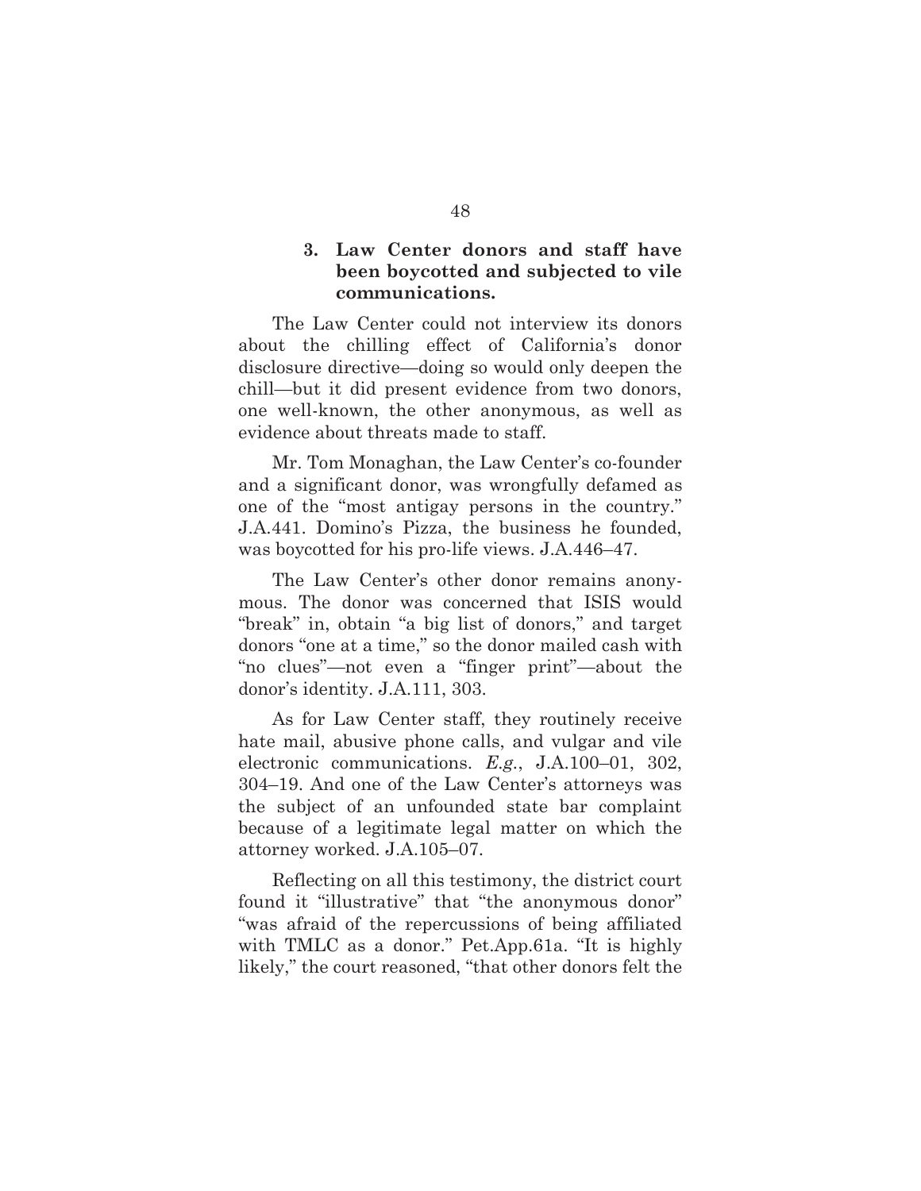### 3. Law Center donors and staff have been boycotted and subjected to vile communications.

The Law Center could not interview its donors about the chilling effect of California's donor disclosure directive—doing so would only deepen the chill—but it did present evidence from two donors, one well-known, the other anonymous, as well as evidence about threats made to staff.

Mr. Tom Monaghan, the Law Center's co-founder and a significant donor, was wrongfully defamed as one of the "most antigay persons in the country." J.A.441. Domino's Pizza, the business he founded, was boycotted for his pro-life views. J.A.446–47.

The Law Center's other donor remains anonymous. The donor was concerned that ISIS would "break" in, obtain "a big list of donors," and target donors "one at a time," so the donor mailed cash with "no clues"—not even a "finger print"—about the donor's identity. J.A.111, 303.

As for Law Center staff, they routinely receive hate mail, abusive phone calls, and vulgar and vile electronic communications. *E.g.*, J.A.100–01, 302, 304–19. And one of the Law Center's attorneys was the subject of an unfounded state bar complaint because of a legitimate legal matter on which the attorney worked. J.A.105–07.

Reflecting on all this testimony, the district court found it "illustrative" that "the anonymous donor" "was afraid of the repercussions of being affiliated with TMLC as a donor." Pet.App.61a. "It is highly likely," the court reasoned, "that other donors felt the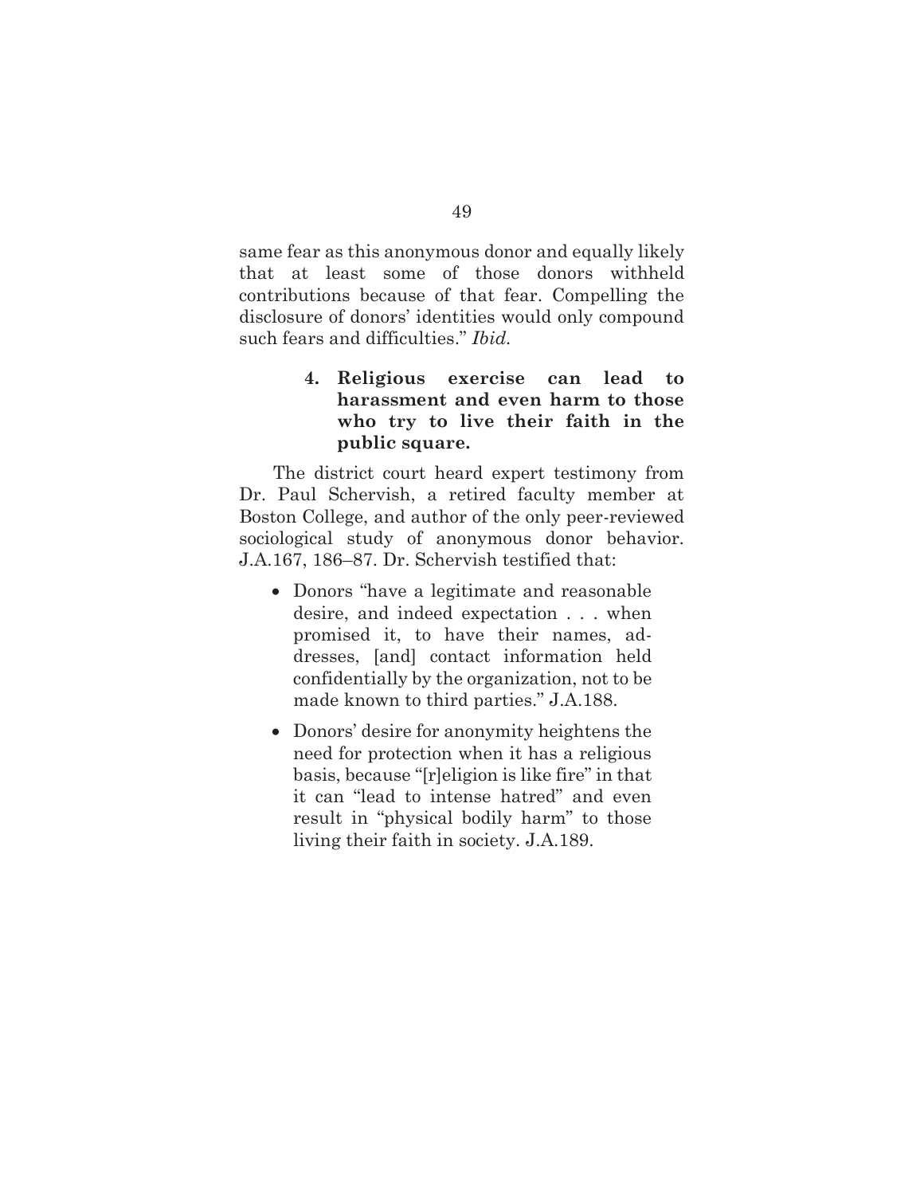same fear as this anonymous donor and equally likely that at least some of those donors withheld contributions because of that fear. Compelling the disclosure of donors' identities would only compound such fears and difficulties." *Ibid.*

#### 4. Religious exercise can lead to harassment and even harm to those who try to live their faith in the public square.

The district court heard expert testimony from Dr. Paul Schervish, a retired faculty member at Boston College, and author of the only peer-reviewed sociological study of anonymous donor behavior. J.A.167, 186–87. Dr. Schervish testified that:

- Donors "have a legitimate and reasonable desire, and indeed expectation . . . when promised it, to have their names, addresses, [and] contact information held confidentially by the organization, not to be made known to third parties." J.A.188.
- Donors' desire for anonymity heightens the need for protection when it has a religious basis, because "[r]eligion is like fire" in that it can "lead to intense hatred" and even result in "physical bodily harm" to those living their faith in society. J.A.189.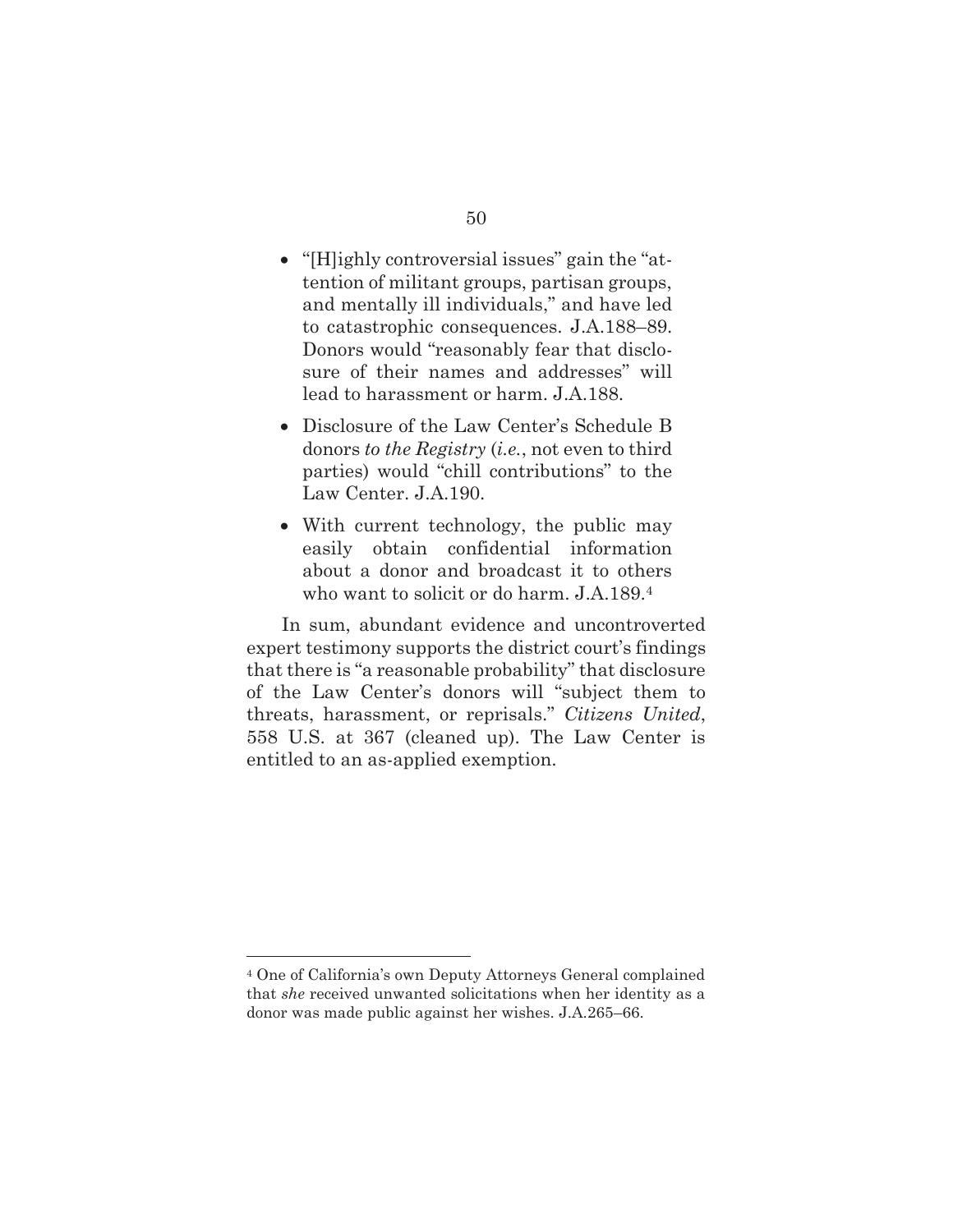- "[H]ighly controversial issues" gain the "attention of militant groups, partisan groups, and mentally ill individuals," and have led to catastrophic consequences. J.A.188–89. Donors would "reasonably fear that disclosure of their names and addresses" will lead to harassment or harm. J.A.188.
- Disclosure of the Law Center's Schedule B donors *to the Registry* (*i.e.*, not even to third parties) would "chill contributions" to the Law Center. J.A.190.
- With current technology, the public may easily obtain confidential information about a donor and broadcast it to others who want to solicit or do harm. J.A.189.[4]

In sum, abundant evidence and uncontroverted expert testimony supports the district court's findings that there is "a reasonable probability" that disclosure of the Law Center's donors will "subject them to threats, harassment, or reprisals." *Citizens United*, 558 U.S. at 367 (cleaned up). The Law Center is entitled to an as-applied exemption.

---

[4] One of California's own Deputy Attorneys General complained that *she* received unwanted solicitations when her identity as a donor was made public against her wishes. J.A.265–66.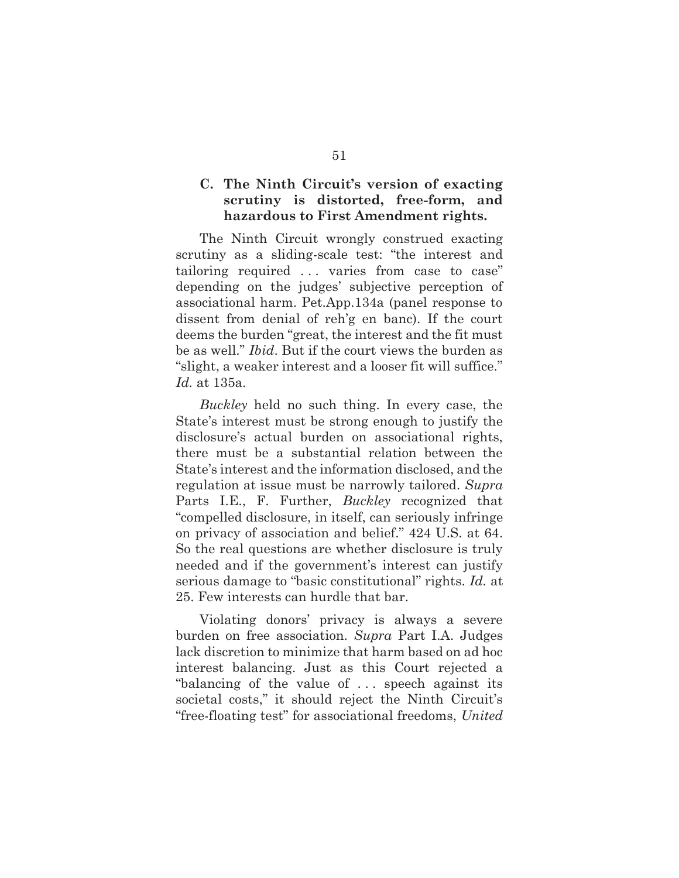### C. The Ninth Circuit's version of exacting scrutiny is distorted, free-form, and hazardous to First Amendment rights.

The Ninth Circuit wrongly construed exacting scrutiny as a sliding-scale test: "the interest and tailoring required . . . varies from case to case" depending on the judges' subjective perception of associational harm. Pet.App.134a (panel response to dissent from denial of reh'g en banc). If the court deems the burden "great, the interest and the fit must be as well." *Ibid*. But if the court views the burden as "slight, a weaker interest and a looser fit will suffice." *Id.* at 135a.

*Buckley* held no such thing. In every case, the State's interest must be strong enough to justify the disclosure's actual burden on associational rights, there must be a substantial relation between the State's interest and the information disclosed, and the regulation at issue must be narrowly tailored. *Supra* Parts I.E., F. Further, *Buckley* recognized that "compelled disclosure, in itself, can seriously infringe on privacy of association and belief." 424 U.S. at 64. So the real questions are whether disclosure is truly needed and if the government's interest can justify serious damage to "basic constitutional" rights. *Id.* at 25. Few interests can hurdle that bar.

Violating donors' privacy is always a severe burden on free association. *Supra* Part I.A. Judges lack discretion to minimize that harm based on ad hoc interest balancing. Just as this Court rejected a "balancing of the value of . . . speech against its societal costs," it should reject the Ninth Circuit's "free-floating test" for associational freedoms, *United*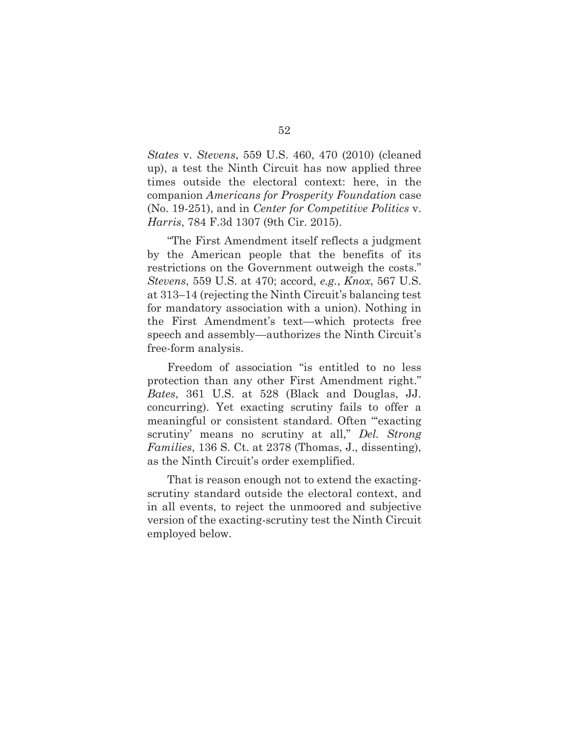*States* v. *Stevens*, 559 U.S. 460, 470 (2010) (cleaned up), a test the Ninth Circuit has now applied three times outside the electoral context: here, in the companion *Americans for Prosperity Foundation* case (No. 19-251), and in *Center for Competitive Politics* v. *Harris*, 784 F.3d 1307 (9th Cir. 2015).

"The First Amendment itself reflects a judgment by the American people that the benefits of its restrictions on the Government outweigh the costs." *Stevens*, 559 U.S. at 470; accord, *e.g.*, *Knox*, 567 U.S. at 313–14 (rejecting the Ninth Circuit's balancing test for mandatory association with a union). Nothing in the First Amendment's text—which protects free speech and assembly—authorizes the Ninth Circuit's free-form analysis.

Freedom of association "is entitled to no less protection than any other First Amendment right." *Bates*, 361 U.S. at 528 (Black and Douglas, JJ. concurring). Yet exacting scrutiny fails to offer a meaningful or consistent standard. Often "'exacting scrutiny' means no scrutiny at all," *Del. Strong Families*, 136 S. Ct. at 2378 (Thomas, J., dissenting), as the Ninth Circuit's order exemplified.

That is reason enough not to extend the exacting-scrutiny standard outside the electoral context, and in all events, to reject the unmoored and subjective version of the exacting-scrutiny test the Ninth Circuit employed below.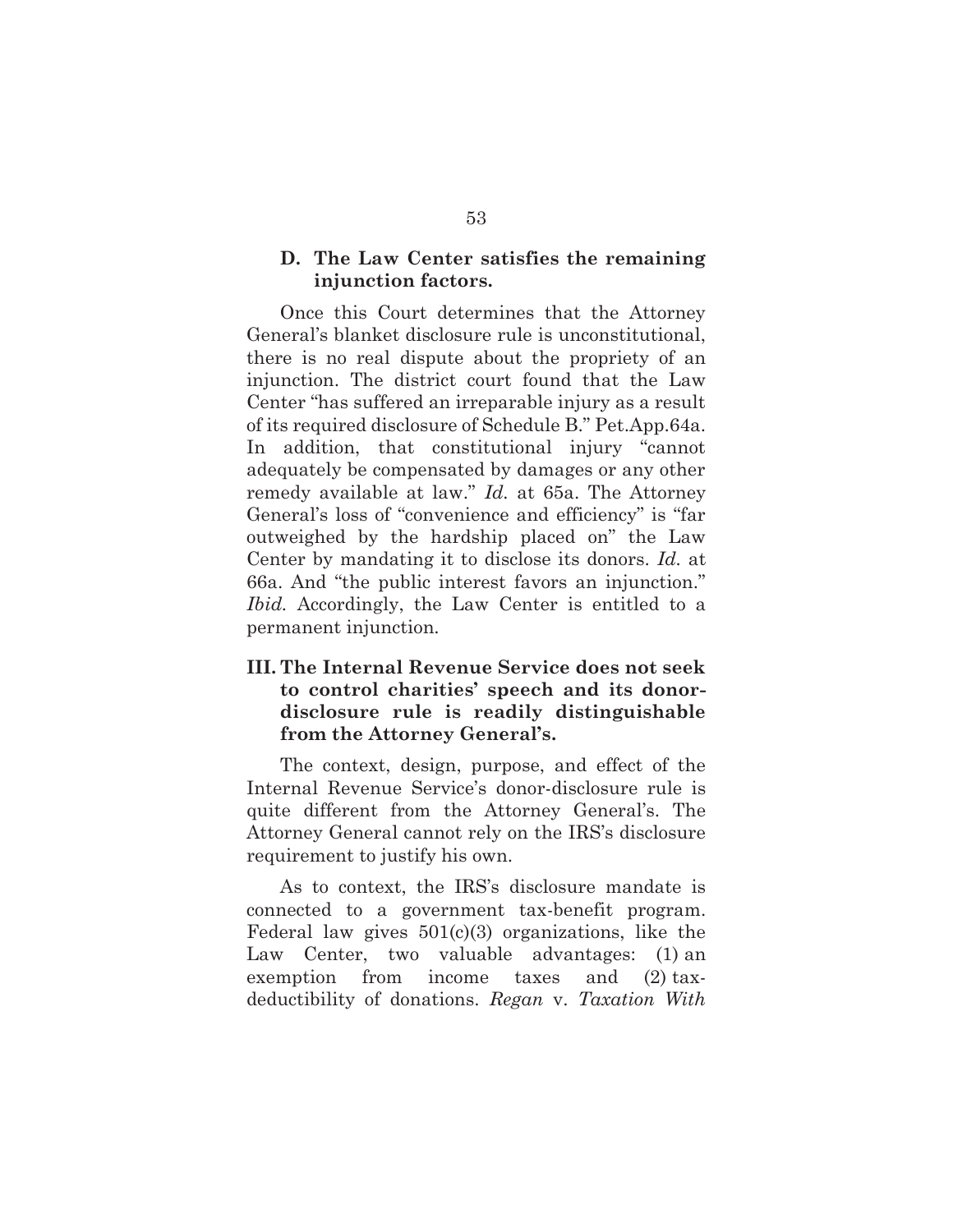### D. The Law Center satisfies the remaining injunction factors.

Once this Court determines that the Attorney General's blanket disclosure rule is unconstitutional, there is no real dispute about the propriety of an injunction. The district court found that the Law Center "has suffered an irreparable injury as a result of its required disclosure of Schedule B." Pet.App.64a. In addition, that constitutional injury "cannot adequately be compensated by damages or any other remedy available at law." *Id.* at 65a. The Attorney General's loss of "convenience and efficiency" is "far outweighed by the hardship placed on" the Law Center by mandating it to disclose its donors. *Id.* at 66a. And "the public interest favors an injunction." *Ibid.* Accordingly, the Law Center is entitled to a permanent injunction.

## III. The Internal Revenue Service does not seek to control charities' speech and its donor-disclosure rule is readily distinguishable from the Attorney General's.

The context, design, purpose, and effect of the Internal Revenue Service's donor-disclosure rule is quite different from the Attorney General's. The Attorney General cannot rely on the IRS's disclosure requirement to justify his own.

As to context, the IRS's disclosure mandate is connected to a government tax-benefit program. Federal law gives 501(c)(3) organizations, like the Law Center, two valuable advantages: (1) an exemption from income taxes and (2) tax-deductibility of donations. *Regan* v. *Taxation With*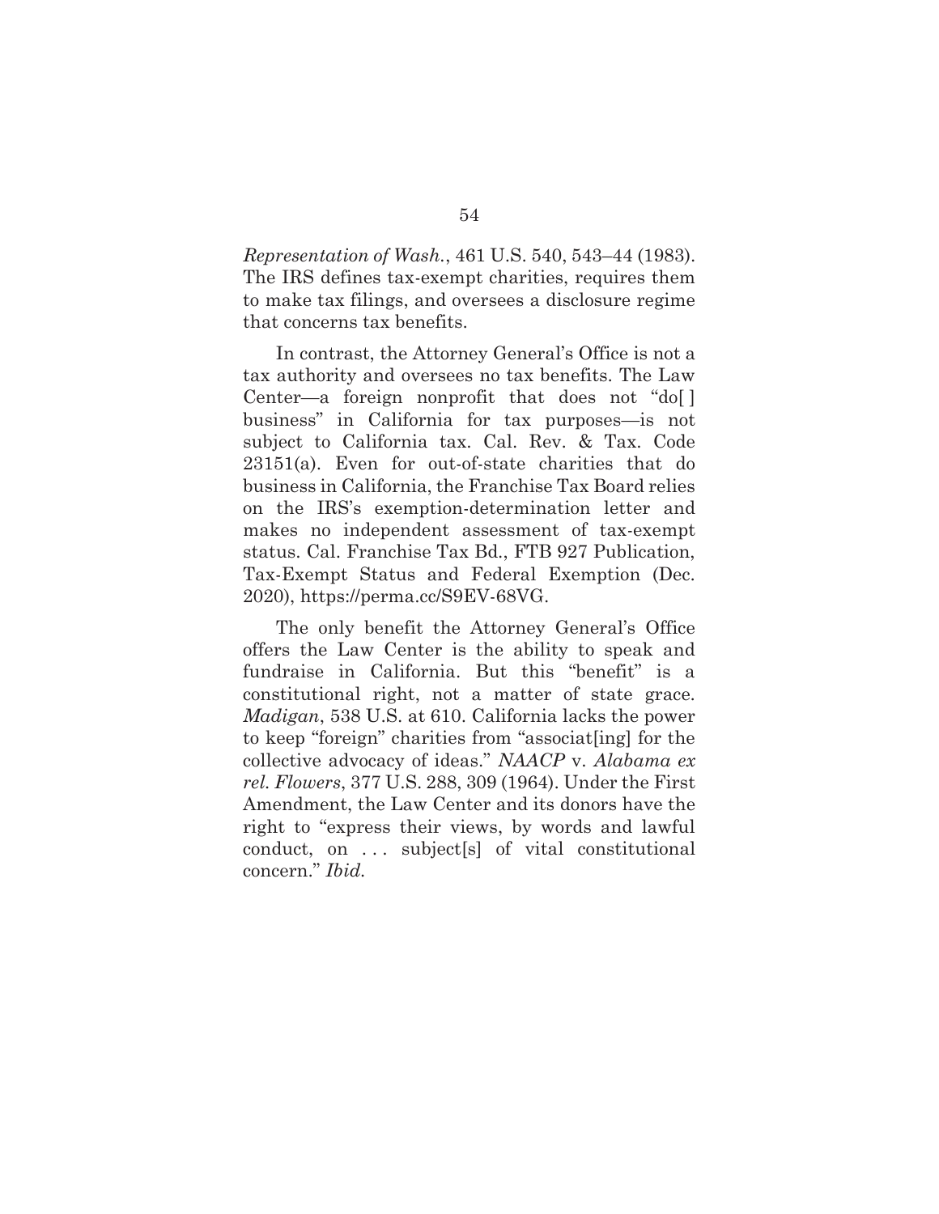*Representation of Wash.*, 461 U.S. 540, 543–44 (1983). The IRS defines tax-exempt charities, requires them to make tax filings, and oversees a disclosure regime that concerns tax benefits.

In contrast, the Attorney General's Office is not a tax authority and oversees no tax benefits. The Law Center—a foreign nonprofit that does not "do[ ] business" in California for tax purposes—is not subject to California tax. Cal. Rev. & Tax. Code 23151(a). Even for out-of-state charities that do business in California, the Franchise Tax Board relies on the IRS's exemption-determination letter and makes no independent assessment of tax-exempt status. Cal. Franchise Tax Bd., FTB 927 Publication, Tax-Exempt Status and Federal Exemption (Dec. 2020), https://perma.cc/S9EV-68VG.

The only benefit the Attorney General's Office offers the Law Center is the ability to speak and fundraise in California. But this "benefit" is a constitutional right, not a matter of state grace. *Madigan*, 538 U.S. at 610. California lacks the power to keep "foreign" charities from "associat[ing] for the collective advocacy of ideas." *NAACP* v. *Alabama ex rel. Flowers*, 377 U.S. 288, 309 (1964). Under the First Amendment, the Law Center and its donors have the right to "express their views, by words and lawful conduct, on . . . subject[s] of vital constitutional concern." *Ibid.*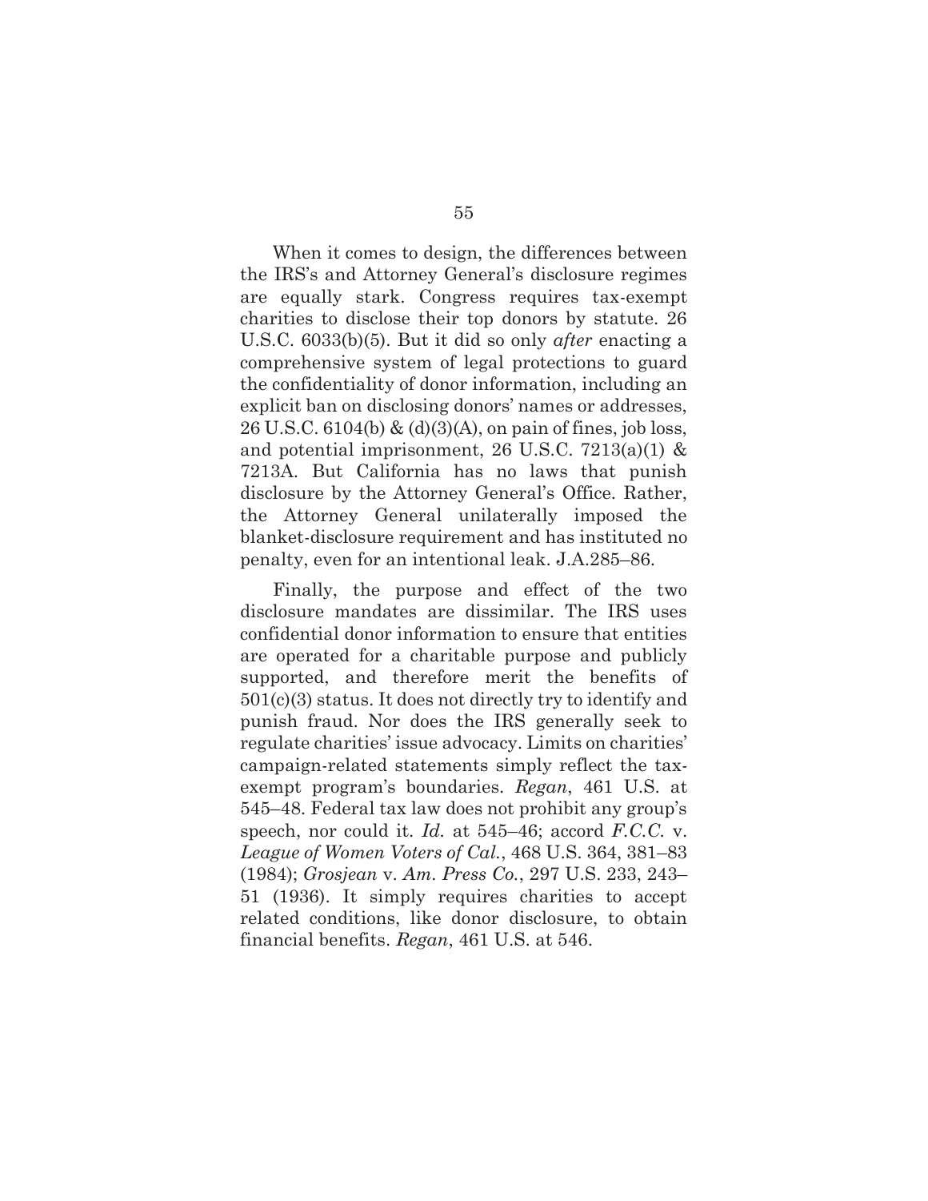When it comes to design, the differences between the IRS's and Attorney General's disclosure regimes are equally stark. Congress requires tax-exempt charities to disclose their top donors by statute. 26 U.S.C. 6033(b)(5). But it did so only *after* enacting a comprehensive system of legal protections to guard the confidentiality of donor information, including an explicit ban on disclosing donors' names or addresses, 26 U.S.C. 6104(b) & (d)(3)(A), on pain of fines, job loss, and potential imprisonment, 26 U.S.C. 7213(a)(1) & 7213A. But California has no laws that punish disclosure by the Attorney General's Office. Rather, the Attorney General unilaterally imposed the blanket-disclosure requirement and has instituted no penalty, even for an intentional leak. J.A.285–86.

Finally, the purpose and effect of the two disclosure mandates are dissimilar. The IRS uses confidential donor information to ensure that entities are operated for a charitable purpose and publicly supported, and therefore merit the benefits of 501(c)(3) status. It does not directly try to identify and punish fraud. Nor does the IRS generally seek to regulate charities' issue advocacy. Limits on charities' campaign-related statements simply reflect the tax-exempt program's boundaries. *Regan*, 461 U.S. at 545–48. Federal tax law does not prohibit any group's speech, nor could it. *Id.* at 545–46; accord *F.C.C.* v. *League of Women Voters of Cal.*, 468 U.S. 364, 381–83 (1984); *Grosjean* v. *Am. Press Co.*, 297 U.S. 233, 243–51 (1936). It simply requires charities to accept related conditions, like donor disclosure, to obtain financial benefits. *Regan*, 461 U.S. at 546.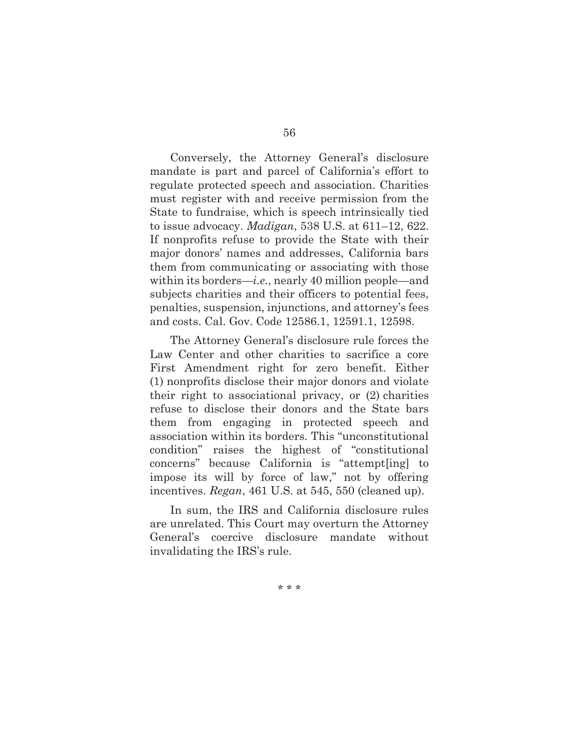Conversely, the Attorney General's disclosure mandate is part and parcel of California's effort to regulate protected speech and association. Charities must register with and receive permission from the State to fundraise, which is speech intrinsically tied to issue advocacy. *Madigan*, 538 U.S. at 611–12, 622. If nonprofits refuse to provide the State with their major donors' names and addresses, California bars them from communicating or associating with those within its borders—*i.e.*, nearly 40 million people—and subjects charities and their officers to potential fees, penalties, suspension, injunctions, and attorney's fees and costs. Cal. Gov. Code 12586.1, 12591.1, 12598.

The Attorney General's disclosure rule forces the Law Center and other charities to sacrifice a core First Amendment right for zero benefit. Either (1) nonprofits disclose their major donors and violate their right to associational privacy, or (2) charities refuse to disclose their donors and the State bars them from engaging in protected speech and association within its borders. This "unconstitutional condition" raises the highest of "constitutional concerns" because California is "attempt[ing] to impose its will by force of law," not by offering incentives. *Regan*, 461 U.S. at 545, 550 (cleaned up).

In sum, the IRS and California disclosure rules are unrelated. This Court may overturn the Attorney General's coercive disclosure mandate without invalidating the IRS's rule.

\* \* \*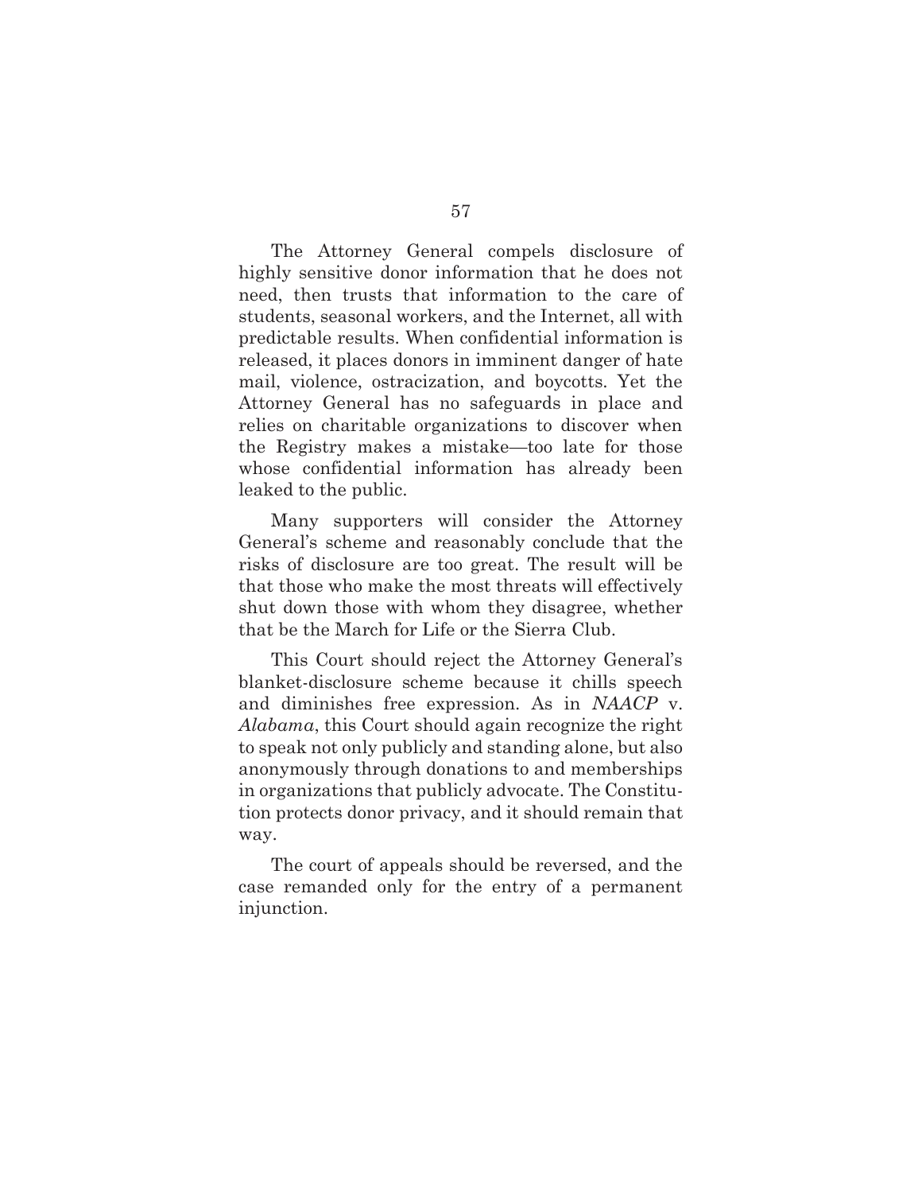The Attorney General compels disclosure of highly sensitive donor information that he does not need, then trusts that information to the care of students, seasonal workers, and the Internet, all with predictable results. When confidential information is released, it places donors in imminent danger of hate mail, violence, ostracization, and boycotts. Yet the Attorney General has no safeguards in place and relies on charitable organizations to discover when the Registry makes a mistake—too late for those whose confidential information has already been leaked to the public.

Many supporters will consider the Attorney General's scheme and reasonably conclude that the risks of disclosure are too great. The result will be that those who make the most threats will effectively shut down those with whom they disagree, whether that be the March for Life or the Sierra Club.

This Court should reject the Attorney General's blanket-disclosure scheme because it chills speech and diminishes free expression. As in *NAACP* v. *Alabama*, this Court should again recognize the right to speak not only publicly and standing alone, but also anonymously through donations to and memberships in organizations that publicly advocate. The Constitution protects donor privacy, and it should remain that way.

The court of appeals should be reversed, and the case remanded only for the entry of a permanent injunction.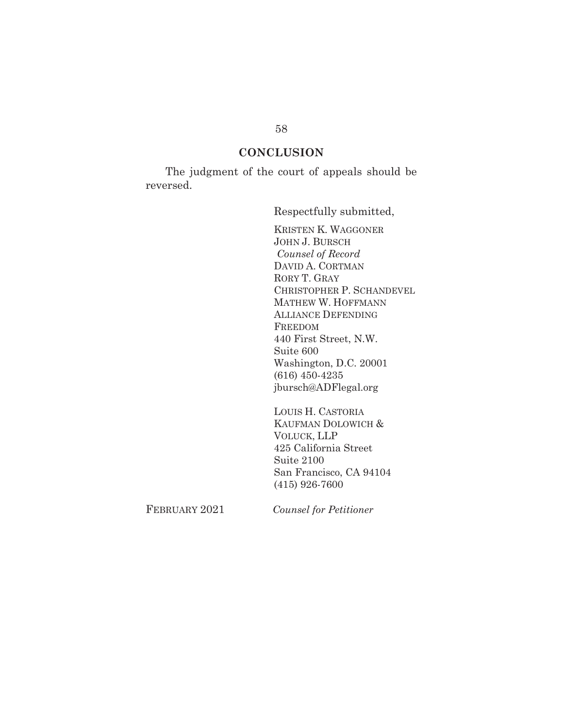## CONCLUSION

The judgment of the court of appeals should be reversed.

Respectfully submitted,

KRISTEN K. WAGGONER
JOHN J. BURSCH
*Counsel of Record*
DAVID A. CORTMAN
RORY T. GRAY
CHRISTOPHER P. SCHANDEVEL
MATHEW W. HOFFMANN
ALLIANCE DEFENDING FREEDOM
440 First Street, N.W.
Suite 600
Washington, D.C. 20001
(616) 450-4235
jbursch@ADFlegal.org

LOUIS H. CASTORIA
KAUFMAN DOLOWICH & VOLUCK, LLP
425 California Street
Suite 2100
San Francisco, CA 94104
(415) 926-7600

FEBRUARY 2021

*Counsel for Petitioner*